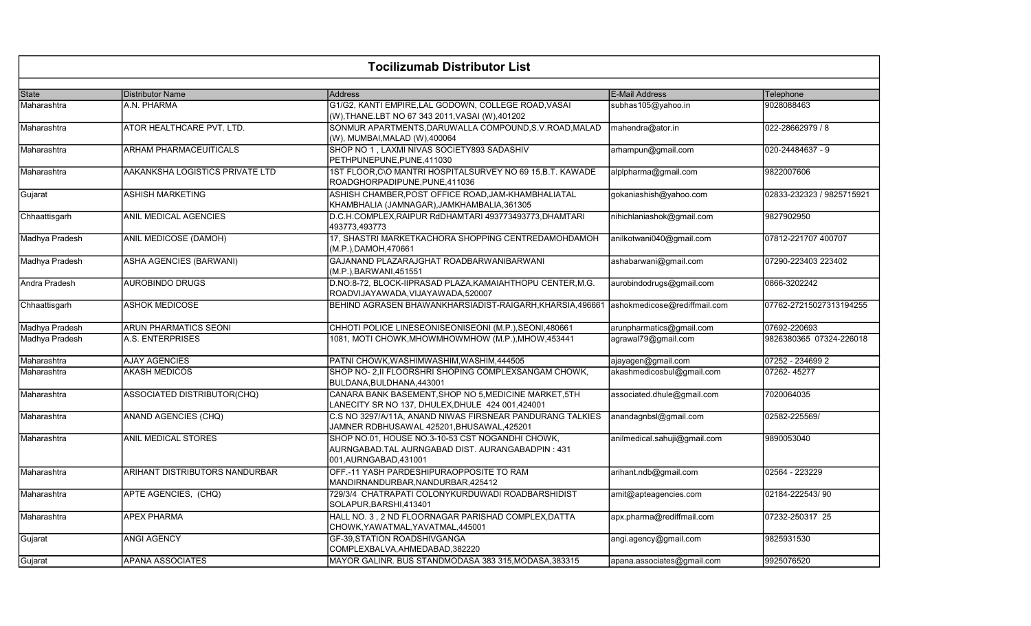# Tocilizumab Distributor List

| State | Distributor Name | Address | E-Mail Address | Telephone |
|---|---|---|---|---|
| Maharashtra | A.N. PHARMA | G1/G2, KANTI EMPIRE,LAL GODOWN, COLLEGE ROAD,VASAI (W),THANE.LBT NO 67 343 2011,VASAI (W),401202 | subhas105@yahoo.in | 9028088463 |
| Maharashtra | ATOR HEALTHCARE PVT. LTD. | SONMUR APARTMENTS,DARUWALLA COMPOUND,S.V.ROAD,MALAD (W), MUMBAI,MALAD (W),400064 | mahendra@ator.in | 022-28662979 / 8 |
| Maharashtra | ARHAM PHARMACEUITICALS | SHOP NO 1 , LAXMI NIVAS SOCIETY893 SADASHIV PETHPUNEPUNE,PUNE,411030 | arhampun@gmail.com | 020-24484637 - 9 |
| Maharashtra | AAKANKSHA LOGISTICS PRIVATE LTD | 1ST FLOOR,C\O MANTRI HOSPITALSURVEY NO 69 15.B.T. KAWADE ROADGHORPADIPUNE,PUNE,411036 | alplpharma@gmail.com | 9822007606 |
| Gujarat | ASHISH MARKETING | ASHISH CHAMBER,POST OFFICE ROAD,JAM-KHAMBHALIATAL KHAMBHALIA (JAMNAGAR),JAMKHAMBALIA,361305 | gokaniashish@yahoo.com | 02833-232323 / 9825715921 |
| Chhaattisgarh | ANIL MEDICAL AGENCIES | D.C.H.COMPLEX,RAIPUR RdDHAMTARI 493773493773,DHAMTARI 493773,493773 | nihichlaniashok@gmail.com | 9827902950 |
| Madhya Pradesh | ANIL MEDICOSE (DAMOH) | 17, SHASTRI MARKETKACHORA SHOPPING CENTREDAMOHDAMOH (M.P.),DAMOH,470661 | anilkotwani040@gmail.com | 07812-221707 400707 |
| Madhya Pradesh | ASHA AGENCIES (BARWANI) | GAJANAND PLAZARAJGHAT ROADBARWANIBARWANI (M.P.),BARWANI,451551 | ashabarwani@gmail.com | 07290-223403 223402 |
| Andra Pradesh | AUROBINDO DRUGS | D.NO:8-72, BLOCK-IIPRASAD PLAZA,KAMAIAHTHOPU CENTER,M.G. ROADVIJAYAWADA,VIJAYAWADA,520007 | aurobindodrugs@gmail.com | 0866-3202242 |
| Chhaattisgarh | ASHOK MEDICOSE | BEHIND AGRASEN BHAWANKHARSIADIST-RAIGARH,KHARSIA,496661 | ashokmedicose@rediffmail.com | 07762-27215027313194255 |
| Madhya Pradesh | ARUN PHARMATICS SEONI | CHHOTI POLICE LINESEONISEONISEONI (M.P.),SEONI,480661 | arunpharmatics@gmail.com | 07692-220693 |
| Madhya Pradesh | A.S. ENTERPRISES | 1081, MOTI CHOWK,MHOWMHOWMHOW (M.P.),MHOW,453441 | agrawal79@gmail.com | 9826380365 07324-226018 |
| Maharashtra | AJAY AGENCIES | PATNI CHOWK,WASHIMWASHIM,WASHIM,444505 | ajayagen@gmail.com | 07252 - 234699 2 |
| Maharashtra | AKASH MEDICOS | SHOP NO- 2,II FLOORSHRI SHOPING COMPLEXSANGAM CHOWK, BULDANA,BULDHANA,443001 | akashmedicosbul@gmail.com | 07262- 45277 |
| Maharashtra | ASSOCIATED DISTRIBUTOR(CHQ) | CANARA BANK BASEMENT,SHOP NO 5,MEDICINE MARKET,5TH LANECITY SR NO 137, DHULEX,DHULE 424 001,424001 | associated.dhule@gmail.com | 7020064035 |
| Maharashtra | ANAND AGENCIES (CHQ) | C.S NO 3297/A/11A, ANAND NIWAS FIRSNEAR PANDURANG TALKIES JAMNER RDBHUSAWAL 425201,BHUSAWAL,425201 | anandagnbsl@gmail.com | 02582-225569/ |
| Maharashtra | ANIL MEDICAL STORES | SHOP NO.01, HOUSE NO.3-10-53 CST NOGANDHI CHOWK, AURNGABAD.TAL AURNGABAD DIST. AURANGABADPIN : 431 001,AURNGABAD,431001 | anilmedical.sahuji@gmail.com | 9890053040 |
| Maharashtra | ARIHANT DISTRIBUTORS NANDURBAR | OFF.-11 YASH PARDESHIPURAOPPOSITE TO RAM MANDIRNANDURBAR,NANDURBAR,425412 | arihant.ndb@gmail.com | 02564 - 223229 |
| Maharashtra | APTE AGENCIES, (CHQ) | 729/3/4 CHATRAPATI COLONYKURDUWADI ROADBARSHIDIST SOLAPUR,BARSHI,413401 | amit@apteagencies.com | 02184-222543/ 90 |
| Maharashtra | APEX PHARMA | HALL NO. 3 , 2 ND FLOORNAGAR PARISHAD COMPLEX,DATTA CHOWK,YAWATMAL,YAVATMAL,445001 | apx.pharma@rediffmail.com | 07232-250317 25 |
| Gujarat | ANGI AGENCY | GF-39,STATION ROADSHIVGANGA COMPLEXBALVA,AHMEDABAD,382220 | angi.agency@gmail.com | 9825931530 |
| Gujarat | APANA ASSOCIATES | MAYOR GALINR. BUS STANDMODASA 383 315,MODASA,383315 | apana.associates@gmail.com | 9925076520 |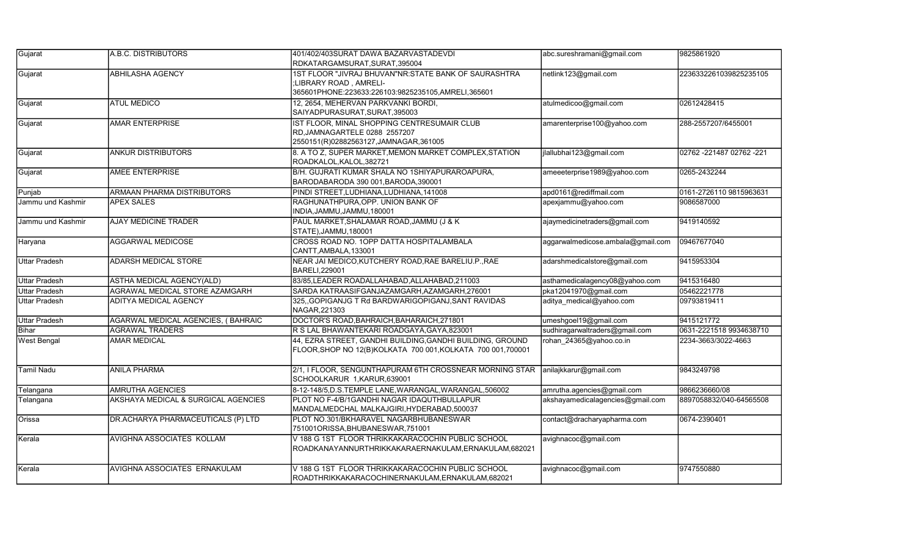| Gujarat | A.B.C. DISTRIBUTORS | 401/402/403SURAT DAWA BAZARVASTADEVDI RDKATARGAMSURAT,SURAT,395004 | abc.sureshramani@gmail.com | 9825861920 |
|---|---|---|---|---|
| Gujarat | ABHILASHA AGENCY | 1ST FLOOR "JIVRAJ BHUVAN"NR:STATE BANK OF SAURASHTRA ;LIBRARY ROAD , AMRELI-365601PHONE:223633:226103:9825235105,AMRELI,365601 | netlink123@gmail.com | 2236332261039825235105 |
| Gujarat | ATUL MEDICO | 12, 2654, MEHERVAN PARKVANKI BORDI, SAIYADPURASURAT,SURAT,395003 | atulmedicoo@gmail.com | 02612428415 |
| Gujarat | AMAR ENTERPRISE | IST FLOOR, MINAL SHOPPING CENTRESUMAIR CLUB RD,JAMNAGARTELE 0288 2557207 2550151(R)02882563127,JAMNAGAR,361005 | amarenterprise100@yahoo.com | 288-2557207/6455001 |
| Gujarat | ANKUR DISTRIBUTORS | 8. A TO Z, SUPER MARKET,MEMON MARKET COMPLEX,STATION ROADKALOL,KALOL,382721 | jlallubhai123@gmail.com | 02762 -221487 02762 -221 |
| Gujarat | AMEE ENTERPRISE | B/H. GUJRATI KUMAR SHALA NO 1SHIYAPURAROAPURA, BARODABARODA 390 001,BARODA,390001 | ameeeterprise1989@yahoo.com | 0265-2432244 |
| Punjab | ARMAAN PHARMA DISTRIBUTORS | PINDI STREET,LUDHIANA,LUDHIANA,141008 | apd0161@rediffmail.com | 0161-2726110 9815963631 |
| Jammu und Kashmir | APEX SALES | RAGHUNATHPURA,OPP. UNION BANK OF INDIA,JAMMU,JAMMU,180001 | apexjammu@yahoo.com | 9086587000 |
| Jammu und Kashmir | AJAY MEDICINE TRADER | PAUL MARKET,SHALAMAR ROAD,JAMMU (J & K STATE),JAMMU,180001 | ajaymedicinetraders@gmail.com | 9419140592 |
| Haryana | AGGARWAL MEDICOSE | CROSS ROAD NO. 1OPP DATTA HOSPITALAMBALA CANTT,AMBALA,133001 | aggarwalmedicose.ambala@gmail.com | 09467677040 |
| Uttar Pradesh | ADARSH MEDICAL STORE | NEAR JAI MEDICO,KUTCHERY ROAD,RAE BARELIU.P.,RAE BARELI,229001 | adarshmedicalstore@gmail.com | 9415953304 |
| Uttar Pradesh | ASTHA MEDICAL AGENCY(ALD) | 83/85,LEADER ROADALLAHABAD,ALLAHABAD,211003 | asthamedicalagency08@yahoo.com | 9415316480 |
| Uttar Pradesh | AGRAWAL MEDICAL STORE AZAMGARH | SARDA KATRAASIFGANJAZAMGARH,AZAMGARH,276001 | pka12041970@gmail.com | 05462221778 |
| Uttar Pradesh | ADITYA MEDICAL AGENCY | 325,,GOPIGANJG T Rd BARDWARIGOPIGANJ,SANT RAVIDAS NAGAR,221303 | aditya_medical@yahoo.com | 09793819411 |
| Uttar Pradesh | AGARWAL MEDICAL AGENCIES, ( BAHRAIC | DOCTOR'S ROAD,BAHRAICH,BAHARAICH,271801 | umeshgoel19@gmail.com | 9415121772 |
| Bihar | AGRAWAL TRADERS | R S LAL BHAWANTEKARI ROADGAYA,GAYA,823001 | sudhiragarwaltraders@gmail.com | 0631-2221518 9934638710 |
| West Bengal | AMAR MEDICAL | 44, EZRA STREET, GANDHI BUILDING,GANDHI BUILDING, GROUND FLOOR,SHOP NO 12(B)KOLKATA 700 001,KOLKATA 700 001,700001 | rohan_24365@yahoo.co.in | 2234-3663/3022-4663 |
| Tamil Nadu | ANILA PHARMA | 2/1, I FLOOR, SENGUNTHAPURAM 6TH CROSSNEAR MORNING STAR SCHOOLKARUR 1,KARUR,639001 | anilajkkarur@gmail.com | 9843249798 |
| Telangana | AMRUTHA AGENCIES | 8-12-148/5,D.S.TEMPLE LANE,WARANGAL,WARANGAL,506002 | amrutha.agencies@gmail.com | 9866236660/08 |
| Telangana | AKSHAYA MEDICAL & SURGICAL AGENCIES | PLOT NO F-4/B/1GANDHI NAGAR IDAQUTHBULLAPUR MANDALMEDCHAL MALKAJGIRI,HYDERABAD,500037 | akshayamedicalagencies@gmail.com | 8897058832/040-64565508 |
| Orissa | DR.ACHARYA PHARMACEUTICALS (P) LTD | PLOT NO.301/BKHARAVEL NAGARBHUBANESWAR 751001ORISSA,BHUBANESWAR,751001 | contact@dracharyapharma.com | 0674-2390401 |
| Kerala | AVIGHNA ASSOCIATES KOLLAM | V 188 G 1ST FLOOR THRIKKAKARACOCHIN PUBLIC SCHOOL ROADKANAYANNURTHRIKKAKARAERNAKULAM,ERNAKULAM,682021 | avighnacoc@gmail.com | |
| Kerala | AVIGHNA ASSOCIATES ERNAKULAM | V 188 G 1ST FLOOR THRIKKAKARACOCHIN PUBLIC SCHOOL ROADTHRIKKAKARACOCHINERNAKULAM,ERNAKULAM,682021 | avighnacoc@gmail.com | 9747550880 |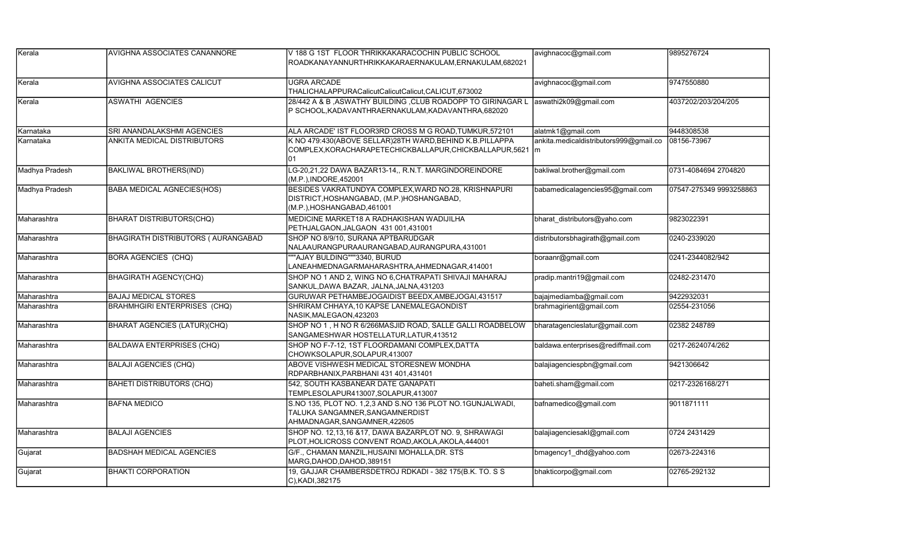| Kerala | AVIGHNA ASSOCIATES CANANNORE | V 188 G 1ST FLOOR THRIKKAKARACOCHIN PUBLIC SCHOOL ROADKANAYANNURTHRIKKAKARAERNAKULAM,ERNAKULAM,682021 | avighnacoc@gmail.com | 9895276724 |
|---|---|---|---|---|
| Kerala | AVIGHNA ASSOCIATES CALICUT | UGRA ARCADE THALICHALAPPURACalicutCalicutCalicut,CALICUT,673002 | avighnacoc@gmail.com | 9747550880 |
| Kerala | ASWATHI AGENCIES | 28/442 A & B ,ASWATHY BUILDING ,CLUB ROADOPP TO GIRINAGAR L P SCHOOL,KADAVANTHRAERNAKULAM,KADAVANTHRA,682020 | aswathi2k09@gmail.com | 4037202/203/204/205 |
| Karnataka | SRI ANANDALAKSHMI AGENCIES | ALA ARCADE' IST FLOOR3RD CROSS M G ROAD,TUMKUR,572101 | alatmk1@gmail.com | 9448308538 |
| Karnataka | ANKITA MEDICAL DISTRIBUTORS | K NO 479:430(ABOVE SELLAR)28TH WARD,BEHIND K.B.PILLAPPA COMPLEX,KORACHARAPETECHICKBALLAPUR,CHICKBALLAPUR,562101 | ankita.medicaldistributors999@gmail.com | 08156-73967 |
| Madhya Pradesh | BAKLIWAL BROTHERS(IND) | LG-20,21,22 DAWA BAZAR13-14,, R.N.T. MARGINDOREINDORE (M.P.),INDORE,452001 | bakliwal.brother@gmail.com | 0731-4084694 2704820 |
| Madhya Pradesh | BABA MEDICAL AGNECIES(HOS) | BESIDES VAKRATUNDYA COMPLEX,WARD NO.28, KRISHNAPURI DISTRICT,HOSHANGABAD, (M.P.)HOSHANGABAD, (M.P.),HOSHANGABAD,461001 | babamedicalagencies95@gmail.com | 07547-275349 9993258863 |
| Maharashtra | BHARAT DISTRIBUTORS(CHQ) | MEDICINE MARKET18 A RADHAKISHAN WADIJILHA PETHJALGAON,JALGAON 431 001,431001 | bharat_distributors@yaho.com | 9823022391 |
| Maharashtra | BHAGIRATH DISTRIBUTORS ( AURANGABAD | SHOP NO 8/9/10, SURANA APTBARUDGAR NALAAURANGPURAAURANGABAD,AURANGPURA,431001 | distributorsbhagirath@gmail.com | 0240-2339020 |
| Maharashtra | BORA AGENCIES (CHQ) | """AJAY BULDING"""3340, BURUD LANEAHMEDNAGARMAHARASHTRA,AHMEDNAGAR,414001 | boraanr@gmail.com | 0241-2344082/942 |
| Maharashtra | BHAGIRATH AGENCY(CHQ) | SHOP NO 1 AND 2, WING NO 6,CHATRAPATI SHIVAJI MAHARAJ SANKUL,DAWA BAZAR, JALNA,JALNA,431203 | pradip.mantri19@gmail.com | 02482-231470 |
| Maharashtra | BAJAJ MEDICAL STORES | GURUWAR PETHAMBEJOGAIDIST BEEDX,AMBEJOGAI,431517 | bajajmediamba@gmail.com | 9422932031 |
| Maharashtra | BRAHMHGIRI ENTERPRISES (CHQ) | SHRIRAM CHHAYA,10 KAPSE LANEMALEGAONDIST NASIK,MALEGAON,423203 | brahmagirient@gmail.com | 02554-231056 |
| Maharashtra | BHARAT AGENCIES (LATUR)(CHQ) | SHOP NO 1 , H NO R 6/266MASJID ROAD, SALLE GALLI ROADBELOW SANGAMESHWAR HOSTELLATUR,LATUR,413512 | bharatagencieslatur@gmail.com | 02382 248789 |
| Maharashtra | BALDAWA ENTERPRISES (CHQ) | SHOP NO F-7-12, 1ST FLOORDAMANI COMPLEX,DATTA CHOWKSOLAPUR,SOLAPUR,413007 | baldawa.enterprises@rediffmail.com | 0217-2624074/262 |
| Maharashtra | BALAJI AGENCIES (CHQ) | ABOVE VISHWESH MEDICAL STORESNEW MONDHA RDPARBHANIX,PARBHANI 431 401,431401 | balajiagenciespbn@gmail.com | 9421306642 |
| Maharashtra | BAHETI DISTRIBUTORS (CHQ) | 542, SOUTH KASBANEAR DATE GANAPATI TEMPLESOLAPUR413007,SOLAPUR,413007 | baheti.sham@gmail.com | 0217-2326168/271 |
| Maharashtra | BAFNA MEDICO | S.NO 135, PLOT NO. 1,2,3 AND S.NO 136 PLOT NO.1GUNJALWADI, TALUKA SANGAMNER,SANGAMNERDIST AHMADNAGAR,SANGAMNER,422605 | bafnamedico@gmail.com | 9011871111 |
| Maharashtra | BALAJI AGENCIES | SHOP NO. 12,13,16 &17, DAWA BAZARPLOT NO. 9, SHRAWAGI PLOT,HOLICROSS CONVENT ROAD,AKOLA,AKOLA,444001 | balajiagenciesakl@gmail.com | 0724 2431429 |
| Gujarat | BADSHAH MEDICAL AGENCIES | G/F., CHAMAN MANZIL,HUSAINI MOHALLA,DR. STS MARG,DAHOD,DAHOD,389151 | bmagency1_dhd@yahoo.com | 02673-224316 |
| Gujarat | BHAKTI CORPORATION | 19, GAJJAR CHAMBERSDETROJ RDKADI - 382 175(B.K. TO. S S C),KADI,382175 | bhakticorpo@gmail.com | 02765-292132 |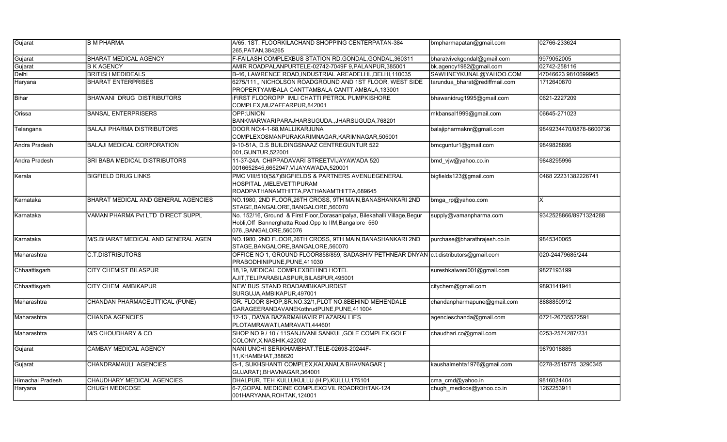| Gujarat | B M PHARMA | A/65, 1ST. FLOORKILACHAND SHOPPING CENTERPATAN-384 265,PATAN,384265 | bmpharmapatan@gmail.com | 02766-233624 |
|---|---|---|---|---|
| Gujarat | BHARAT MEDICAL AGENCY | F-FAILASH COMPLEXBUS STATION RD.GONDAL,GONDAL,360311 | bharatvivekgondal@gmail.com | 9979052005 |
| Gujarat | B K AGENCY | AMIR ROADPALANPURTELE-02742-7049F 9,PALANPUR,385001 | bk.agency1982@gmail.com | 02742-258116 |
| Delhi | BRITISH MEDIDEALS | B-46, LAWRENCE ROAD,INDUSTRIAL AREADELHI.,DELHI,110035 | SAWHNEYKUNAL@YAHOO.COM | 47046623 9810699965 |
| Haryana | BHARAT ENTERPRISES | 6275/111,, NICHOLSON ROADGROUND AND 1ST FLOOR, WEST SIDE PROPERTYAMBALA CANTTAMBALA CANTT,AMBALA,133001 | tarundua_bharat@rediffmail.com | 1712640870 |
| Bihar | BHAWANI DRUG DISTRIBUTORS | iFIRST FLOOROPP IMLI CHATTI PETROL PUMPKISHORE COMPLEX,MUZAFFARPUR,842001 | bhawanidrug1995@gmail.com | 0621-2227209 |
| Orissa | BANSAL ENTERPRISERS | OPP:UNION BANKMARWARIPARAJHARSUGUDA.,JHARSUGUDA,768201 | mkbansal1999@gmail.com | 06645-271023 |
| Telangana | BALAJI PHARMA DISTRIBUTORS | DOOR NO:4-1-68,MALLIKARJUNA COMPLEXOSMANPURAKARIMNAGAR,KARIMNAGAR,505001 | balajipharmaknr@gmail.com | 9849234470/0878-6600736 |
| Andra Pradesh | BALAJI MEDICAL CORPORATION | 9-10-51A, D.S BUILDINGSNAAZ CENTREGUNTUR 522 001,GUNTUR,522001 | bmcguntur1@gmail.com | 9849828896 |
| Andra Pradesh | SRI BABA MEDICAL DISTRIBUTORS | 11-37-24A, CHIPPADAVARI STREETVIJAYAWADA 520 0016652845,6652947,VIJAYAWADA,520001 | bmd_vjw@yahoo.co.in | 9848295996 |
| Kerala | BIGFIELD DRUG LINKS | PMC VIII/510(5&7)BIGFIELDS & PARTNERS AVENUEGENERAL HOSPITAL ,MELEVETTIPURAM ROADPATHANAMTHITTA,PATHANAMTHITTA,689645 | bigfields123@gmail.com | 0468 22231382226741 |
| Karnataka | BHARAT MEDICAL AND GENERAL AGENCIES | NO.1980, 2ND FLOOR,26TH CROSS, 9TH MAIN,BANASHANKARI 2ND STAGE,BANGALORE,BANGALORE,560070 | bmga_rp@yahoo.com | X |
| Karnataka | VAMAN PHARMA Pvt LTD DIRECT SUPPL | No. 152/16, Ground & First Floor,Dorasanipalya, Bilekahalli Village,Begur Hobli,Off Bannerghatta Road,Opp to IIM,Bangalore 560 076.,BANGALORE,560076 | supply@vamanpharma.com | 9342528866/8971324288 |
| Karnataka | M/S.BHARAT MEDICAL AND GENERAL AGEN | NO.1980, 2ND FLOOR,26TH CROSS, 9TH MAIN,BANASHANKARI 2ND STAGE,BANGALORE,BANGALORE,560070 | purchase@bharathrajesh.co.in | 9845340065 |
| Maharashtra | C.T.DISTRIBUTORS | OFFICE NO 1, GROUND FLOOR858/859, SADASHIV PETHNEAR DNYAN PRABODHINIPUNE,PUNE,411030 | c.t.distributors@gmail.com | 020-24479685/244 |
| Chhaattisgarh | CITY CHEMIST BILASPUR | 18,19, MEDICAL COMPLEXBEHIND HOTEL AJIT,TELIPARABILASPUR,BILASPUR,495001 | sureshkalwani001@gmail.com | 9827193199 |
| Chhaattisgarh | CITY CHEM AMBIKAPUR | NEW BUS STAND ROADAMBIKAPURDIST SURGUJA,AMBIKAPUR,497001 | citychem@gmail.com | 9893141941 |
| Maharashtra | CHANDAN PHARMACEUTTICAL (PUNE) | GR. FLOOR SHOP,SR.NO.32/1,PLOT NO.8BEHIND MEHENDALE GARAGEERANDAVANEKothrudPUNE,PUNE,411004 | chandanpharmapune@gmail.com | 8888850912 |
| Maharashtra | CHANDA AGENCIES | 12-13 , DAWA BAZARMAHAVIR PLAZARALLIES PLOTAMRAWATI,AMRAVATI,444601 | agencieschanda@gmail.com | 0721-26735522591 |
| Maharashtra | M/S CHOUDHARY & CO | SHOP NO 9 / 10 / 11SANJIVANI SANKUL,GOLE COMPLEX,GOLE COLONY,X,NASHIK,422002 | chaudhari.co@gmail.com | 0253-2574287/231 |
| Gujarat | CAMBAY MEDICAL AGENCY | NANI UNCHI SERIKHAMBHAT.TELE-02698-20244F-11,KHAMBHAT,388620 | | 9879018885 |
| Gujarat | CHANDRAMAULI AGENCIES | G-1, SUKHSHANTI COMPLEX,KALANALA.BHAVNAGAR ( GUJARAT),BHAVNAGAR,364001 | kaushalmehta1976@gmail.com | 0278-2515775 3290345 |
| Himachal Pradesh | CHAUDHARY MEDICAL AGENCIES | DHALPUR, TEH KULLUKULLU (H.P),KULLU,175101 | cma_cmd@yahoo.in | 9816024404 |
| Haryana | CHUGH MEDICOSE | 6-7,GOPAL MEDICINE COMPLEXCIVIL ROADROHTAK-124 001HARYANA,ROHTAK,124001 | chugh_medicos@yahoo.co.in | 1262253911 |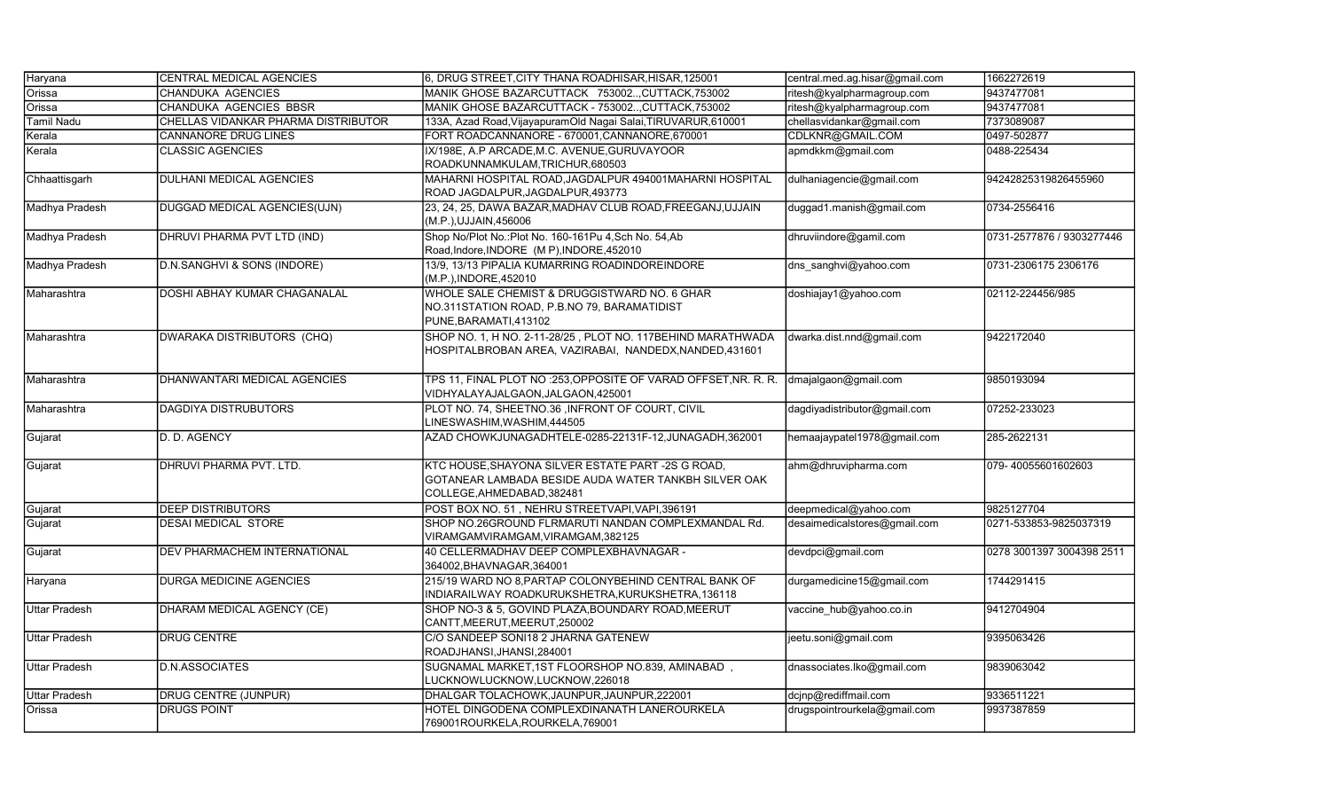| | | | | |
|---|---|---|---|---|
| Haryana | CENTRAL MEDICAL AGENCIES | 6, DRUG STREET,CITY THANA ROADHISAR,HISAR,125001 | central.med.ag.hisar@gmail.com | 1662272619 |
| Orissa | CHANDUKA AGENCIES | MANIK GHOSE BAZARCUTTACK 753002..,CUTTACK,753002 | ritesh@kyalpharmagroup.com | 9437477081 |
| Orissa | CHANDUKA AGENCIES BBSR | MANIK GHOSE BAZARCUTTACK - 753002..,CUTTACK,753002 | ritesh@kyalpharmagroup.com | 9437477081 |
| Tamil Nadu | CHELLAS VIDANKAR PHARMA DISTRIBUTOR | 133A, Azad Road,VijayapuramOld Nagai Salai,TIRUVARUR,610001 | chellasvidankar@gmail.com | 7373089087 |
| Kerala | CANNANORE DRUG LINES | FORT ROADCANNANORE - 670001,CANNANORE,670001 | CDLKNR@GMAIL.COM | 0497-502877 |
| Kerala | CLASSIC AGENCIES | IX/198E, A.P ARCADE,M.C. AVENUE,GURUVAYOOR ROADKUNNAMKULAM,TRICHUR,680503 | apmdkkm@gmail.com | 0488-225434 |
| Chhaattisgarh | DULHANI MEDICAL AGENCIES | MAHARNI HOSPITAL ROAD,JAGDALPUR 494001MAHARNI HOSPITAL ROAD JAGDALPUR,JAGDALPUR,493773 | dulhaniagencie@gmail.com | 94242825319826455960 |
| Madhya Pradesh | DUGGAD MEDICAL AGENCIES(UJN) | 23, 24, 25, DAWA BAZAR,MADHAV CLUB ROAD,FREEGANJ,UJJAIN (M.P.),UJJAIN,456006 | duggad1.manish@gmail.com | 0734-2556416 |
| Madhya Pradesh | DHRUVI PHARMA PVT LTD (IND) | Shop No/Plot No.:Plot No. 160-161Pu 4,Sch No. 54,Ab Road,Indore,INDORE (M P),INDORE,452010 | dhruviindore@gamil.com | 0731-2577876 / 9303277446 |
| Madhya Pradesh | D.N.SANGHVI & SONS (INDORE) | 13/9, 13/13 PIPALIA KUMARRING ROADINDOREINDORE (M.P.),INDORE,452010 | dns_sanghvi@yahoo.com | 0731-2306175 2306176 |
| Maharashtra | DOSHI ABHAY KUMAR CHAGANALAL | WHOLE SALE CHEMIST & DRUGGISTWARD NO. 6 GHAR NO.311STATION ROAD, P.B.NO 79, BARAMATIDIST PUNE,BARAMATI,413102 | doshiajay1@yahoo.com | 02112-224456/985 |
| Maharashtra | DWARAKA DISTRIBUTORS (CHQ) | SHOP NO. 1, H NO. 2-11-28/25 , PLOT NO. 117BEHIND MARATHWADA HOSPITALBROBAN AREA, VAZIRABAI, NANDEDX,NANDED,431601 | dwarka.dist.nnd@gmail.com | 9422172040 |
| Maharashtra | DHANWANTARI MEDICAL AGENCIES | TPS 11, FINAL PLOT NO :253,OPPOSITE OF VARAD OFFSET,NR. R. R. VIDHYALAYAJALGAON,JALGAON,425001 | dmajalgaon@gmail.com | 9850193094 |
| Maharashtra | DAGDIYA DISTRUBUTORS | PLOT NO. 74, SHEETNO.36 ,INFRONT OF COURT, CIVIL LINESWASHIM,WASHIM,444505 | dagdiyadistributor@gmail.com | 07252-233023 |
| Gujarat | D. D. AGENCY | AZAD CHOWKJUNAGADHTELE-0285-22131F-12,JUNAGADH,362001 | hemaajaypatel1978@gmail.com | 285-2622131 |
| Gujarat | DHRUVI PHARMA PVT. LTD. | KTC HOUSE,SHAYONA SILVER ESTATE PART -2S G ROAD, GOTANEAR LAMBADA BESIDE AUDA WATER TANKBH SILVER OAK COLLEGE,AHMEDABAD,382481 | ahm@dhruvipharma.com | 079- 40055601602603 |
| Gujarat | DEEP DISTRIBUTORS | POST BOX NO. 51 , NEHRU STREETVAPI,VAPI,396191 | deepmedical@yahoo.com | 9825127704 |
| Gujarat | DESAI MEDICAL STORE | SHOP NO.26GROUND FLRMARUTI NANDAN COMPLEXMANDAL Rd. VIRAMGAMVIRAMGAM,VIRAMGAM,382125 | desaimedicalstores@gmail.com | 0271-533853-9825037319 |
| Gujarat | DEV PHARMACHEM INTERNATIONAL | 40 CELLERMADHAV DEEP COMPLEXBHAVNAGAR - 364002,BHAVNAGAR,364001 | devdpci@gmail.com | 0278 3001397 3004398 2511 |
| Haryana | DURGA MEDICINE AGENCIES | 215/19 WARD NO 8,PARTAP COLONYBEHIND CENTRAL BANK OF INDIARAILWAY ROADKURUKSHETRA,KURUKSHETRA,136118 | durgamedicine15@gmail.com | 1744291415 |
| Uttar Pradesh | DHARAM MEDICAL AGENCY (CE) | SHOP NO-3 & 5, GOVIND PLAZA,BOUNDARY ROAD,MEERUT CANTT,MEERUT,MEERUT,250002 | vaccine_hub@yahoo.co.in | 9412704904 |
| Uttar Pradesh | DRUG CENTRE | C/O SANDEEP SONI18 2 JHARNA GATENEW ROADJHANSI,JHANSI,284001 | jeetu.soni@gmail.com | 9395063426 |
| Uttar Pradesh | D.N.ASSOCIATES | SUGNAMAL MARKET,1ST FLOORSHOP NO.839, AMINABAD , LUCKNOWLUCKNOW,LUCKNOW,226018 | dnassociates.lko@gmail.com | 9839063042 |
| Uttar Pradesh | DRUG CENTRE (JUNPUR) | DHALGAR TOLACHOWK,JAUNPUR,JAUNPUR,222001 | dcjnp@rediffmail.com | 9336511221 |
| Orissa | DRUGS POINT | HOTEL DINGODENA COMPLEXDINANATH LANEROURKELA 769001ROURKELA,ROURKELA,769001 | drugspointrourkela@gmail.com | 9937387859 |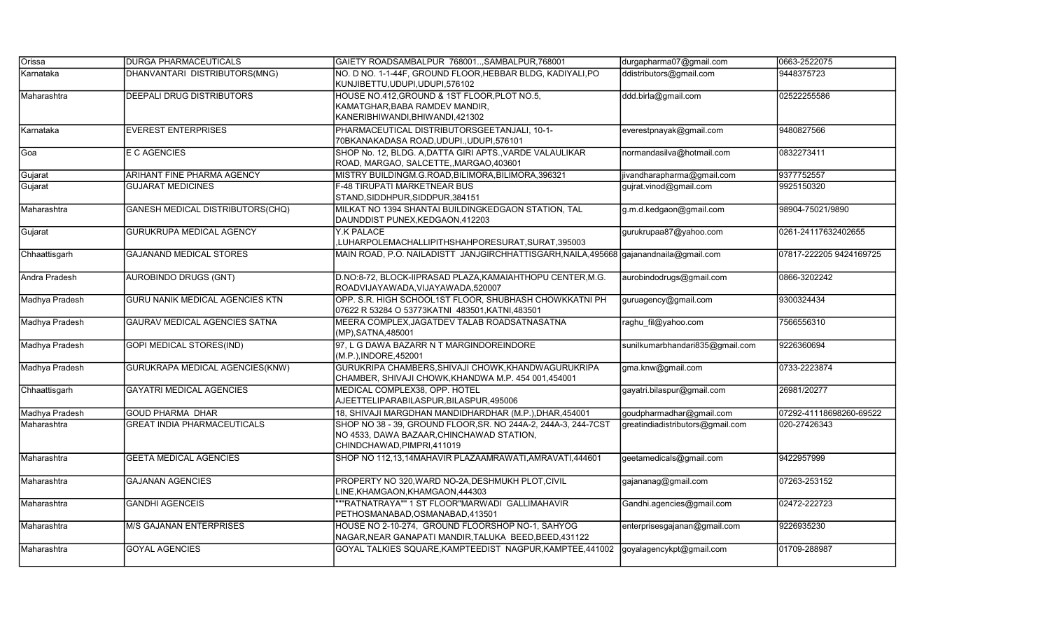| Orissa | DURGA PHARMACEUTICALS | GAIETY ROADSAMBALPUR 768001..,SAMBALPUR,768001 | durgapharma07@gmail.com | 0663-2522075 |
|---|---|---|---|---|
| Karnataka | DHANVANTARI DISTRIBUTORS(MNG) | NO. D NO. 1-1-44F, GROUND FLOOR,HEBBAR BLDG, KADIYALI,PO KUNJIBETTU,UDUPI,UDUPI,576102 | ddistributors@gmail.com | 9448375723 |
| Maharashtra | DEEPALI DRUG DISTRIBUTORS | HOUSE NO.412,GROUND & 1ST FLOOR,PLOT NO.5, KAMATGHAR,BABA RAMDEV MANDIR, KANERIBHIWANDI,BHIWANDI,421302 | ddd.birla@gmail.com | 02522255586 |
| Karnataka | EVEREST ENTERPRISES | PHARMACEUTICAL DISTRIBUTORSGEETANJALI, 10-1-70BKANAKADASA ROAD,UDUPI.,UDUPI,576101 | everestpnayak@gmail.com | 9480827566 |
| Goa | E C AGENCIES | SHOP No. 12, BLDG. A,DATTA GIRI APTS.,VARDE VALAULIKAR ROAD, MARGAO, SALCETTE,,MARGAO,403601 | normandasilva@hotmail.com | 0832273411 |
| Gujarat | ARIHANT FINE PHARMA AGENCY | MISTRY BUILDINGM.G.ROAD,BILIMORA,BILIMORA,396321 | jivandharapharma@gmail.com | 9377752557 |
| Gujarat | GUJARAT MEDICINES | F-48 TIRUPATI MARKETNEAR BUS STAND,SIDDHPUR,SIDDPUR,384151 | gujrat.vinod@gmail.com | 9925150320 |
| Maharashtra | GANESH MEDICAL DISTRIBUTORS(CHQ) | MILKAT NO 1394 SHANTAI BUILDINGKEDGAON STATION, TAL DAUNDDIST PUNEX,KEDGAON,412203 | g.m.d.kedgaon@gmail.com | 98904-75021/9890 |
| Gujarat | GURUKRUPA MEDICAL AGENCY | Y.K PALACE ,LUHARPOLEMACHALLIPITHSHAHPORESURAT,SURAT,395003 | gurukrupaa87@yahoo.com | 0261-24117632402655 |
| Chhaattisgarh | GAJANAND MEDICAL STORES | MAIN ROAD, P.O. NAILADISTT JANJGIRCHHATTISGARH,NAILA,495668 | gajanandnaila@gmail.com | 07817-222205 9424169725 |
| Andra Pradesh | AUROBINDO DRUGS (GNT) | D.NO:8-72, BLOCK-IIPRASAD PLAZA,KAMAIAHTHOPU CENTER,M.G. ROADVIJAYAWADA,VIJAYAWADA,520007 | aurobindodrugs@gmail.com | 0866-3202242 |
| Madhya Pradesh | GURU NANIK MEDICAL AGENCIES KTN | OPP. S.R. HIGH SCHOOL1ST FLOOR, SHUBHASH CHOWKKATNI PH 07622 R 53284 O 53773KATNI 483501,KATNI,483501 | guruagency@gmail.com | 9300324434 |
| Madhya Pradesh | GAURAV MEDICAL AGENCIES SATNA | MEERA COMPLEX,JAGATDEV TALAB ROADSATNASATNA (MP),SATNA,485001 | raghu_fil@yahoo.com | 7566556310 |
| Madhya Pradesh | GOPI MEDICAL STORES(IND) | 97, L G DAWA BAZARR N T MARGINDOREINDORE (M.P.),INDORE,452001 | sunilkumarbhandari835@gmail.com | 9226360694 |
| Madhya Pradesh | GURUKRAPA MEDICAL AGENCIES(KNW) | GURUKRIPA CHAMBERS,SHIVAJI CHOWK,KHANDWAGURUKRIPA CHAMBER, SHIVAJI CHOWK,KHANDWA M.P. 454 001,454001 | gma.knw@gmail.com | 0733-2223874 |
| Chhaattisgarh | GAYATRI MEDICAL AGENCIES | MEDICAL COMPLEX38, OPP. HOTEL AJEETTELIPARABILASPUR,BILASPUR,495006 | gayatri.bilaspur@gmail.com | 26981/20277 |
| Madhya Pradesh | GOUD PHARMA DHAR | 18, SHIVAJI MARGDHAN MANDIDHARDHAR (M.P.),DHAR,454001 | goudpharmadhar@gmail.com | 07292-41118698260-69522 |
| Maharashtra | GREAT INDIA PHARMACEUTICALS | SHOP NO 38 - 39, GROUND FLOOR,SR. NO 244A-2, 244A-3, 244-7CST NO 4533, DAWA BAZAAR,CHINCHAWAD STATION, CHINDCHAWAD,PIMPRI,411019 | greatindiadistributors@gmail.com | 020-27426343 |
| Maharashtra | GEETA MEDICAL AGENCIES | SHOP NO 112,13,14MAHAVIR PLAZAAMRAWATI,AMRAVATI,444601 | geetamedicals@gmail.com | 9422957999 |
| Maharashtra | GAJANAN AGENCIES | PROPERTY NO 320,WARD NO-2A,DESHMUKH PLOT,CIVIL LINE,KHAMGAON,KHAMGAON,444303 | gajananag@gmail.com | 07263-253152 |
| Maharashtra | GANDHI AGENCEIS | """RATNATRAYA"" 1 ST FLOOR"MARWADI GALLIMAHAVIR PETHOSMANABAD,OSMANABAD,413501 | Gandhi.agencies@gmail.com | 02472-222723 |
| Maharashtra | M/S GAJANAN ENTERPRISES | HOUSE NO 2-10-274, GROUND FLOORSHOP NO-1, SAHYOG NAGAR,NEAR GANAPATI MANDIR,TALUKA BEED,BEED,431122 | enterprisesgajanan@gmail.com | 9226935230 |
| Maharashtra | GOYAL AGENCIES | GOYAL TALKIES SQUARE,KAMPTEEDIST NAGPUR,KAMPTEE,441002 | goyalagencykpt@gmail.com | 01709-288987 |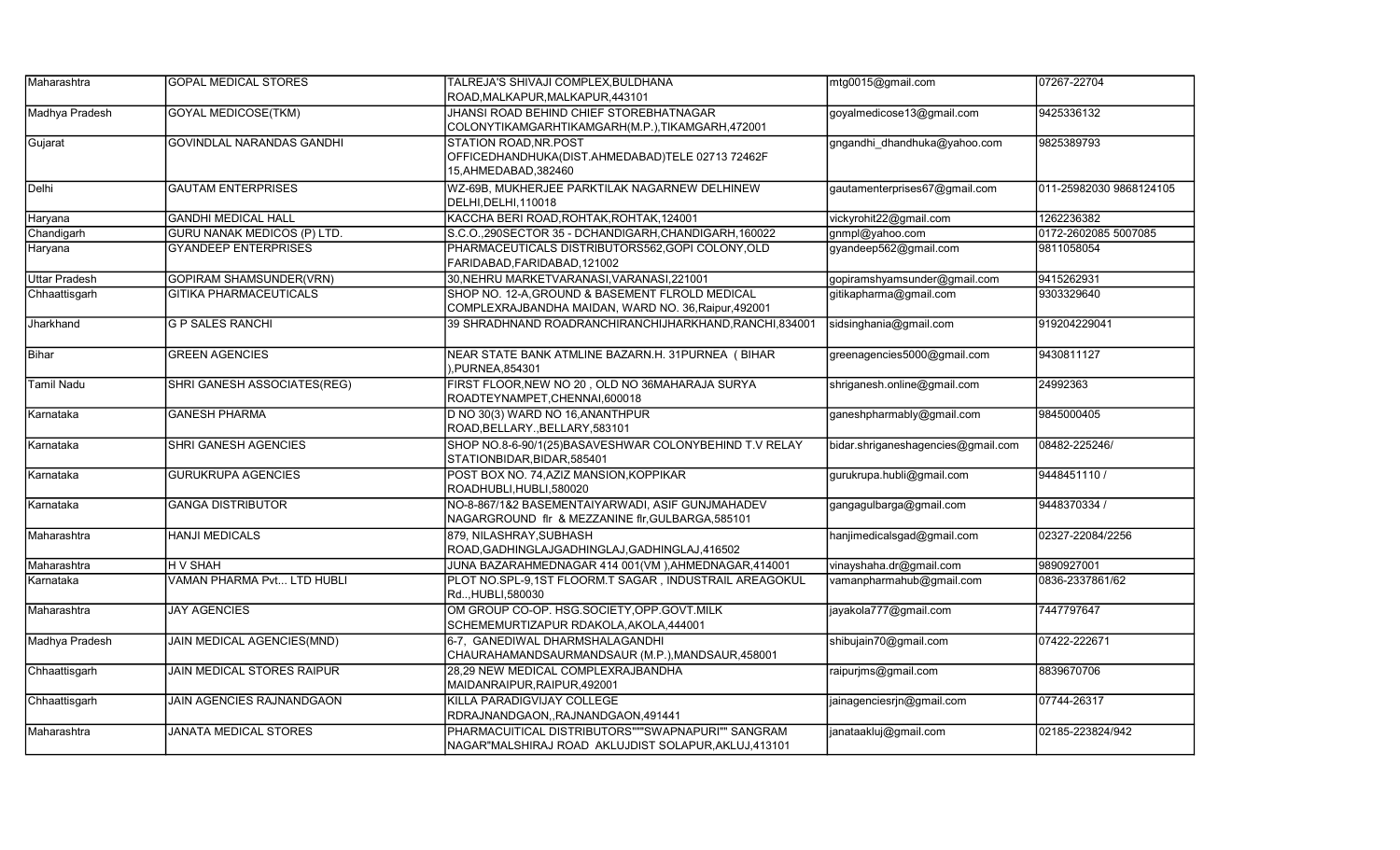| Maharashtra | GOPAL MEDICAL STORES | TALREJA'S SHIVAJI COMPLEX,BULDHANA ROAD,MALKAPUR,MALKAPUR,443101 | mtg0015@gmail.com | 07267-22704 |
|---|---|---|---|---|
| Madhya Pradesh | GOYAL MEDICOSE(TKM) | JHANSI ROAD BEHIND CHIEF STOREBHATNAGAR COLONYTIKAMGARHTIKAMGARH(M.P.),TIKAMGARH,472001 | goyalmedicose13@gmail.com | 9425336132 |
| Gujarat | GOVINDLAL NARANDAS GANDHI | STATION ROAD,NR.POST OFFICEDHANDHUKA(DIST.AHMEDABAD)TELE 02713 72462F 15,AHMEDABAD,382460 | gngandhi_dhandhuka@yahoo.com | 9825389793 |
| Delhi | GAUTAM ENTERPRISES | WZ-69B, MUKHERJEE PARKTILAK NAGARNEW DELHINEW DELHI,DELHI,110018 | gautamenterprises67@gmail.com | 011-25982030 9868124105 |
| Haryana | GANDHI MEDICAL HALL | KACCHA BERI ROAD,ROHTAK,ROHTAK,124001 | vickyrohit22@gmail.com | 1262236382 |
| Chandigarh | GURU NANAK MEDICOS (P) LTD. | S.C.O.,290SECTOR 35 - DCHANDIGARH,CHANDIGARH,160022 | gnmpl@yahoo.com | 0172-2602085 5007085 |
| Haryana | GYANDEEP ENTERPRISES | PHARMACEUTICALS DISTRIBUTORS562,GOPI COLONY,OLD FARIDABAD,FARIDABAD,121002 | gyandeep562@gmail.com | 9811058054 |
| Uttar Pradesh | GOPIRAM SHAMSUNDER(VRN) | 30,NEHRU MARKETVARANASI,VARANASI,221001 | gopiramshyamsunder@gmail.com | 9415262931 |
| Chhaattisgarh | GITIKA PHARMACEUTICALS | SHOP NO. 12-A,GROUND & BASEMENT FLROLD MEDICAL COMPLEXRAJBANDHA MAIDAN, WARD NO. 36,Raipur,492001 | gitikapharma@gmail.com | 9303329640 |
| Jharkhand | G P SALES RANCHI | 39 SHRADHNAND ROADRANCHIRANCHIJHARKHAND,RANCHI,834001 | sidsinghania@gmail.com | 919204229041 |
| Bihar | GREEN AGENCIES | NEAR STATE BANK ATMLINE BAZARN.H. 31PURNEA ( BIHAR ),PURNEA,854301 | greenagencies5000@gmail.com | 9430811127 |
| Tamil Nadu | SHRI GANESH ASSOCIATES(REG) | FIRST FLOOR,NEW NO 20 , OLD NO 36MAHARAJA SURYA ROADTEYNAMPET,CHENNAI,600018 | shriganesh.online@gmail.com | 24992363 |
| Karnataka | GANESH PHARMA | D NO 30(3) WARD NO 16,ANANTHPUR ROAD,BELLARY.,BELLARY,583101 | ganeshpharmably@gmail.com | 9845000405 |
| Karnataka | SHRI GANESH AGENCIES | SHOP NO.8-6-90/1(25)BASAVESHWAR COLONYBEHIND T.V RELAY STATIONBIDAR,BIDAR,585401 | bidar.shriganeshagencies@gmail.com | 08482-225246/ |
| Karnataka | GURUKRUPA AGENCIES | POST BOX NO. 74,AZIZ MANSION,KOPPIKAR ROADHUBLI,HUBLI,580020 | gurukrupa.hubli@gmail.com | 9448451110 / |
| Karnataka | GANGA DISTRIBUTOR | NO-8-867/1&2 BASEMENTAIYARWADI, ASIF GUNJMAHADEV NAGARGROUND flr & MEZZANINE flr,GULBARGA,585101 | gangagulbarga@gmail.com | 9448370334 / |
| Maharashtra | HANJI MEDICALS | 879, NILASHRAY,SUBHASH ROAD,GADHINGLAJGADHINGLAJ,GADHINGLAJ,416502 | hanjimedicalsgad@gmail.com | 02327-22084/2256 |
| Maharashtra | H V SHAH | JUNA BAZARAHMEDNAGAR 414 001(VM ),AHMEDNAGAR,414001 | vinayshaha.dr@gmail.com | 9890927001 |
| Karnataka | VAMAN PHARMA Pvt... LTD HUBLI | PLOT NO.SPL-9,1ST FLOORM.T SAGAR , INDUSTRAIL AREAGOKUL Rd..,HUBLI,580030 | vamanpharmahub@gmail.com | 0836-2337861/62 |
| Maharashtra | JAY AGENCIES | OM GROUP CO-OP. HSG.SOCIETY,OPP.GOVT.MILK SCHEMEMURTIZAPUR RDAKOLA,AKOLA,444001 | jayakola777@gmail.com | 7447797647 |
| Madhya Pradesh | JAIN MEDICAL AGENCIES(MND) | 6-7, GANEDIWAL DHARMSHALAGANDHI CHAURAHAMANDSAURMANDSAUR (M.P.),MANDSAUR,458001 | shibujain70@gmail.com | 07422-222671 |
| Chhaattisgarh | JAIN MEDICAL STORES RAIPUR | 28,29 NEW MEDICAL COMPLEXRAJBANDHA MAIDANRAIPUR,RAIPUR,492001 | raipurjms@gmail.com | 8839670706 |
| Chhaattisgarh | JAIN AGENCIES RAJNANDGAON | KILLA PARADIGVIJAY COLLEGE RDRAJNANDGAON,,RAJNANDGAON,491441 | jainagenciesrjn@gmail.com | 07744-26317 |
| Maharashtra | JANATA MEDICAL STORES | PHARMACUITICAL DISTRIBUTORS""SWAPNAPURI"" SANGRAM NAGAR"MALSHIRAJ ROAD AKLUJDIST SOLAPUR,AKLUJ,413101 | janataakluj@gmail.com | 02185-223824/942 |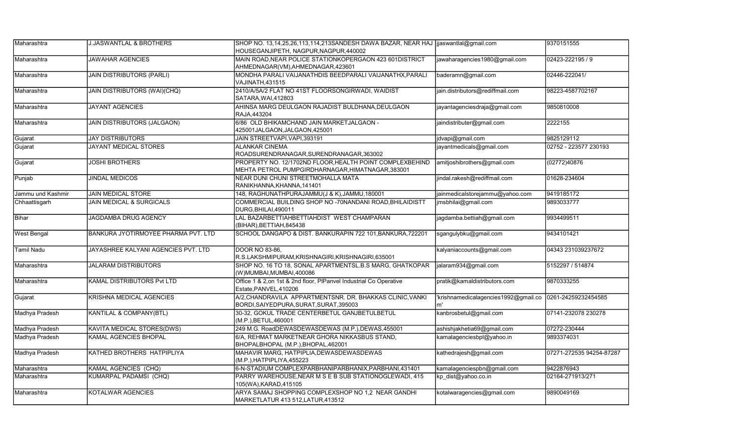| | | | | |
|---|---|---|---|---|
| Maharashtra | J.JASWANTLAL & BROTHERS | SHOP NO. 13,14,25,26,113,114,213SANDESH DAWA BAZAR, NEAR HAJ HOUSEGANJIPETH, NAGPUR,NAGPUR,440002 | jjaswantlal@gmail.com | 9370151555 |
| Maharashtra | JAWAHAR AGENCIES | MAIN ROAD,NEAR POLICE STATIONKOPERGAON 423 601DISTRICT AHMEDNAGAR(VM),AHMEDNAGAR,423601 | jawaharagencies1980@gmail.com | 02423-222195 / 9 |
| Maharashtra | JAIN DISTRIBUTORS (PARLI) | MONDHA PARLI VAIJANATHDIS BEEDPARLI VAIJANATHX,PARALI VAJINATH,431515 | baderamn@gmail.com | 02446-222041/ |
| Maharashtra | JAIN DISTRIBUTORS (WAI)(CHQ) | 2410/A/5A/2 FLAT NO 41ST FLOORSONGIRWADI, WAIDIST SATARA,WAI,412803 | jain.distributors@rediffmail.com | 98223-4587702167 |
| Maharashtra | JAYANT AGENCIES | AHINSA MARG DEULGAON RAJADIST BULDHANA,DEULGAON RAJA,443204 | jayantagenciesdraja@gmail.com | 9850810008 |
| Maharashtra | JAIN DISTRIBUTORS (JALGAON) | 6/86 OLD BHIKAMCHAND JAIN MARKETJALGAON - 425001JALGAON,JALGAON,425001 | jaindistributer@gmail.com | 2222155 |
| Gujarat | JAY DISTRIBUTORS | JAIN STREETVAPI,VAPI,393191 | jdvapi@gmail.com | 9825129112 |
| Gujarat | JAYANT MEDICAL STORES | ALANKAR CINEMA ROADSURENDRANAGAR,SURENDRANAGAR,363002 | jayantmedicals@gmail.com | 02752 - 223577 230193 |
| Gujarat | JOSHI BROTHERS | PROPERTY NO. 12/1702ND FLOOR,HEALTH POINT COMPLEXBEHIND MEHTA PETROL PUMPGIRDHARNAGAR,HIMATNAGAR,383001 | amitjoshibrothers@gmail.com | (02772)40876 |
| Punjab | JINDAL MEDICOS | NEAR DUNI CHUNI STREETMOHALLA MATA RANIKHANNA,KHANNA,141401 | jindal.rakesh@rediffmail.com | 01628-234604 |
| Jammu und Kashmir | JAIN MEDICAL STORE | 148, RAGHUNATHPURAJAMMU(J & K),JAMMU,180001 | jainmedicalstorejammu@yahoo.com | 9419185172 |
| Chhaattisgarh | JAIN MEDICAL & SURGICALS | COMMERCIAL BUILDING SHOP NO -70NANDANI ROAD,BHILAIDISTT DURG,BHILAI,490011 | jmsbhilai@gmail.com | 9893033777 |
| Bihar | JAGDAMBA DRUG AGENCY | LAL BAZARBETTIAHBETTIAHDIST WEST CHAMPARAN (BIHAR),BETTIAH,845438 | jagdamba.bettiah@gmail.com | 9934499511 |
| West Bengal | BANKURA JYOTIRMOYEE PHARMA PVT. LTD | SCHOOL DANGAPO & DIST. BANKURAPIN 722 101,BANKURA,722201 | sgangulybku@gmail.com | 9434101421 |
| Tamil Nadu | JAYASHREE KALYANI AGENCIES PVT. LTD | DOOR NO 83-86, R.S.LAKSHMIPURAM,KRISHNAGIRI,KRISHNAGIRI,635001 | kalyaniaccounts@gmail.com | 04343 231039237672 |
| Maharashtra | JALARAM DISTRIBUTORS | SHOP NO. 16 TO 18, SONAL APARTMENTSL.B.S MARG, GHATKOPAR (W)MUMBAI,MUMBAI,400086 | jalaram934@gmail.com | 5152297 / 514874 |
| Maharashtra | KAMAL DISTRIBUTORS Pvt LTD | Office 1 & 2,on 1st & 2nd floor, PlPanvel Industrial Co Operative Estate,PANVEL,410206 | pratik@kamaldistributors.com | 9870333255 |
| Gujarat | KRISHNA MEDICAL AGENCIES | A/2,CHANDRAVILA APPARTMENTSNR. DR. BHAKKAS CLINIC,VANKI BORDI,SAIYEDPURA,SURAT,SURAT,395003 | 'krishnamedicalagencies1992@gmail.com' | 0261-24259232454585 |
| Madhya Pradesh | KANTILAL & COMPANY(BTL) | 30-32, GOKUL TRADE CENTERBETUL GANJBETULBETUL (M.P.),BETUL,460001 | kanbrosbetul@gmail.com | 07141-232078 230278 |
| Madhya Pradesh | KAVITA MEDICAL STORES(DWS) | 249 M.G. RoadDEWASDEWASDEWAS (M.P.),DEWAS,455001 | ashishjakhetia69@gmail.com | 07272-230444 |
| Madhya Pradesh | KAMAL AGENCIES BHOPAL | 6/A, REHMAT MARKETNEAR GHORA NIKKASBUS STAND, BHOPALBHOPAL (M.P.),BHOPAL,462001 | kamalagenciesbpl@yahoo.in | 9893374031 |
| Madhya Pradesh | KATHED BROTHERS HATPIPLIYA | MAHAVIR MARG, HATPIPLIA,DEWASDEWASDEWAS (M.P.),HATPIPLIYA,455223 | kathedrajesh@gmail.com | 07271-272535 94254-87287 |
| Maharashtra | KAMAL AGENCIES (CHQ) | 6-N-STADIUM COMPLEXPARBHANIPARBHANIX,PARBHANI,431401 | kamalagenciespbn@gmail.com | 9422876943 |
| Maharashtra | KUMARPAL PADAMSI (CHQ) | PARRY WAREHOUSE,NEAR M S E B SUB STATIONOGLEWADI, 415 105(WA),KARAD,415105 | kp_dist@yahoo.co.in | 02164-271913/271 |
| Maharashtra | KOTALWAR AGENCIES | ARYA SAMAJ SHOPPING COMPLEXSHOP NO 1,2 NEAR GANDHI MARKETLATUR 413 512,LATUR,413512 | kotalwaragencies@gmail.com | 9890049169 |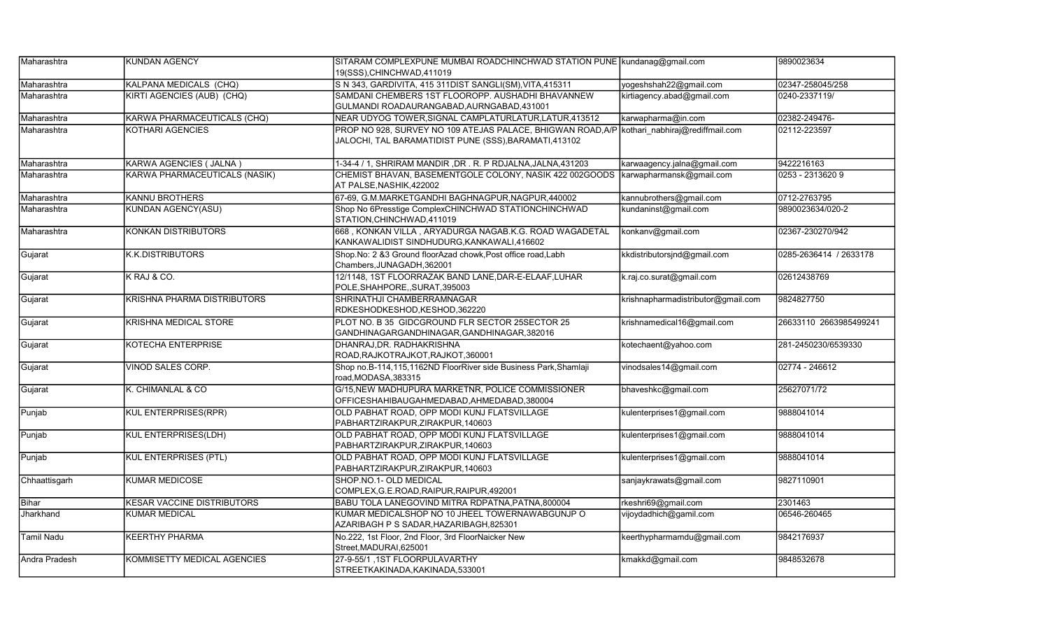| Maharashtra | KUNDAN AGENCY | SITARAM COMPLEXPUNE MUMBAI ROADCHINCHWAD STATION PUNE 19(SSS),CHINCHWAD,411019 | kundanag@gmail.com | 9890023634 |
|---|---|---|---|---|
| Maharashtra | KALPANA MEDICALS (CHQ) | S N 343, GARDIVITA, 415 311DIST SANGLI(SM),VITA,415311 | yogeshshah22@gmail.com | 02347-258045/258 |
| Maharashtra | KIRTI AGENCIES (AUB) (CHQ) | SAMDANI CHEMBERS 1ST FLOOROPP. AUSHADHI BHAVANNEW GULMANDI ROADAURANGABAD,AURNGABAD,431001 | kirtiagency.abad@gmail.com | 0240-2337119/ |
| Maharashtra | KARWA PHARMACEUTICALS (CHQ) | NEAR UDYOG TOWER,SIGNAL CAMPLATURLATUR,LATUR,413512 | karwapharma@in.com | 02382-249476- |
| Maharashtra | KOTHARI AGENCIES | PROP NO 928, SURVEY NO 109 ATEJAS PALACE, BHIGWAN ROAD,A/P JALOCHI, TAL BARAMATIDIST PUNE (SSS),BARAMATI,413102 | kothari_nabhiraj@rediffmail.com | 02112-223597 |
| Maharashtra | KARWA AGENCIES ( JALNA ) | 1-34-4 / 1, SHRIRAM MANDIR ,DR . R. P RDJALNA,JALNA,431203 | karwaagency.jalna@gmail.com | 9422216163 |
| Maharashtra | KARWA PHARMACEUTICALS (NASIK) | CHEMIST BHAVAN, BASEMENTGOLE COLONY, NASIK 422 002GOODS AT PALSE,NASHIK,422002 | karwapharmansk@gmail.com | 0253 - 2313620 9 |
| Maharashtra | KANNU BROTHERS | 67-69, G.M.MARKETGANDHI BAGHNAGPUR,NAGPUR,440002 | kannubrothers@gmail.com | 0712-2763795 |
| Maharashtra | KUNDAN AGENCY(ASU) | Shop No 6Presstige ComplexCHINCHWAD STATIONCHINCHWAD STATION,CHINCHWAD,411019 | kundaninst@gmail.com | 9890023634/020-2 |
| Maharashtra | KONKAN DISTRIBUTORS | 668 , KONKAN VILLA , ARYADURGA NAGAB.K.G. ROAD WAGADETAL KANKAWALIDIST SINDHUDURG,KANKAWALI,416602 | konkanv@gmail.com | 02367-230270/942 |
| Gujarat | K.K.DISTRIBUTORS | Shop.No: 2 &3 Ground floorAzad chowk,Post office road,Labh Chambers,JUNAGADH,362001 | kkdistributorsjnd@gmail.com | 0285-2636414 / 2633178 |
| Gujarat | K RAJ & CO. | 12/1148, 1ST FLOORRAZAK BAND LANE,DAR-E-ELAAF,LUHAR POLE,SHAHPORE,,SURAT,395003 | k.raj.co.surat@gmail.com | 02612438769 |
| Gujarat | KRISHNA PHARMA DISTRIBUTORS | SHRINATHJI CHAMBERRAMNAGAR RDKESHODKESHOD,KESHOD,362220 | krishnapharmadistributor@gmail.com | 9824827750 |
| Gujarat | KRISHNA MEDICAL STORE | PLOT NO. B 35 GIDCGROUND FLR SECTOR 25SECTOR 25 GANDHINAGARGANDHINAGAR,GANDHINAGAR,382016 | krishnamedical16@gmail.com | 26633110 2663985499241 |
| Gujarat | KOTECHA ENTERPRISE | DHANRAJ,DR. RADHAKRISHNA ROAD,RAJKOTRAJKOT,RAJKOT,360001 | kotechaent@yahoo.com | 281-2450230/6539330 |
| Gujarat | VINOD SALES CORP. | Shop no.B-114,115,1162ND FloorRiver side Business Park,Shamlaji road,MODASA,383315 | vinodsales14@gmail.com | 02774 - 246612 |
| Gujarat | K. CHIMANLAL & CO | G/15,NEW MADHUPURA MARKETNR, POLICE COMMISSIONER OFFICESHAHIBAUGAHMEDABAD,AHMEDABAD,380004 | bhaveshkc@gmail.com | 25627071/72 |
| Punjab | KUL ENTERPRISES(RPR) | OLD PABHAT ROAD, OPP MODI KUNJ FLATSVILLAGE PABHARTZIRAKPUR,ZIRAKPUR,140603 | kulenterprises1@gmail.com | 9888041014 |
| Punjab | KUL ENTERPRISES(LDH) | OLD PABHAT ROAD, OPP MODI KUNJ FLATSVILLAGE PABHARTZIRAKPUR,ZIRAKPUR,140603 | kulenterprises1@gmail.com | 9888041014 |
| Punjab | KUL ENTERPRISES (PTL) | OLD PABHAT ROAD, OPP MODI KUNJ FLATSVILLAGE PABHARTZIRAKPUR,ZIRAKPUR,140603 | kulenterprises1@gmail.com | 9888041014 |
| Chhaattisgarh | KUMAR MEDICOSE | SHOP.NO.1- OLD MEDICAL COMPLEX,G.E.ROAD,RAIPUR,RAIPUR,492001 | sanjaykrawats@gmail.com | 9827110901 |
| Bihar | KESAR VACCINE DISTRIBUTORS | BABU TOLA LANEGOVIND MITRA RDPATNA,PATNA,800004 | rkeshri69@gmail.com | 2301463 |
| Jharkhand | KUMAR MEDICAL | KUMAR MEDICALSHOP NO 10 JHEEL TOWERNAWABGUNJP O AZARIBAGH P S SADAR,HAZARIBAGH,825301 | vijoydadhich@gamil.com | 06546-260465 |
| Tamil Nadu | KEERTHY PHARMA | No.222, 1st Floor, 2nd Floor, 3rd FloorNaicker New Street,MADURAI,625001 | keerthypharmamdu@gmail.com | 9842176937 |
| Andra Pradesh | KOMMISETTY MEDICAL AGENCIES | 27-9-55/1 ,1ST FLOORPULAVARTHY STREETKAKINADA,KAKINADA,533001 | kmakkd@gmail.com | 9848532678 |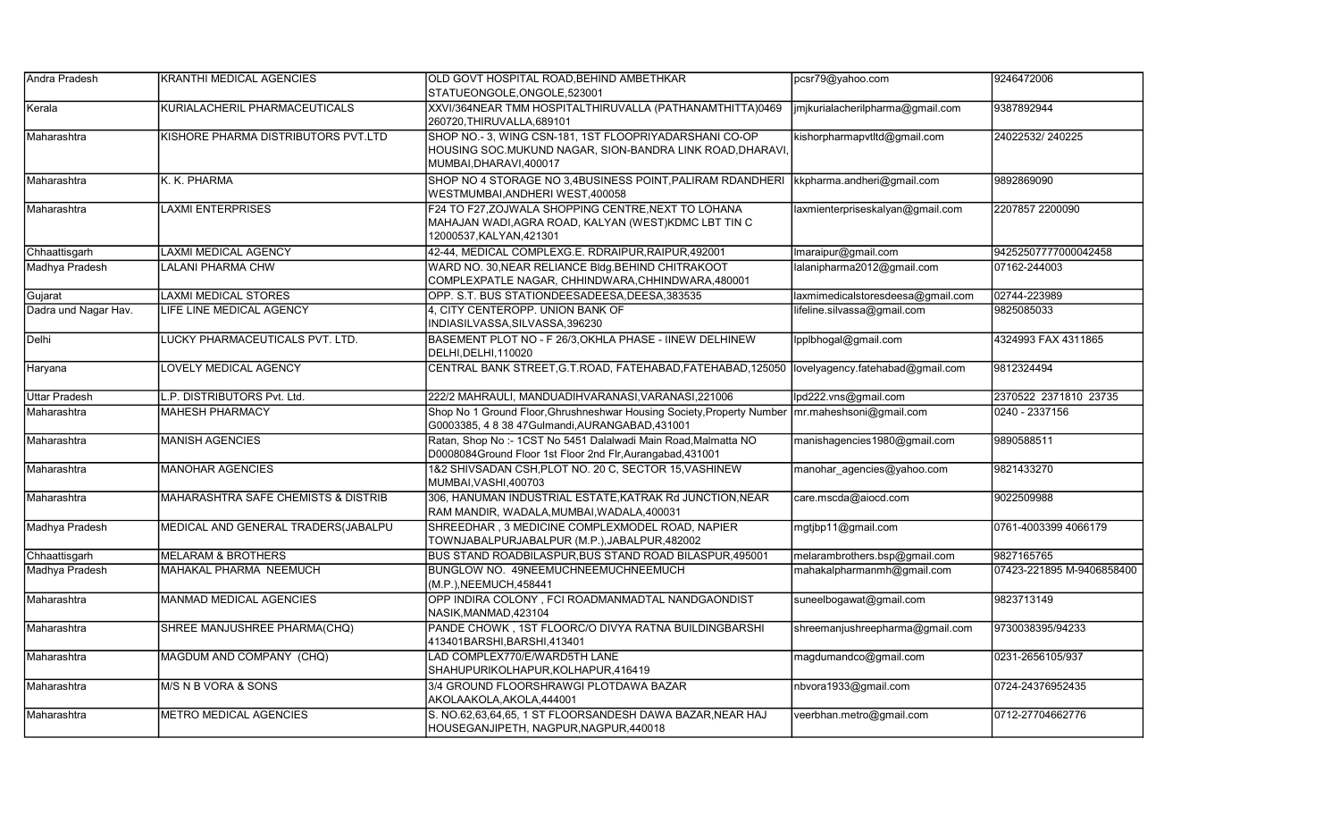| Andra Pradesh | KRANTHI MEDICAL AGENCIES | OLD GOVT HOSPITAL ROAD,BEHIND AMBETHKAR STATUEONGOLE,ONGOLE,523001 | pcsr79@yahoo.com | 9246472006 |
|---|---|---|---|---|
| Kerala | KURIALACHERIL PHARMACEUTICALS | XXVI/364NEAR TMM HOSPITALTHIRUVALLA (PATHANAMTHITTA)0469 260720,THIRUVALLA,689101 | jmjkurialacherilpharma@gmail.com | 9387892944 |
| Maharashtra | KISHORE PHARMA DISTRIBUTORS PVT.LTD | SHOP NO.- 3, WING CSN-181, 1ST FLOOPRIYADARSHANI CO-OP HOUSING SOC.MUKUND NAGAR, SION-BANDRA LINK ROAD,DHARAVI, MUMBAI,DHARAVI,400017 | kishorpharmapvtltd@gmail.com | 24022532/ 240225 |
| Maharashtra | K. K. PHARMA | SHOP NO 4 STORAGE NO 3,4BUSINESS POINT,PALIRAM RDANDHERI WESTMUMBAI,ANDHERI WEST,400058 | kkpharma.andheri@gmail.com | 9892869090 |
| Maharashtra | LAXMI ENTERPRISES | F24 TO F27,ZOJWALA SHOPPING CENTRE,NEXT TO LOHANA MAHAJAN WADI,AGRA ROAD, KALYAN (WEST)KDMC LBT TIN C 12000537,KALYAN,421301 | laxmienterpriseskalyan@gmail.com | 2207857 2200090 |
| Chhaattisgarh | LAXMI MEDICAL AGENCY | 42-44, MEDICAL COMPLEXG.E. RDRAIPUR,RAIPUR,492001 | lmaraipur@gmail.com | 942525077770000042458 |
| Madhya Pradesh | LALANI PHARMA CHW | WARD NO. 30,NEAR RELIANCE Bldg.BEHIND CHITRAKOOT COMPLEXPATLE NAGAR, CHHINDWARA,CHHINDWARA,480001 | lalanipharma2012@gmail.com | 07162-244003 |
| Gujarat | LAXMI MEDICAL STORES | OPP. S.T. BUS STATIONDEESADEESA,DEESA,383535 | laxmimedicalstoresdeesa@gmail.com | 02744-223989 |
| Dadra und Nagar Hav. | LIFE LINE MEDICAL AGENCY | 4, CITY CENTEROPP. UNION BANK OF INDIASILVASSA,SILVASSA,396230 | lifeline.silvassa@gmail.com | 9825085033 |
| Delhi | LUCKY PHARMACEUTICALS PVT. LTD. | BASEMENT PLOT NO - F 26/3,OKHLA PHASE - IINEW DELHINEW DELHI,DELHI,110020 | lpplbhogal@gmail.com | 4324993 FAX 4311865 |
| Haryana | LOVELY MEDICAL AGENCY | CENTRAL BANK STREET,G.T.ROAD, FATEHABAD,FATEHABAD,125050 | lovelyagency.fatehabad@gmail.com | 9812324494 |
| Uttar Pradesh | L.P. DISTRIBUTORS Pvt. Ltd. | 222/2 MAHRAULI, MANDUADIHVARANASI,VARANASI,221006 | lpd222.vns@gmail.com | 2370522 2371810 23735 |
| Maharashtra | MAHESH PHARMACY | Shop No 1 Ground Floor,Ghrushneshwar Housing Society,Property Number G0003385, 4 8 38 47Gulmandi,AURANGABAD,431001 | mr.maheshsoni@gmail.com | 0240 - 2337156 |
| Maharashtra | MANISH AGENCIES | Ratan, Shop No :- 1CST No 5451 Dalalwadi Main Road,Malmatta NO D0008084Ground Floor 1st Floor 2nd Flr,Aurangabad,431001 | manishagencies1980@gmail.com | 9890588511 |
| Maharashtra | MANOHAR AGENCIES | 1&2 SHIVSADAN CSH,PLOT NO. 20 C, SECTOR 15,VASHINEW MUMBAI,VASHI,400703 | manohar_agencies@yahoo.com | 9821433270 |
| Maharashtra | MAHARASHTRA SAFE CHEMISTS & DISTRIB | 306, HANUMAN INDUSTRIAL ESTATE,KATRAK Rd JUNCTION,NEAR RAM MANDIR, WADALA,MUMBAI,WADALA,400031 | care.mscda@aiocd.com | 9022509988 |
| Madhya Pradesh | MEDICAL AND GENERAL TRADERS(JABALPU | SHREEDHAR , 3 MEDICINE COMPLEXMODEL ROAD, NAPIER TOWNJABALPURJABALPUR (M.P.),JABALPUR,482002 | mgtjbp11@gmail.com | 0761-4003399 4066179 |
| Chhaattisgarh | MELARAM & BROTHERS | BUS STAND ROADBILASPUR,BUS STAND ROAD BILASPUR,495001 | melarambrothers.bsp@gmail.com | 9827165765 |
| Madhya Pradesh | MAHAKAL PHARMA NEEMUCH | BUNGLOW NO. 49NEEMUCHNEEMUCHNEEMUCH (M.P.),NEEMUCH,458441 | mahakalpharmanmh@gmail.com | 07423-221895 M-9406858400 |
| Maharashtra | MANMAD MEDICAL AGENCIES | OPP INDIRA COLONY , FCI ROADMANMADTAL NANDGAONDIST NASIK,MANMAD,423104 | suneelbogawat@gmail.com | 9823713149 |
| Maharashtra | SHREE MANJUSHREE PHARMA(CHQ) | PANDE CHOWK , 1ST FLOORC/O DIVYA RATNA BUILDINGBARSHI 413401BARSHI,BARSHI,413401 | shreemanjushreepharma@gmail.com | 9730038395/94233 |
| Maharashtra | MAGDUM AND COMPANY (CHQ) | LAD COMPLEX770/E/WARD5TH LANE SHAHUPURIKOLHAPUR,KOLHAPUR,416419 | magdumandco@gmail.com | 0231-2656105/937 |
| Maharashtra | M/S N B VORA & SONS | 3/4 GROUND FLOORSHRAWGI PLOTDAWA BAZAR AKOLAAKOLA,AKOLA,444001 | nbvora1933@gmail.com | 0724-24376952435 |
| Maharashtra | METRO MEDICAL AGENCIES | S. NO.62,63,64,65, 1 ST FLOORSANDESH DAWA BAZAR,NEAR HAJ HOUSEGANJIPETH, NAGPUR,NAGPUR,440018 | veerbhan.metro@gmail.com | 0712-27704662776 |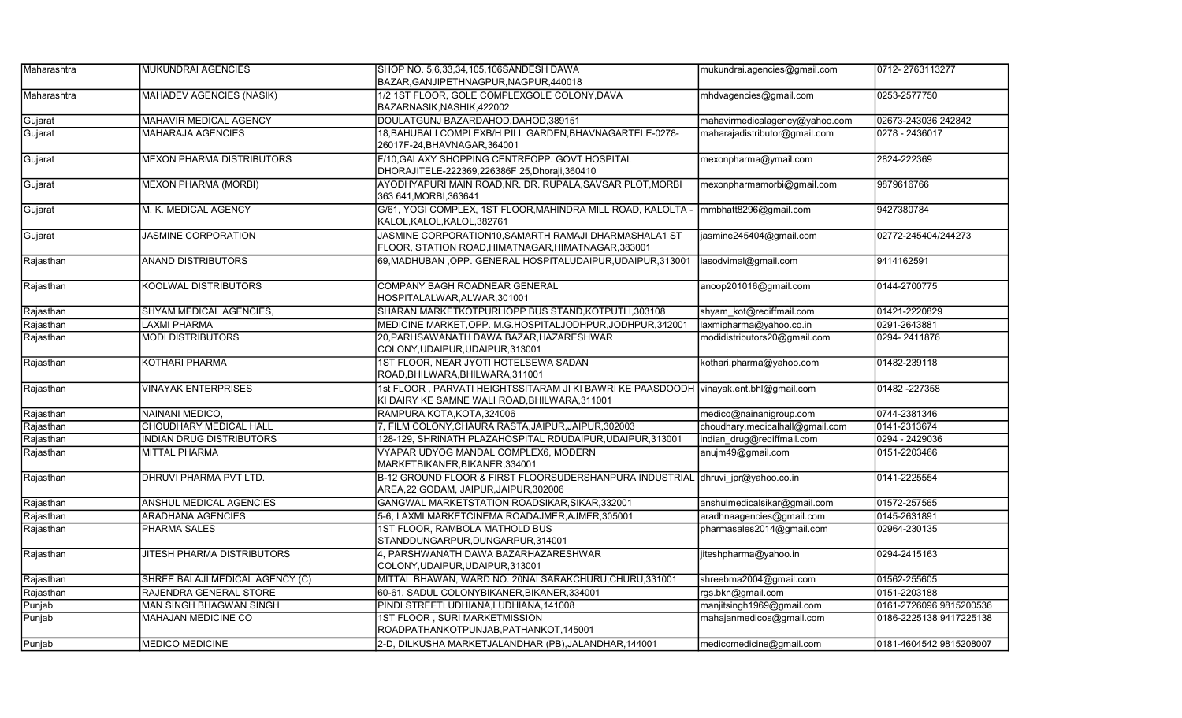| Maharashtra | MUKUNDRAI AGENCIES | SHOP NO. 5,6,33,34,105,106SANDESH DAWA BAZAR,GANJIPETHNAGPUR,NAGPUR,440018 | mukundrai.agencies@gmail.com | 0712- 2763113277 |
|---|---|---|---|---|
| Maharashtra | MAHADEV AGENCIES (NASIK) | 1/2 1ST FLOOR, GOLE COMPLEXGOLE COLONY,DAVA BAZARNASIK,NASHIK,422002 | mhdvagencies@gmail.com | 0253-2577750 |
| Gujarat | MAHAVIR MEDICAL AGENCY | DOULATGUNJ BAZARDAHOD,DAHOD,389151 | mahavirmedicalagency@yahoo.com | 02673-243036 242842 |
| Gujarat | MAHARAJA AGENCIES | 18,BAHUBALI COMPLEXB/H PILL GARDEN,BHAVNAGARTELE-0278-26017F-24,BHAVNAGAR,364001 | maharajadistributor@gmail.com | 0278 - 2436017 |
| Gujarat | MEXON PHARMA DISTRIBUTORS | F/10,GALAXY SHOPPING CENTREOPP. GOVT HOSPITAL DHORAJITELE-222369,226386F 25,Dhoraji,360410 | mexonpharma@ymail.com | 2824-222369 |
| Gujarat | MEXON PHARMA (MORBI) | AYODHYAPURI MAIN ROAD,NR. DR. RUPALA,SAVSAR PLOT,MORBI 363 641,MORBI,363641 | mexonpharmamorbi@gmail.com | 9879616766 |
| Gujarat | M. K. MEDICAL AGENCY | G/61, YOGI COMPLEX, 1ST FLOOR,MAHINDRA MILL ROAD, KALOLTA - KALOL,KALOL,KALOL,382761 | mmbhatt8296@gmail.com | 9427380784 |
| Gujarat | JASMINE CORPORATION | JASMINE CORPORATION10,SAMARTH RAMAJI DHARMASHALA1 ST FLOOR, STATION ROAD,HIMATNAGAR,HIMATNAGAR,383001 | jasmine245404@gmail.com | 02772-245404/244273 |
| Rajasthan | ANAND DISTRIBUTORS | 69,MADHUBAN ,OPP. GENERAL HOSPITALUDAIPUR,UDAIPUR,313001 | lasodvimal@gmail.com | 9414162591 |
| Rajasthan | KOOLWAL DISTRIBUTORS | COMPANY BAGH ROADNEAR GENERAL HOSPITALALWAR,ALWAR,301001 | anoop201016@gmail.com | 0144-2700775 |
| Rajasthan | SHYAM MEDICAL AGENCIES, | SHARAN MARKETKOTPURLIOPP BUS STAND,KOTPUTLI,303108 | shyam_kot@rediffmail.com | 01421-2220829 |
| Rajasthan | LAXMI PHARMA | MEDICINE MARKET,OPP. M.G.HOSPITALJODHPUR,JODHPUR,342001 | laxmipharma@yahoo.co.in | 0291-2643881 |
| Rajasthan | MODI DISTRIBUTORS | 20,PARHSAWANATH DAWA BAZAR,HAZARESHWAR COLONY,UDAIPUR,UDAIPUR,313001 | modidistributors20@gmail.com | 0294- 2411876 |
| Rajasthan | KOTHARI PHARMA | 1ST FLOOR, NEAR JYOTI HOTELSEWA SADAN ROAD,BHILWARA,BHILWARA,311001 | kothari.pharma@yahoo.com | 01482-239118 |
| Rajasthan | VINAYAK ENTERPRISES | 1st FLOOR , PARVATI HEIGHTSSITARAM JI KI BAWRI KE PAASDOODH KI DAIRY KE SAMNE WALI ROAD,BHILWARA,311001 | vinayak.ent.bhl@gmail.com | 01482 -227358 |
| Rajasthan | NAINANI MEDICO, | RAMPURA,KOTA,KOTA,324006 | medico@nainanigroup.com | 0744-2381346 |
| Rajasthan | CHOUDHARY MEDICAL HALL | 7, FILM COLONY,CHAURA RASTA,JAIPUR,JAIPUR,302003 | choudhary.medicalhall@gmail.com | 0141-2313674 |
| Rajasthan | INDIAN DRUG DISTRIBUTORS | 128-129, SHRINATH PLAZAHOSPITAL RDUDAIPUR,UDAIPUR,313001 | indian_drug@rediffmail.com | 0294 - 2429036 |
| Rajasthan | MITTAL PHARMA | VYAPAR UDYOG MANDAL COMPLEX6, MODERN MARKETBIKANER,BIKANER,334001 | anujm49@gmail.com | 0151-2203466 |
| Rajasthan | DHRUVI PHARMA PVT LTD. | B-12 GROUND FLOOR & FIRST FLOORSUDERSHANPURA INDUSTRIAL AREA,22 GODAM, JAIPUR,JAIPUR,302006 | dhruvi_jpr@yahoo.co.in | 0141-2225554 |
| Rajasthan | ANSHUL MEDICAL AGENCIES | GANGWAL MARKETSTATION ROADSIKAR,SIKAR,332001 | anshulmedicalsikar@gmail.com | 01572-257565 |
| Rajasthan | ARADHANA AGENCIES | 5-6, LAXMI MARKETCINEMA ROADAJMER,AJMER,305001 | aradhnaagencies@gmail.com | 0145-2631891 |
| Rajasthan | PHARMA SALES | 1ST FLOOR, RAMBOLA MATHOLD BUS STANDDUNGARPUR,DUNGARPUR,314001 | pharmasales2014@gmail.com | 02964-230135 |
| Rajasthan | JITESH PHARMA DISTRIBUTORS | 4, PARSHWANATH DAWA BAZARHAZARESHWAR COLONY,UDAIPUR,UDAIPUR,313001 | jiteshpharma@yahoo.in | 0294-2415163 |
| Rajasthan | SHREE BALAJI MEDICAL AGENCY (C) | MITTAL BHAWAN, WARD NO. 20NAI SARAKCHURU,CHURU,331001 | shreebma2004@gmail.com | 01562-255605 |
| Rajasthan | RAJENDRA GENERAL STORE | 60-61, SADUL COLONYBIKANER,BIKANER,334001 | rgs.bkn@gmail.com | 0151-2203188 |
| Punjab | MAN SINGH BHAGWAN SINGH | PINDI STREETLUDHIANA,LUDHIANA,141008 | manjitsingh1969@gmail.com | 0161-2726096 9815200536 |
| Punjab | MAHAJAN MEDICINE CO | 1ST FLOOR , SURI MARKETMISSION ROADPATHANKOTPUNJAB,PATHANKOT,145001 | mahajanmedicos@gmail.com | 0186-2225138 9417225138 |
| Punjab | MEDICO MEDICINE | 2-D, DILKUSHA MARKETJALANDHAR (PB),JALANDHAR,144001 | medicomedicine@gmail.com | 0181-4604542 9815208007 |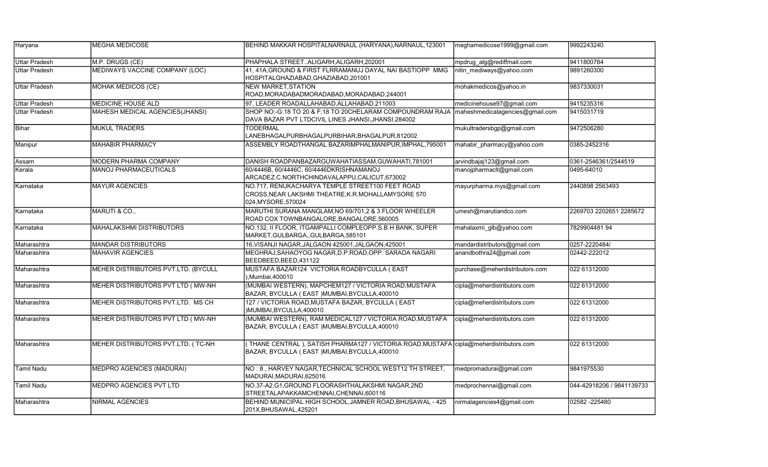| Haryana | MEGHA MEDICOSE | BEHIND MAKKAR HOSPITALNARNAUL (HARYANA),NARNAUL,123001 | meghamedicose1999@gmail.com | 9992243240 |
|---|---|---|---|---|
| Uttar Pradesh | M.P. DRUGS (CE) | PHAPHALA STREET..ALIGARH,ALIGARH,202001 | mpdrug_alg@rediffmail.com | 9411800784 |
| Uttar Pradesh | MEDIWAYS VACCINE COMPANY (LOC) | 41, 41A,GROUND & FIRST FLRRAMANUJ DAYAL NAI BASTIOPP MMG HOSPITALGHAZIABAD,GHAZIABAD,201001 | nitin_mediways@yahoo.com | 9891260300 |
| Uttar Pradesh | MOHAK MEDICOS (CE) | NEW MARKET,STATION ROAD,MORADABADMORADABAD,MORADABAD,244001 | mohakmedicos@yahoo.in | 9837330031 |
| Uttar Pradesh | MEDICINE HOUSE ALD | 97, LEADER ROADALLAHABAD,ALLAHABAD,211003 | medicinehouse97@gmail.com | 9415235316 |
| Uttar Pradesh | MAHESH MEDICAL AGENCIES(JHANSI) | SHOP NO:-G:18 TO 20 & F:18 TO 20CHELARAM COMPOUNDRAM RAJA DAVA BAZAR PVT LTDCIVIL LINES JHANSI,JHANSI,284002 | maheshmedicalagencies@gmail.com | 9415031719 |
| Bihar | MUKUL TRADERS | TODERMAL LANEBHAGALPURBHAGALPURBIHAR,BHAGALPUR,812002 | mukultradersbgp@gmail.com | 9472506280 |
| Manipur | MAHABIR PHARMACY | ASSEMBLY ROADTHANGAL BAZARIMPHALMANIPUR,IMPHAL,795001 | mahabir_pharmacy@yahoo.com | 0385-2452316 |
| Assam | MODERN PHARMA COMPANY | DANISH ROADPANBAZARGUWAHATIASSAM,GUWAHATI,781001 | arvindbajaj123@gmail.com | 0361-2546361/2544519 |
| Kerala | MANOJ PHARMACEUTICALS | 60/4446B, 60/4446C, 60/4446DKRISHNAMANOJ ARCADEZ.C.NORTHCHINDAVALAPPU,CALICUT,673002 | manojpharmaclt@gmail.com | 0495-64010 |
| Karnataka | MAYUR AGENCIES | NO.717, RENUKACHARYA TEMPLE STREET100 FEET ROAD CROSS,NEAR LAKSHMI THEATRE,K.R.MOHALLAMYSORE 570 024,MYSORE,570024 | mayurpharma.mys@gmail.com | 2440898 2563493 |
| Karnataka | MARUTI & CO., | MARUTHI SURANA MANGLAM,NO 69/701,2 & 3 FLOOR WHEELER ROAD COX TOWNBANGALORE,BANGALORE,560005 | umesh@marutiandco.com | 2269703 2202651 2285672 |
| Karnataka | MAHALAKSHMI DISTRIBUTORS | NO.132, II FLOOR, ITGAMPALLI COMPLEOPP.S.B.H BANK, SUPER MARKET,GULBARGA.,GULBARGA,585101 | mahalaxmi_glb@yahoo.com | 7829904481 94 |
| Maharashtra | MANDAR DISTRIBUTORS | 16,VISANJI NAGAR,JALGAON 425001,JALGAON,425001 | mandardistributors@gmail.com | 0257-2220484/ |
| Maharashtra | MAHAVIR AGENCIES | MEGHRAJ,SAHAOYOG NAGAR,D.P.ROAD,OPP. SARADA NAGARI BEEDBEED,BEED,431122 | anandbothra24@gmail.com | 02442-222012 |
| Maharashtra | MEHER DISTRIBUTORS PVT.LTD. (BYCULL | MUSTAFA BAZAR124 VICTORIA ROADBYCULLA ( EAST ),Mumbai,400010 | purchase@meherdistributors.com | 022 61312000 |
| Maharashtra | MEHER DISTRIBUTORS PVT LTD ( MW-NH | (MUMBAI WESTERN), MAPCHEM127 / VICTORIA ROAD,MUSTAFA BAZAR, BYCULLA ( EAST )MUMBAI,BYCULLA,400010 | cipla@meherdistributors.com | 022 61312000 |
| Maharashtra | MEHER DISTRIBUTORS PVT.LTD. MS CH | 127 / VICTORIA ROAD,MUSTAFA BAZAR, BYCULLA ( EAST )MUMBAI,BYCULLA,400010 | cipla@meherdistributors.com | 022 61312000 |
| Maharashtra | MEHER DISTRIBUTORS PVT LTD ( MW-NH | (MUMBAI WESTERN), RAM MEDICAL127 / VICTORIA ROAD,MUSTAFA BAZAR, BYCULLA ( EAST )MUMBAI,BYCULLA,400010 | cipla@meherdistributors.com | 022 61312000 |
| Maharashtra | MEHER DISTRIBUTORS PVT.LTD. ( TC-NH | ( THANE CENTRAL ), SATISH PHARMA127 / VICTORIA ROAD,MUSTAFA BAZAR, BYCULLA ( EAST )MUMBAI,BYCULLA,400010 | cipla@meherdistributors.com | 022 61312000 |
| Tamil Nadu | MEDPRO AGENCIES (MADURAI) | NO : 8 , HARVEY NAGAR,TECHNICAL SCHOOL WEST12 TH STREET, MADURAI,MADURAI,625016 | medpromadurai@gmail.com | 9841975530 |
| Tamil Nadu | MEDPRO AGENCIES PVT LTD | NO.37-A2,G1,GROUND FLOORASHTHALAKSHMI NAGAR,2ND STREETALAPAKKAMCHENNAI,CHENNAI,600116 | medprochennai@gmail.com | 044-42918206 / 9841139733 |
| Maharashtra | NIRMAL AGENCIES | BEHIND MUNICIPAL HIGH SCHOOL,JAMNER ROAD,BHUSAWAL - 425 201X,BHUSAWAL,425201 | nirmalagencies4@gmail.com | 02582 -225480 |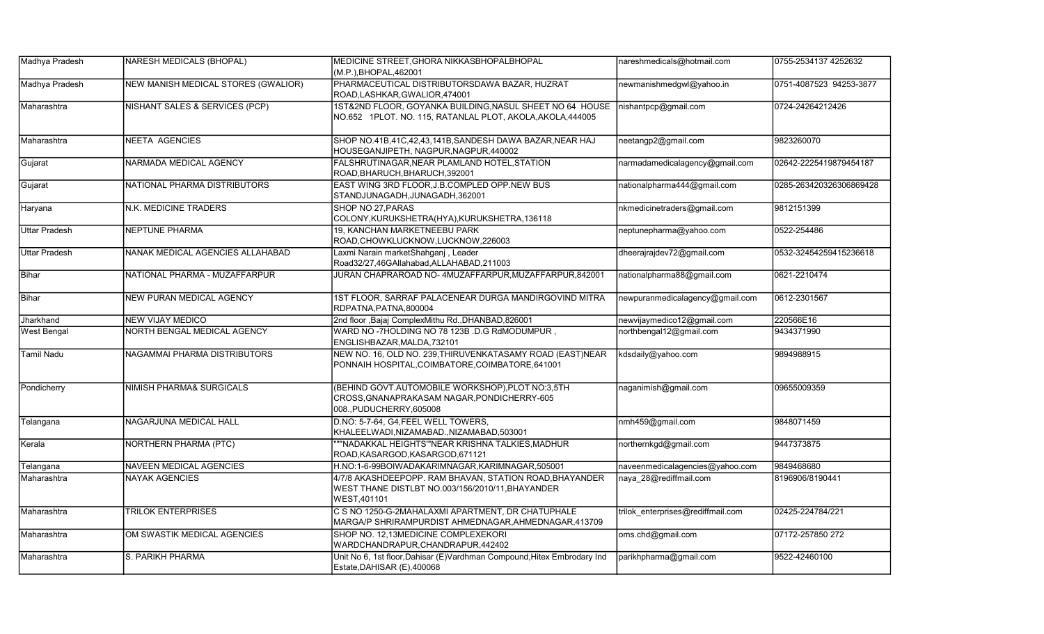| Madhya Pradesh | NARESH MEDICALS (BHOPAL) | MEDICINE STREET,GHORA NIKKASBHOPALBHOPAL (M.P.),BHOPAL,462001 | nareshmedicals@hotmail.com | 0755-2534137 4252632 |
|---|---|---|---|---|
| Madhya Pradesh | NEW MANISH MEDICAL STORES (GWALIOR) | PHARMACEUTICAL DISTRIBUTORSDAWA BAZAR, HUZRAT ROAD,LASHKAR,GWALIOR,474001 | newmanishmedgwl@yahoo.in | 0751-4087523 94253-3877 |
| Maharashtra | NISHANT SALES & SERVICES (PCP) | 1ST&2ND FLOOR, GOYANKA BUILDING,NASUL SHEET NO 64 HOUSE NO.652 1PLOT. NO. 115, RATANLAL PLOT, AKOLA,AKOLA,444005 | nishantpcp@gmail.com | 0724-24264212426 |
| Maharashtra | NEETA AGENCIES | SHOP NO.41B,41C,42,43,141B,SANDESH DAWA BAZAR,NEAR HAJ HOUSEGANJIPETH, NAGPUR,NAGPUR,440002 | neetangp2@gmail.com | 9823260070 |
| Gujarat | NARMADA MEDICAL AGENCY | FALSHRUTINAGAR,NEAR PLAMLAND HOTEL,STATION ROAD,BHARUCH,BHARUCH,392001 | narmadamedicalagency@gmail.com | 02642-2225419879454187 |
| Gujarat | NATIONAL PHARMA DISTRIBUTORS | EAST WING 3RD FLOOR,J.B.COMPLED OPP.NEW BUS STANDJUNAGADH,JUNAGADH,362001 | nationalpharma444@gmail.com | 0285-263420326306869428 |
| Haryana | N.K. MEDICINE TRADERS | SHOP NO 27,PARAS COLONY,KURUKSHETRA(HYA),KURUKSHETRA,136118 | nkmedicinetraders@gmail.com | 9812151399 |
| Uttar Pradesh | NEPTUNE PHARMA | 19, KANCHAN MARKETNEEBU PARK ROAD,CHOWKLUCKNOW,LUCKNOW,226003 | neptunepharma@yahoo.com | 0522-254486 |
| Uttar Pradesh | NANAK MEDICAL AGENCIES ALLAHABAD | Laxmi Narain marketShahganj , Leader Road32/27,46GAllahabad,ALLAHABAD,211003 | dheerajrajdev72@gmail.com | 0532-32454259415236618 |
| Bihar | NATIONAL PHARMA - MUZAFFARPUR | JURAN CHAPRAROAD NO- 4MUZAFFARPUR,MUZAFFARPUR,842001 | nationalpharma88@gmail.com | 0621-2210474 |
| Bihar | NEW PURAN MEDICAL AGENCY | 1ST FLOOR, SARRAF PALACENEAR DURGA MANDIRGOVIND MITRA RDPATNA,PATNA,800004 | newpuranmedicalagency@gmail.com | 0612-2301567 |
| Jharkhand | NEW VIJAY MEDICO | 2nd floor ,Bajaj ComplexMithu Rd.,DHANBAD,826001 | newvijaymedico12@gmail.com | 220566E16 |
| West Bengal | NORTH BENGAL MEDICAL AGENCY | WARD NO -7HOLDING NO 78 123B .D.G RdMODUMPUR , ENGLISHBAZAR,MALDA,732101 | northbengal12@gmail.com | 9434371990 |
| Tamil Nadu | NAGAMMAI PHARMA DISTRIBUTORS | NEW NO. 16, OLD NO. 239,THIRUVENKATASAMY ROAD (EAST)NEAR PONNAIH HOSPITAL,COIMBATORE,COIMBATORE,641001 | kdsdaily@yahoo.com | 9894988915 |
| Pondicherry | NIMISH PHARMA& SURGICALS | (BEHIND GOVT.AUTOMOBILE WORKSHOP),PLOT NO:3,5TH CROSS,GNANAPRAKASAM NAGAR,PONDICHERRY-605 008.,PUDUCHERRY,605008 | naganimish@gmail.com | 09655009359 |
| Telangana | NAGARJUNA MEDICAL HALL | D.NO: 5-7-64, G4,FEEL WELL TOWERS, KHALEELWADI,NIZAMABAD.,NIZAMABAD,503001 | nmh459@gmail.com | 9848071459 |
| Kerala | NORTHERN PHARMA (PTC) | """NADAKKAL HEIGHTS""NEAR KRISHNA TALKIES,MADHUR ROAD,KASARGOD,KASARGOD,671121 | northernkgd@gmail.com | 9447373875 |
| Telangana | NAVEEN MEDICAL AGENCIES | H.NO:1-6-99BOIWADAKARIMNAGAR,KARIMNAGAR,505001 | naveenmedicalagencies@yahoo.com | 9849468680 |
| Maharashtra | NAYAK AGENCIES | 4/7/8 AKASHDEEPOPP. RAM BHAVAN, STATION ROAD,BHAYANDER WEST THANE DISTLBT NO.003/156/2010/11,BHAYANDER WEST,401101 | naya_28@rediffmail.com | 8196906/8190441 |
| Maharashtra | TRILOK ENTERPRISES | C S NO 1250-G-2MAHALAXMI APARTMENT, DR CHATUPHALE MARGA/P SHRIRAMPURDIST AHMEDNAGAR,AHMEDNAGAR,413709 | trilok_enterprises@rediffmail.com | 02425-224784/221 |
| Maharashtra | OM SWASTIK MEDICAL AGENCIES | SHOP NO. 12,13MEDICINE COMPLEXEKORI WARDCHANDRAPUR,CHANDRAPUR,442402 | oms.chd@gmail.com | 07172-257850 272 |
| Maharashtra | S. PARIKH PHARMA | Unit No 6, 1st floor,Dahisar (E)Vardhman Compound,Hitex Embrodary Ind Estate,DAHISAR (E),400068 | parikhpharma@gmail.com | 9522-42460100 |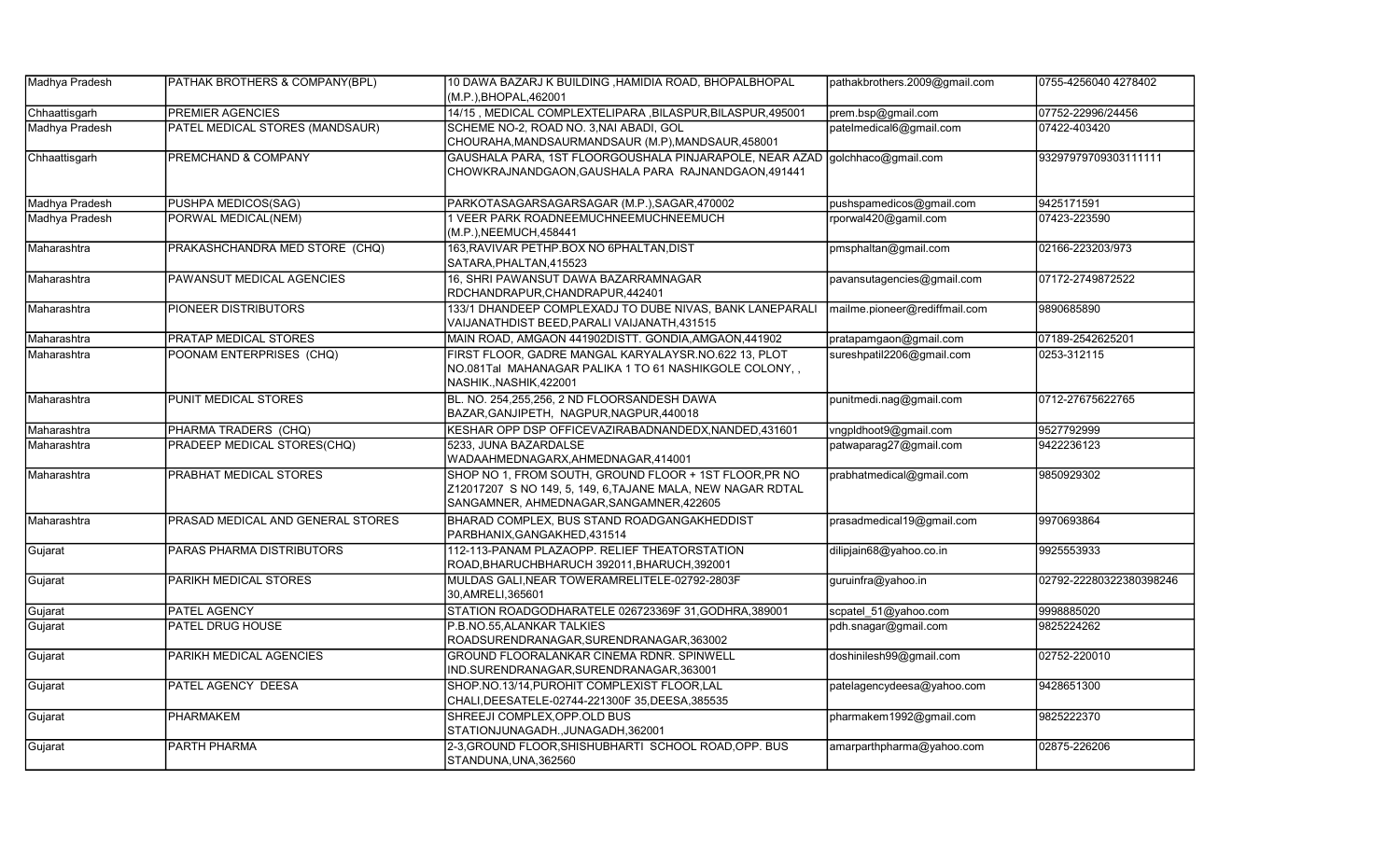| Madhya Pradesh | PATHAK BROTHERS & COMPANY(BPL) | 10 DAWA BAZARJ K BUILDING ,HAMIDIA ROAD, BHOPALBHOPAL (M.P.),BHOPAL,462001 | pathakbrothers.2009@gmail.com | 0755-4256040 4278402 |
|---|---|---|---|---|
| Chhaattisgarh | PREMIER AGENCIES | 14/15 , MEDICAL COMPLEXTELIPARA ,BILASPUR,BILASPUR,495001 | prem.bsp@gmail.com | 07752-22996/24456 |
| Madhya Pradesh | PATEL MEDICAL STORES (MANDSAUR) | SCHEME NO-2, ROAD NO. 3,NAI ABADI, GOL CHOURAHA,MANDSAURMANDSAUR (M.P),MANDSAUR,458001 | patelmedical6@gmail.com | 07422-403420 |
| Chhaattisgarh | PREMCHAND & COMPANY | GAUSHALA PARA, 1ST FLOORGOUSHALA PINJARAPOLE, NEAR AZAD CHOWKRAJNANDGAON,GAUSHALA PARA RAJNANDGAON,491441 | golchhaco@gmail.com | 93297979709303111111 |
| Madhya Pradesh | PUSHPA MEDICOS(SAG) | PARKOTASAGARSAGARSAGAR (M.P.),SAGAR,470002 | pushpamedicos@gmail.com | 9425171591 |
| Madhya Pradesh | PORWAL MEDICAL(NEM) | 1 VEER PARK ROADNEEMUCHNEEMUCHNEEMUCH (M.P.),NEEMUCH,458441 | rporwal420@gamil.com | 07423-223590 |
| Maharashtra | PRAKASHCHANDRA MED STORE (CHQ) | 163,RAVIVAR PETHP.BOX NO 6PHALTAN,DIST SATARA,PHALTAN,415523 | pmsphaltan@gmail.com | 02166-223203/973 |
| Maharashtra | PAWANSUT MEDICAL AGENCIES | 16, SHRI PAWANSUT DAWA BAZARRAMNAGAR RDCHANDRAPUR,CHANDRAPUR,442401 | pavansutagencies@gmail.com | 07172-2749872522 |
| Maharashtra | PIONEER DISTRIBUTORS | 133/1 DHANDEEP COMPLEXADJ TO DUBE NIVAS, BANK LANEPARALI VAIJANATHDIST BEED,PARALI VAIJANATH,431515 | mailme.pioneer@rediffmail.com | 9890685890 |
| Maharashtra | PRATAP MEDICAL STORES | MAIN ROAD, AMGAON 441902DISTT. GONDIA,AMGAON,441902 | pratapamgaon@gmail.com | 07189-2542625201 |
| Maharashtra | POONAM ENTERPRISES (CHQ) | FIRST FLOOR, GADRE MANGAL KARYALAYSR.NO.622 13, PLOT NO.081Tal MAHANAGAR PALIKA 1 TO 61 NASHIKGOLE COLONY, , NASHIK.,NASHIK,422001 | sureshpatil2206@gmail.com | 0253-312115 |
| Maharashtra | PUNIT MEDICAL STORES | BL. NO. 254,255,256, 2 ND FLOORSANDESH DAWA BAZAR,GANJIPETH, NAGPUR,NAGPUR,440018 | punitmedi.nag@gmail.com | 0712-27675622765 |
| Maharashtra | PHARMA TRADERS (CHQ) | KESHAR OPP DSP OFFICEVAZIRABADNANDEDX,NANDED,431601 | vngpldhoot9@gmail.com | 9527792999 |
| Maharashtra | PRADEEP MEDICAL STORES(CHQ) | 5233, JUNA BAZARDALSE WADAAHMEDNAGARX,AHMEDNAGAR,414001 | patwaparag27@gmail.com | 9422236123 |
| Maharashtra | PRABHAT MEDICAL STORES | SHOP NO 1, FROM SOUTH, GROUND FLOOR + 1ST FLOOR,PR NO Z12017207 S NO 149, 5, 149, 6,TAJANE MALA, NEW NAGAR RDTAL SANGAMNER, AHMEDNAGAR,SANGAMNER,422605 | prabhatmedical@gmail.com | 9850929302 |
| Maharashtra | PRASAD MEDICAL AND GENERAL STORES | BHARAD COMPLEX, BUS STAND ROADGANGAKHEDDIST PARBHANIX,GANGAKHED,431514 | prasadmedical19@gmail.com | 9970693864 |
| Gujarat | PARAS PHARMA DISTRIBUTORS | 112-113-PANAM PLAZAOPP. RELIEF THEATORSTATION ROAD,BHARUCHBHARUCH 392011,BHARUCH,392001 | dilipjain68@yahoo.co.in | 9925553933 |
| Gujarat | PARIKH MEDICAL STORES | MULDAS GALI,NEAR TOWERAMRELITELE-02792-2803F 30,AMRELI,365601 | guruinfra@yahoo.in | 02792-22280322380398246 |
| Gujarat | PATEL AGENCY | STATION ROADGODHARATELE 026723369F 31,GODHRA,389001 | scpatel_51@yahoo.com | 9998885020 |
| Gujarat | PATEL DRUG HOUSE | P.B.NO.55,ALANKAR TALKIES ROADSURENDRANAGAR,SURENDRANAGAR,363002 | pdh.snagar@gmail.com | 9825224262 |
| Gujarat | PARIKH MEDICAL AGENCIES | GROUND FLOORALANKAR CINEMA RDNR. SPINWELL IND.SURENDRANAGAR,SURENDRANAGAR,363001 | doshinilesh99@gmail.com | 02752-220010 |
| Gujarat | PATEL AGENCY DEESA | SHOP.NO.13/14,PUROHIT COMPLEXIST FLOOR,LAL CHALI,DEESATELE-02744-221300F 35,DEESA,385535 | patelagencydeesa@yahoo.com | 9428651300 |
| Gujarat | PHARMAKEM | SHREEJI COMPLEX,OPP.OLD BUS STATIONJUNAGADH.,JUNAGADH,362001 | pharmakem1992@gmail.com | 9825222370 |
| Gujarat | PARTH PHARMA | 2-3,GROUND FLOOR,SHISHUBHARTI SCHOOL ROAD,OPP. BUS STANDUNA,UNA,362560 | amarparthpharma@yahoo.com | 02875-226206 |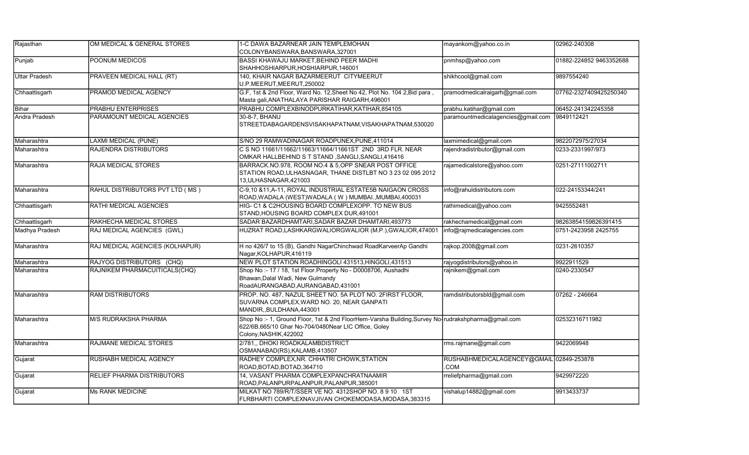| Rajasthan | OM MEDICAL & GENERAL STORES | 1-C DAWA BAZARNEAR JAIN TEMPLEMOHAN COLONYBANSWARA,BANSWARA,327001 | mayankom@yahoo.co.in | 02962-240308 |
|---|---|---|---|---|
| Punjab | POONUM MEDICOS | BASSI KHAWAJU MARKET,BEHIND PEER MADHI SHAHHOSHIARPUR,HOSHIARPUR,146001 | pnmhsp@yahoo.com | 01882-224852 9463352688 |
| Uttar Pradesh | PRAVEEN MEDICAL HALL (RT) | 140, KHAIR NAGAR BAZARMEERUT CITYMEERUT U.P.MEERUT,MEERUT,250002 | shikhcool@gmail.com | 9897554240 |
| Chhaattisgarh | PRAMOD MEDICAL AGENCY | G.F, 1st & 2nd Floor, Ward No. 12,Sheet No 42, Plot No. 104 2,Bid para , Masta gali,ANATHALAYA PARISHAR RAIGARH,496001 | pramodmedicalraigarh@gmail.com | 07762-2327409425250340 |
| Bihar | PRABHU ENTERPRISES | PRABHU COMPLEXBINODPURKATIHAR,KATIHAR,854105 | prabhu.katihar@gmail.com | 06452-241342245358 |
| Andra Pradesh | PARAMOUNT MEDICAL AGENCIES | 30-8-7, BHANU STREETDABAGARDENSVISAKHAPATNAM,VISAKHAPATNAM,530020 | paramountmedicalagencies@gmail.com | 9849112421 |
| Maharashtra | LAXMI MEDICAL (PUNE) | S/NO 29 RAMWADINAGAR ROADPUNEX,PUNE,411014 | laxmimedical@gmail.com | 9822072975/27034 |
| Maharashtra | RAJENDRA DISTRIBUTORS | C S NO 11661/11662/11663/11664/11661ST 2ND 3RD FLR. NEAR OMKAR HALLBEHIND S T STAND ,SANGLI,SANGLI,416416 | rajendradistributor@gmail.com | 0233-2331997/973 |
| Maharashtra | RAJA MEDICAL STORES | BARRACK.NO.978, ROOM NO.4 & 5,OPP SNEAR POST OFFICE STATION ROAD,ULHASNAGAR, THANE DISTLBT NO 3 23 02 095 2012 13,ULHASNAGAR,421003 | rajamedicalstore@yahoo.com | 0251-27111002711 |
| Maharashtra | RAHUL DISTRIBUTORS PVT LTD ( MS ) | C-9,10 &11,A-11, ROYAL INDUSTRIAL ESTATE5B NAIGAON CROSS ROAD,WADALA (WEST)WADALA ( W ) MUMBAI.,MUMBAI,400031 | info@rahuldistributors.com | 022-24153344/241 |
| Chhaattisgarh | RATHI MEDICAL AGENCIES | HIG- C1 & C2HOUSING BOARD COMPLEXOPP. TO NEW BUS STAND,HOUSING BOARD COMPLEX DUR,491001 | rathimedical@yahoo.com | 9425552481 |
| Chhaattisgarh | RAKHECHA MEDICAL STORES | SADAR BAZARDHAMTARI,SADAR BAZAR DHAMTARI,493773 | rakhechamedical@gmail.com | 98263854159826391415 |
| Madhya Pradesh | RAJ MEDICAL AGENCIES (GWL) | HUZRAT ROAD,LASHKARGWALIORGWALIOR (M.P.),GWALIOR,474001 | info@rajmedicalagencies.com | 0751-2423958 2425755 |
| Maharashtra | RAJ MEDICAL AGENCIES (KOLHAPUR) | H no 426/7 to 15 (B), Gandhi NagarChinchwad RoadKarveerAp Gandhi Nagar,KOLHAPUR,416119 | rajkop.2008@gmail.com | 0231-2610357 |
| Maharashtra | RAJYOG DISTRIBUTORS (CHQ) | NEW PLOT STATION ROADHINGOLI 431513,HINGOLI,431513 | rajyogdistributors@yahoo.in | 9922911529 |
| Maharashtra | RAJNIKEM PHARMACUITICALS(CHQ) | Shop No :- 17 / 18, 1st Floor.Property No - D0008706, Aushadhi Bhawan,Dalal Wadi, New Gulmandy RoadAURANGABAD,AURANGABAD,431001 | rajnikem@gmail.com | 0240-2330547 |
| Maharashtra | RAM DISTRIBUTORS | PROP. NO. 487, NAZUL SHEET NO. 5A PLOT NO. 2FIRST FLOOR, SUVARNA COMPLEX,WARD NO. 20, NEAR GANPATI MANDIR,,BULDHANA,443001 | ramdistributorsbld@gmail.com | 07262 - 246664 |
| Maharashtra | M/S RUDRAKSHA PHARMA | Shop No :- 1, Ground Floor, 1st & 2nd FloorHem-Varsha Building,Survey No 622/6B,665/10 Ghar No-704/0480Near LIC Office, Goley Colony,NASHIK,422002 | rudrakshpharma@gmail.com | 02532316711982 |
| Maharashtra | RAJMANE MEDICAL STORES | 2/781,, DHOKI ROADKALAMBDISTRICT OSMANABAD(RS),KALAMB,413507 | rms.rajmane@gmail.com | 9422069948 |
| Gujarat | RUSHABH MEDICAL AGENCY | RADHEY COMPLEX,NR. CHHATRI CHOWK,STATION ROAD,BOTAD,BOTAD,364710 | RUSHABHMEDICALAGENCEY@GMAIL.COM | 02849-253878 |
| Gujarat | RELIEF PHARMA DISTRIBUTORS | 14, VASANT PHARMA COMPLEXPANCHRATNAAMIR ROAD,PALANPURPALANPUR,PALANPUR,385001 | rreliefpharma@gmail.com | 9429972220 |
| Gujarat | Ms RANK MEDICINE | MILKAT NO 789/R/T/SSER VE NO. 4312SHOP NO. 8 9 10 1ST FLRBHARTI COMPLEXNAVJIVAN CHOKEMODASA,MODASA,383315 | vishalup14882@gmail.com | 9913433737 |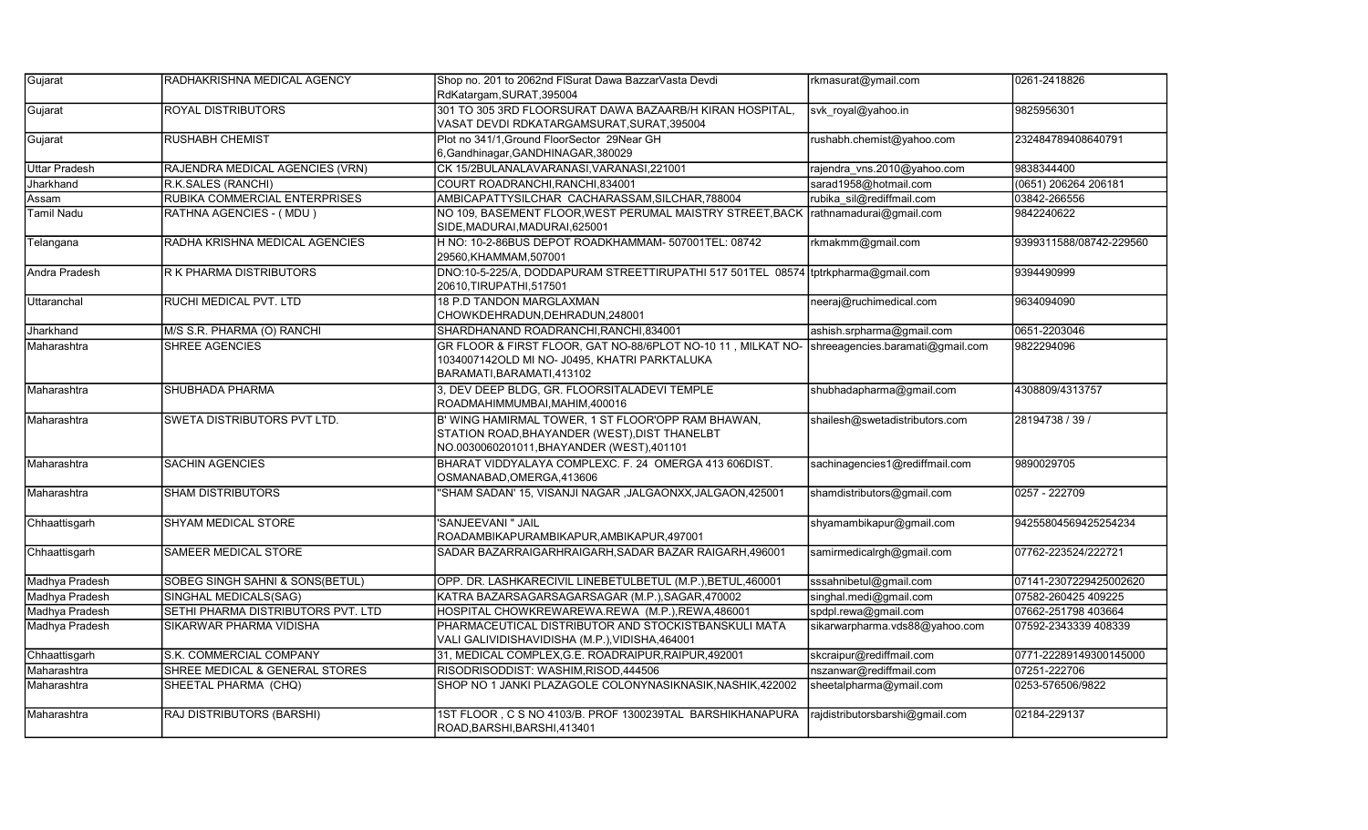| Gujarat | RADHAKRISHNA MEDICAL AGENCY | Shop no. 201 to 2062nd FlSurat Dawa BazzarVasta Devdi RdKatargam,SURAT,395004 | rkmasurat@ymail.com | 0261-2418826 |
|---|---|---|---|---|
| Gujarat | ROYAL DISTRIBUTORS | 301 TO 305 3RD FLOORSURAT DAWA BAZAARB/H KIRAN HOSPITAL, VASAT DEVDI RDKATARGAMSURAT,SURAT,395004 | svk_royal@yahoo.in | 9825956301 |
| Gujarat | RUSHABH CHEMIST | Plot no 341/1,Ground FloorSector 29Near GH 6,Gandhinagar,GANDHINAGAR,380029 | rushabh.chemist@yahoo.com | 232484789408640791 |
| Uttar Pradesh | RAJENDRA MEDICAL AGENCIES (VRN) | CK 15/2BULANALAVARANASI,VARANASI,221001 | rajendra_vns.2010@yahoo.com | 9838344400 |
| Jharkhand | R.K.SALES (RANCHI) | COURT ROADRANCHI,RANCHI,834001 | sarad1958@hotmail.com | (0651) 206264 206181 |
| Assam | RUBIKA COMMERCIAL ENTERPRISES | AMBICAPATTYSILCHAR CACHARASSAM,SILCHAR,788004 | rubika_sil@rediffmail.com | 03842-266556 |
| Tamil Nadu | RATHNA AGENCIES - ( MDU ) | NO 109, BASEMENT FLOOR,WEST PERUMAL MAISTRY STREET,BACK SIDE,MADURAI,MADURAI,625001 | rathnamadurai@gmail.com | 9842240622 |
| Telangana | RADHA KRISHNA MEDICAL AGENCIES | H NO: 10-2-86BUS DEPOT ROADKHAMMAM- 507001TEL: 08742 29560,KHAMMAM,507001 | rkmakmm@gmail.com | 9399311588/08742-229560 |
| Andra Pradesh | R K PHARMA DISTRIBUTORS | DNO:10-5-225/A, DODDAPURAM STREETTIRUPATHI 517 501TEL 08574 20610,TIRUPATHI,517501 | tptrkpharma@gmail.com | 9394490999 |
| Uttaranchal | RUCHI MEDICAL PVT. LTD | 18 P.D TANDON MARGLAXMAN CHOWKDEHRADUN,DEHRADUN,248001 | neeraj@ruchimedical.com | 9634094090 |
| Jharkhand | M/S S.R. PHARMA (O) RANCHI | SHARDHANAND ROADRANCHI,RANCHI,834001 | ashish.srpharma@gmail.com | 0651-2203046 |
| Maharashtra | SHREE AGENCIES | GR FLOOR & FIRST FLOOR, GAT NO-88/6PLOT NO-10 11 , MILKAT NO-1034007142OLD MI NO- J0495, KHATRI PARKTALUKA BARAMATI,BARAMATI,413102 | shreeagencies.baramati@gmail.com | 9822294096 |
| Maharashtra | SHUBHADA PHARMA | 3, DEV DEEP BLDG, GR. FLOORSITALADEVI TEMPLE ROADMAHIMMUMBAI,MAHIM,400016 | shubhadapharma@gmail.com | 4308809/4313757 |
| Maharashtra | SWETA DISTRIBUTORS PVT LTD. | B' WING HAMIRMAL TOWER, 1 ST FLOOR'OPP RAM BHAWAN, STATION ROAD,BHAYANDER (WEST),DIST THANELBT NO.0030060201011,BHAYANDER (WEST),401101 | shailesh@swetadistributors.com | 28194738 / 39 / |
| Maharashtra | SACHIN AGENCIES | BHARAT VIDDYALAYA COMPLEXC. F. 24 OMERGA 413 606DIST. OSMANABAD,OMERGA,413606 | sachinagencies1@rediffmail.com | 9890029705 |
| Maharashtra | SHAM DISTRIBUTORS | "SHAM SADAN' 15, VISANJI NAGAR ,JALGAONXX,JALGAON,425001 | shamdistributors@gmail.com | 0257 - 222709 |
| Chhaattisgarh | SHYAM MEDICAL STORE | 'SANJEEVANI " JAIL ROADAMBIKAPURAMBIKAPUR,AMBIKAPUR,497001 | shyamambikapur@gmail.com | 94255804569425254234 |
| Chhaattisgarh | SAMEER MEDICAL STORE | SADAR BAZARRAIGARHRAIGARH,SADAR BAZAR RAIGARH,496001 | samirmedicalrgh@gmail.com | 07762-223524/222721 |
| Madhya Pradesh | SOBEG SINGH SAHNI & SONS(BETUL) | OPP. DR. LASHKARECIVIL LINEBETULBETUL (M.P.),BETUL,460001 | sssahnibetul@gmail.com | 07141-2307229425002620 |
| Madhya Pradesh | SINGHAL MEDICALS(SAG) | KATRA BAZARSAGARSAGARSAGAR (M.P.),SAGAR,470002 | singhal.medi@gmail.com | 07582-260425 409225 |
| Madhya Pradesh | SETHI PHARMA DISTRIBUTORS PVT. LTD | HOSPITAL CHOWKREWAREWA.REWA (M.P.),REWA,486001 | spdpl.rewa@gmail.com | 07662-251798 403664 |
| Madhya Pradesh | SIKARWAR PHARMA VIDISHA | PHARMACEUTICAL DISTRIBUTOR AND STOCKISTBANSKULI MATA VALI GALIVIDISHAVIDISHA (M.P.),VIDISHA,464001 | sikarwarpharma.vds88@yahoo.com | 07592-2343339 408339 |
| Chhaattisgarh | S.K. COMMERCIAL COMPANY | 31, MEDICAL COMPLEX,G.E. ROADRAIPUR,RAIPUR,492001 | skcraipur@rediffmail.com | 0771-22289149300145000 |
| Maharashtra | SHREE MEDICAL & GENERAL STORES | RISODRISODDIST: WASHIM,RISOD,444506 | nszanwar@rediffmail.com | 07251-222706 |
| Maharashtra | SHEETAL PHARMA (CHQ) | SHOP NO 1 JANKI PLAZAGOLE COLONYNASIKNASIK,NASHIK,422002 | sheetalpharma@ymail.com | 0253-576506/9822 |
| Maharashtra | RAJ DISTRIBUTORS (BARSHI) | 1ST FLOOR , C S NO 4103/B. PROF 1300239TAL BARSHIKHANAPURA ROAD,BARSHI,BARSHI,413401 | rajdistributorsbarshi@gmail.com | 02184-229137 |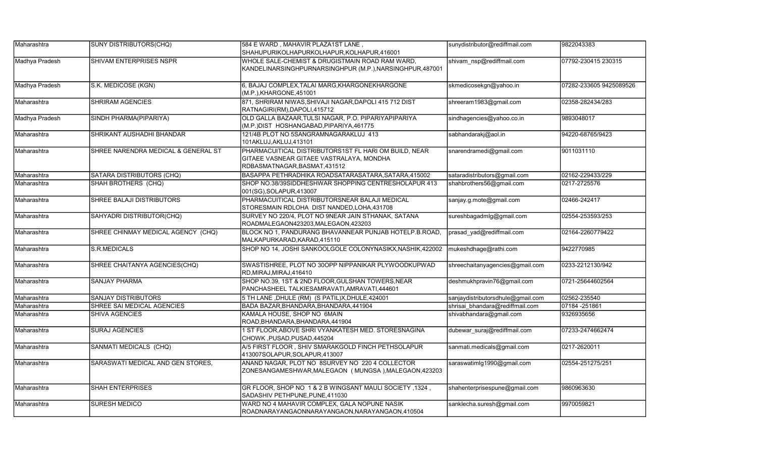| Maharashtra | SUNY DISTRIBUTORS(CHQ) | 584 E WARD , MAHAVIR PLAZA1ST LANE , SHAHUPURIKOLHAPURKOLHAPUR,KOLHAPUR,416001 | sunydistributor@rediffmail.com | 9822043383 |
|---|---|---|---|---|
| Madhya Pradesh | SHIVAM ENTERPRISES NSPR | WHOLE SALE-CHEMIST & DRUGISTMAIN ROAD RAM WARD, KANDELINARSINGHPURNARSINGHPUR (M.P.),NARSINGHPUR,487001 | shivam_nsp@rediffmail.com | 07792-230415 230315 |
| Madhya Pradesh | S.K. MEDICOSE (KGN) | 6, BAJAJ COMPLEX,TALAI MARG,KHARGONEKHARGONE (M.P.),KHARGONE,451001 | skmedicosekgn@yahoo.in | 07282-233605 9425089526 |
| Maharashtra | SHRIRAM AGENCIES | 871, SHRIRAM NIWAS,SHIVAJI NAGAR,DAPOLI 415 712 DIST RATNAGIRI(RM),DAPOLI,415712 | shreeram1983@gmail.com | 02358-282434/283 |
| Madhya Pradesh | SINDH PHARMA(PIPARIYA) | OLD GALLA BAZAAR,TULSI NAGAR, P.O. PIPARIYAPIPARIYA (M.P.)DIST HOSHANGABAD,PIPARIYA,461775 | sindhagencies@yahoo.co.in | 9893048017 |
| Maharashtra | SHRIKANT AUSHADHI BHANDAR | 121/4B PLOT NO 5SANGRAMNAGARAKLUJ 413 101AKLUJ,AKLUJ,413101 | sabhandarakj@aol.in | 94220-68765/9423 |
| Maharashtra | SHREE NARENDRA MEDICAL & GENERAL ST | PHARMACUITICAL DISTRIBUTORS1ST FL HARI OM BUILD, NEAR GITAEE VASNEAR GITAEE VASTRALAYA, MONDHA RDBASMATNAGAR,BASMAT,431512 | snarendramedi@gmail.com | 9011031110 |
| Maharashtra | SATARA DISTRIBUTORS (CHQ) | BASAPPA PETHRADHIKA ROADSATARASATARA,SATARA,415002 | sataradistributors@gmail.com | 02162-229433/229 |
| Maharashtra | SHAH BROTHERS (CHQ) | SHOP NO.38/39SIDDHESHWAR SHOPPING CENTRESHOLAPUR 413 001(SG),SOLAPUR,413007 | shahbrothers56@gmail.com | 0217-2725576 |
| Maharashtra | SHREE BALAJI DISTRIBUTORS | PHARMACUITICAL DISTRIBUTORSNEAR BALAJI MEDICAL STORESMAIN RDLOHA DIST NANDED,LOHA,431708 | sanjay.g.mote@gmail.com | 02466-242417 |
| Maharashtra | SAHYADRI DISTRIBUTOR(CHQ) | SURVEY NO 220/4, PLOT NO 9NEAR JAIN STHANAK, SATANA ROADMALEGAON423203,MALEGAON,423203 | sureshbagadmlg@gmail.com | 02554-253593/253 |
| Maharashtra | SHREE CHINMAY MEDICAL AGENCY (CHQ) | BLOCK NO 1, PANDURANG BHAVANNEAR PUNJAB HOTELP.B.ROAD, MALKAPURKARAD,KARAD,415110 | prasad_yad@rediffmail.com | 02164-2260779422 |
| Maharashtra | S.R.MEDICALS | SHOP NO 14, JOSHI SANKOOLGOLE COLONYNASIKX,NASHIK,422002 | mukeshdhage@rathi.com | 9422770985 |
| Maharashtra | SHREE CHAITANYA AGENCIES(CHQ) | SWASTISHREE, PLOT NO 30OPP NIPPANIKAR PLYWOODKUPWAD RD,MIRAJ,MIRAJ,416410 | shreechaitanyagencies@gmail.com | 0233-2212130/942 |
| Maharashtra | SANJAY PHARMA | SHOP NO.39, 1ST & 2ND FLOOR,GULSHAN TOWERS,NEAR PANCHASHEEL TALKIESAMRAVATI,AMRAVATI,444601 | deshmukhpravin76@gmail.com | 0721-25644602564 |
| Maharashtra | SANJAY DISTRIBUTORS | 5 TH LANE ,DHULE (RM) (S PATIL)X,DHULE,424001 | sanjaydistributorsdhule@gmail.com | 02562-235540 |
| Maharashtra | SHREE SAI MEDICAL AGENCIES | BADA BAZAR,BHANDARA,BHANDARA,441904 | shrisai_bhandara@rediffmail.com | 07184 -251861 |
| Maharashtra | SHIVA AGENCIES | KAMALA HOUSE, SHOP NO 6MAIN ROAD,BHANDARA,BHANDARA,441904 | shivabhandara@gmail.com | 9326935656 |
| Maharashtra | SURAJ AGENCIES | 1 ST FLOOR,ABOVE SHRI VYANKATESH MED. STORESNAGINA CHOWK ,PUSAD,PUSAD,445204 | dubewar_suraj@rediffmail.com | 07233-2474662474 |
| Maharashtra | SANMATI MEDICALS (CHQ) | A/5 FIRST FLOOR , SHIV SMARAKGOLD FINCH PETHSOLAPUR 413007SOLAPUR,SOLAPUR,413007 | sanmati.medicals@gmail.com | 0217-2620011 |
| Maharashtra | SARASWATI MEDICAL AND GEN STORES, | ANAND NAGAR, PLOT NO 8SURVEY NO 220 4 COLLECTOR ZONESANGAMESHWAR,MALEGAON ( MUNGSA ),MALEGAON,423203 | saraswatimlg1990@gmail.com | 02554-251275/251 |
| Maharashtra | SHAH ENTERPRISES | GR FLOOR, SHOP NO 1 & 2 B WINGSANT MAULI SOCIETY ,1324 , SADASHIV PETHPUNE,PUNE,411030 | shahenterprisespune@gmail.com | 9860963630 |
| Maharashtra | SURESH MEDICO | WARD NO 4 MAHAVIR COMPLEX, GALA NOPUNE NASIK ROADNARAYANGAONNARAYANGAON,NARAYANGAON,410504 | sanklecha.suresh@gmail.com | 9970059821 |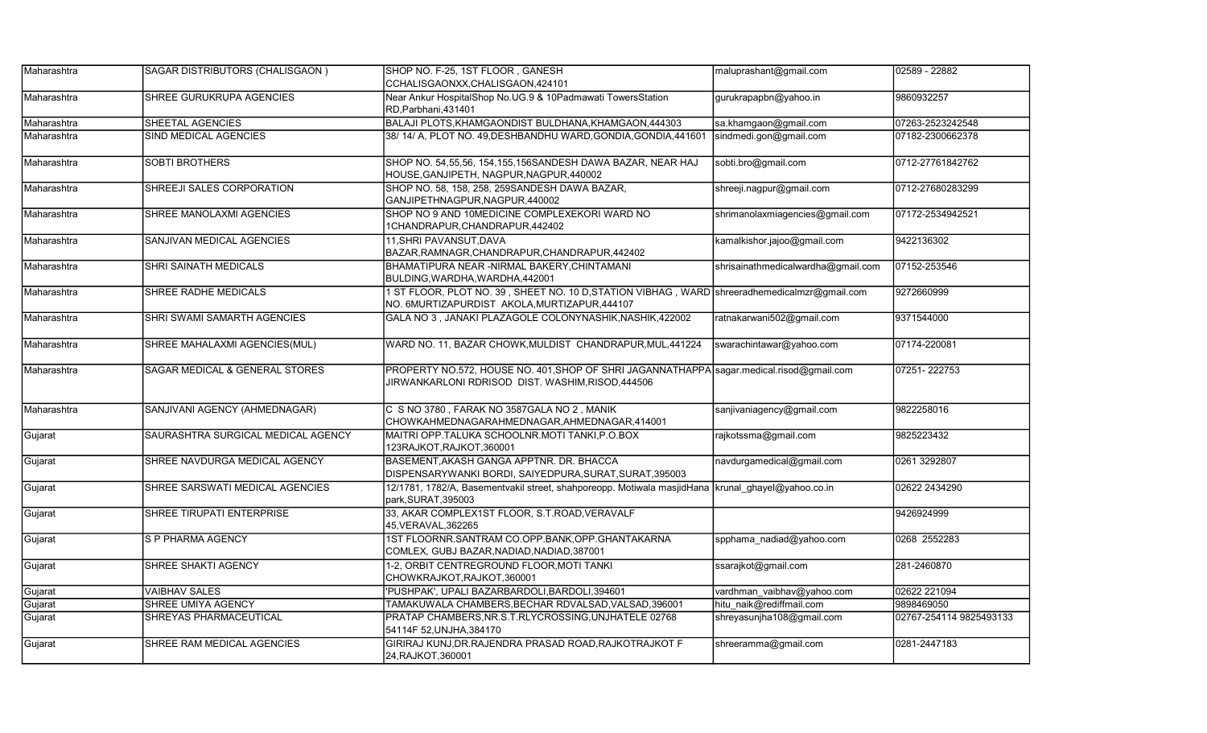| Maharashtra | SAGAR DISTRIBUTORS (CHALISGAON ) | SHOP NO. F-25, 1ST FLOOR , GANESH CCHALISGAONXX,CHALISGAON,424101 | maluprashant@gmail.com | 02589 - 22882 |
|---|---|---|---|---|
| Maharashtra | SHREE GURUKRUPA AGENCIES | Near Ankur HospitalShop No.UG.9 & 10Padmawati TowersStation RD,Parbhani,431401 | gurukrapapbn@yahoo.in | 9860932257 |
| Maharashtra | SHEETAL AGENCIES | BALAJI PLOTS,KHAMGAONDIST BULDHANA,KHAMGAON,444303 | sa.khamgaon@gmail.com | 07263-2523242548 |
| Maharashtra | SIND MEDICAL AGENCIES | 38/ 14/ A, PLOT NO. 49,DESHBANDHU WARD,GONDIA,GONDIA,441601 | sindmedi.gon@gmail.com | 07182-2300662378 |
| Maharashtra | SOBTI BROTHERS | SHOP NO. 54,55,56, 154,155,156SANDESH DAWA BAZAR, NEAR HAJ HOUSE,GANJIPETH, NAGPUR,NAGPUR,440002 | sobti.bro@gmail.com | 0712-27761842762 |
| Maharashtra | SHREEJI SALES CORPORATION | SHOP NO. 58, 158, 258, 259SANDESH DAWA BAZAR, GANJIPETHNAGPUR,NAGPUR,440002 | shreeji.nagpur@gmail.com | 0712-27680283299 |
| Maharashtra | SHREE MANOLAXMI AGENCIES | SHOP NO 9 AND 10MEDICINE COMPLEXEKORI WARD NO 1CHANDRAPUR,CHANDRAPUR,442402 | shrimanolaxmiagencies@gmail.com | 07172-2534942521 |
| Maharashtra | SANJIVAN MEDICAL AGENCIES | 11,SHRI PAVANSUT,DAVA BAZAR,RAMNAGR,CHANDRAPUR,CHANDRAPUR,442402 | kamalkishor.jajoo@gmail.com | 9422136302 |
| Maharashtra | SHRI SAINATH MEDICALS | BHAMATIPURA NEAR -NIRMAL BAKERY,CHINTAMANI BULDING,WARDHA,WARDHA,442001 | shrisainathmedicalwardha@gmail.com | 07152-253546 |
| Maharashtra | SHREE RADHE MEDICALS | 1 ST FLOOR, PLOT NO. 39 , SHEET NO. 10 D,STATION VIBHAG , WARD NO. 6MURTIZAPURDIST AKOLA,MURTIZAPUR,444107 | shreeradhemedicalmzr@gmail.com | 9272660999 |
| Maharashtra | SHRI SWAMI SAMARTH AGENCIES | GALA NO 3 , JANAKI PLAZAGOLE COLONYNASHIK,NASHIK,422002 | ratnakarwani502@gmail.com | 9371544000 |
| Maharashtra | SHREE MAHALAXMI AGENCIES(MUL) | WARD NO. 11, BAZAR CHOWK,MULDIST CHANDRAPUR,MUL,441224 | swarachintawar@yahoo.com | 07174-220081 |
| Maharashtra | SAGAR MEDICAL & GENERAL STORES | PROPERTY NO.572, HOUSE NO. 401,SHOP OF SHRI JAGANNATHAPPA JIRWANKARLONI RDRISOD DIST. WASHIM,RISOD,444506 | sagar.medical.risod@gmail.com | 07251- 222753 |
| Maharashtra | SANJIVANI AGENCY (AHMEDNAGAR) | C S NO 3780 , FARAK NO 3587GALA NO 2 , MANIK CHOWKAHMEDNAGARAHMEDNAGAR,AHMEDNAGAR,414001 | sanjivaniagency@gmail.com | 9822258016 |
| Gujarat | SAURASHTRA SURGICAL MEDICAL AGENCY | MAITRI OPP.TALUKA SCHOOLNR.MOTI TANKI,P.O.BOX 123RAJKOT,RAJKOT,360001 | rajkotssma@gmail.com | 9825223432 |
| Gujarat | SHREE NAVDURGA MEDICAL AGENCY | BASEMENT,AKASH GANGA APPTNR. DR. BHACCA DISPENSARYWANKI BORDI, SAIYEDPURA,SURAT,SURAT,395003 | navdurgamedical@gmail.com | 0261 3292807 |
| Gujarat | SHREE SARSWATI MEDICAL AGENCIES | 12/1781, 1782/A, Basementvakil street, shahporeopp. Motiwala masjidHana park,SURAT,395003 | krunal_ghayel@yahoo.co.in | 02622 2434290 |
| Gujarat | SHREE TIRUPATI ENTERPRISE | 33, AKAR COMPLEX1ST FLOOR, S.T.ROAD,VERAVALF 45,VERAVAL,362265 | | 9426924999 |
| Gujarat | S P PHARMA AGENCY | 1ST FLOORNR.SANTRAM CO.OPP.BANK,OPP.GHANTAKARNA COMLEX, GUBJ BAZAR,NADIAD,NADIAD,387001 | spphama_nadiad@yahoo.com | 0268 2552283 |
| Gujarat | SHREE SHAKTI AGENCY | 1-2, ORBIT CENTREGROUND FLOOR,MOTI TANKI CHOWKRAJKOT,RAJKOT,360001 | ssarajkot@gmail.com | 281-2460870 |
| Gujarat | VAIBHAV SALES | 'PUSHPAK', UPALI BAZARBARDOLI,BARDOLI,394601 | vardhman_vaibhav@yahoo.com | 02622 221094 |
| Gujarat | SHREE UMIYA AGENCY | TAMAKUWALA CHAMBERS,BECHAR RDVALSAD,VALSAD,396001 | hitu_naik@rediffmail.com | 9898469050 |
| Gujarat | SHREYAS PHARMACEUTICAL | PRATAP CHAMBERS,NR.S.T.RLYCROSSING,UNJHATELE 02768 54114F 52,UNJHA,384170 | shreyasunjha108@gmail.com | 02767-254114 9825493133 |
| Gujarat | SHREE RAM MEDICAL AGENCIES | GIRIRAJ KUNJ,DR.RAJENDRA PRASAD ROAD,RAJKOTRAJKOT F 24,RAJKOT,360001 | shreeramma@gmail.com | 0281-2447183 |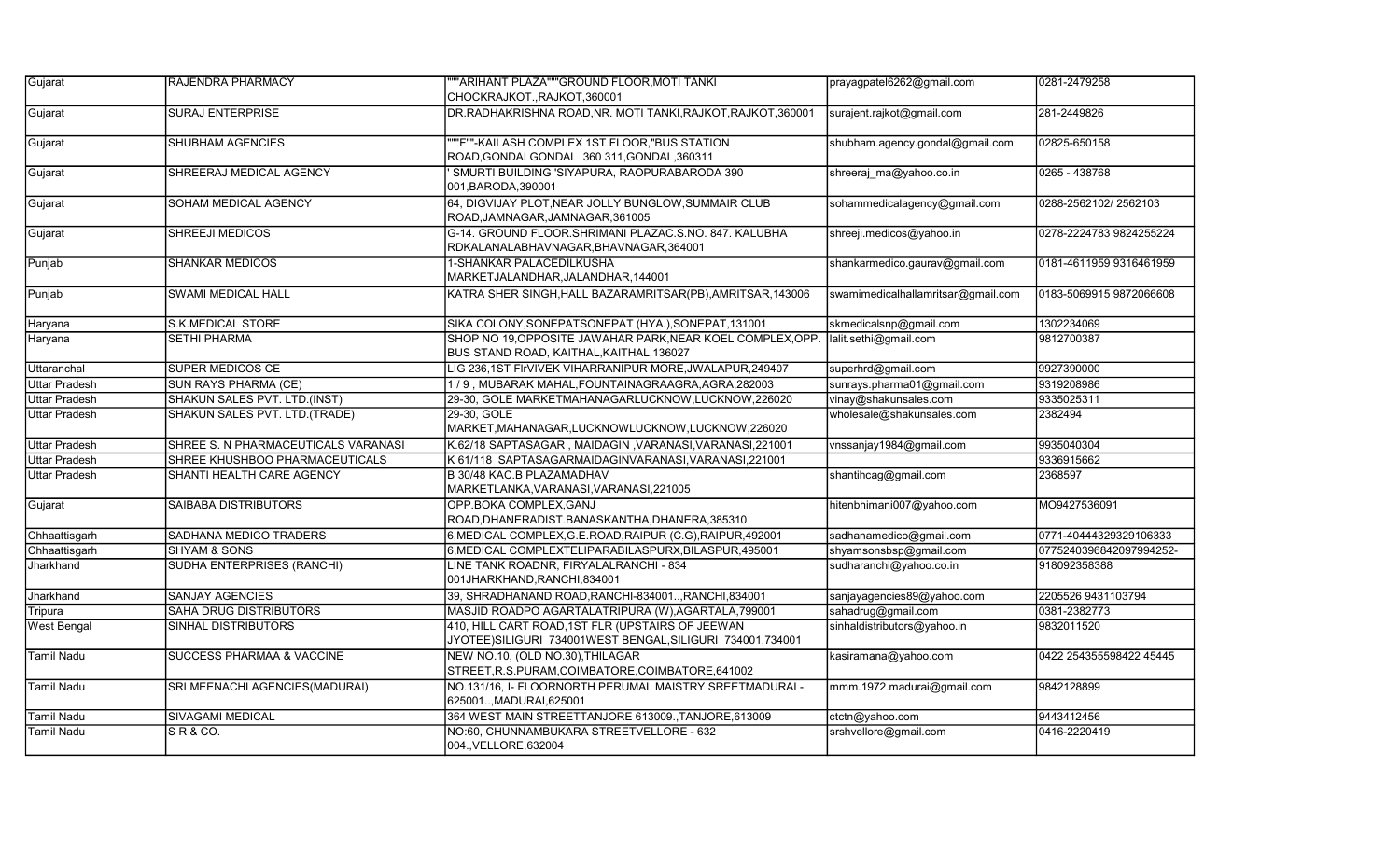| Gujarat | RAJENDRA PHARMACY | """ARIHANT PLAZA"""GROUND FLOOR,MOTI TANKI CHOCKRAJKOT.,RAJKOT,360001 | prayagpatel6262@gmail.com | 0281-2479258 |
|---|---|---|---|---|
| Gujarat | SURAJ ENTERPRISE | DR.RADHAKRISHNA ROAD,NR. MOTI TANKI,RAJKOT,RAJKOT,360001 | surajent.rajkot@gmail.com | 281-2449826 |
| Gujarat | SHUBHAM AGENCIES | """F""-KAILASH COMPLEX 1ST FLOOR,"BUS STATION ROAD,GONDALGONDAL 360 311,GONDAL,360311 | shubham.agency.gondal@gmail.com | 02825-650158 |
| Gujarat | SHREERAJ MEDICAL AGENCY | ' SMURTI BUILDING 'SIYAPURA, RAOPURABARODA 390 001,BARODA,390001 | shreeraj_ma@yahoo.co.in | 0265 - 438768 |
| Gujarat | SOHAM MEDICAL AGENCY | 64, DIGVIJAY PLOT,NEAR JOLLY BUNGLOW,SUMMAIR CLUB ROAD,JAMNAGAR,JAMNAGAR,361005 | sohammedicalagency@gmail.com | 0288-2562102/ 2562103 |
| Gujarat | SHREEJI MEDICOS | G-14. GROUND FLOOR.SHRIMANI PLAZAC.S.NO. 847. KALUBHA RDKALANALABHAVNAGAR,BHAVNAGAR,364001 | shreeji.medicos@yahoo.in | 0278-2224783 9824255224 |
| Punjab | SHANKAR MEDICOS | 1-SHANKAR PALACEDILKUSHA MARKETJALANDHAR,JALANDHAR,144001 | shankarmedico.gaurav@gmail.com | 0181-4611959 9316461959 |
| Punjab | SWAMI MEDICAL HALL | KATRA SHER SINGH,HALL BAZARAMRITSAR(PB),AMRITSAR,143006 | swamimedicalhallamritsar@gmail.com | 0183-5069915 9872066608 |
| Haryana | S.K.MEDICAL STORE | SIKA COLONY,SONEPATSONEPAT (HYA.),SONEPAT,131001 | skmedicalsnp@gmail.com | 1302234069 |
| Haryana | SETHI PHARMA | SHOP NO 19,OPPOSITE JAWAHAR PARK,NEAR KOEL COMPLEX,OPP. BUS STAND ROAD, KAITHAL,KAITHAL,136027 | lalit.sethi@gmail.com | 9812700387 |
| Uttaranchal | SUPER MEDICOS CE | LIG 236,1ST FIrVIVEK VIHARRANIPUR MORE,JWALAPUR,249407 | superhrd@gmail.com | 9927390000 |
| Uttar Pradesh | SUN RAYS PHARMA (CE) | 1 / 9 , MUBARAK MAHAL,FOUNTAINAGRAAGRA,AGRA,282003 | sunrays.pharma01@gmail.com | 9319208986 |
| Uttar Pradesh | SHAKUN SALES PVT. LTD.(INST) | 29-30, GOLE MARKETMAHANAGARLUCKNOW,LUCKNOW,226020 | vinay@shakunsales.com | 9335025311 |
| Uttar Pradesh | SHAKUN SALES PVT. LTD.(TRADE) | 29-30, GOLE MARKET,MAHANAGAR,LUCKNOWLUCKNOW,LUCKNOW,226020 | wholesale@shakunsales.com | 2382494 |
| Uttar Pradesh | SHREE S. N PHARMACEUTICALS VARANASI | K.62/18 SAPTASAGAR , MAIDAGIN ,VARANASI,VARANASI,221001 | vnssanjay1984@gmail.com | 9935040304 |
| Uttar Pradesh | SHREE KHUSHBOO PHARMACEUTICALS | K 61/118 SAPTASAGARMAIDAGINVARANASI,VARANASI,221001 | | 9336915662 |
| Uttar Pradesh | SHANTI HEALTH CARE AGENCY | B 30/48 KAC.B PLAZAMADHAV MARKETLANKA,VARANASI,VARANASI,221005 | shantihcag@gmail.com | 2368597 |
| Gujarat | SAIBABA DISTRIBUTORS | OPP.BOKA COMPLEX,GANJ ROAD,DHANERADIST.BANASKANTHA,DHANERA,385310 | hitenbhimani007@yahoo.com | MO9427536091 |
| Chhaattisgarh | SADHANA MEDICO TRADERS | 6,MEDICAL COMPLEX,G.E.ROAD,RAIPUR (C.G),RAIPUR,492001 | sadhanamedico@gmail.com | 0771-40444329329106333 |
| Chhaattisgarh | SHYAM & SONS | 6,MEDICAL COMPLEXTELIPARABILASPURX,BILASPUR,495001 | shyamsonsbsp@gmail.com | 07752403968420979942​52- |
| Jharkhand | SUDHA ENTERPRISES (RANCHI) | LINE TANK ROADNR, FIRYALALRANCHI - 834 001JHARKHAND,RANCHI,834001 | sudharanchi@yahoo.co.in | 918092358388 |
| Jharkhand | SANJAY AGENCIES | 39, SHRADHANAND ROAD,RANCHI-834001..,RANCHI,834001 | sanjayagencies89@yahoo.com | 2205526 9431103794 |
| Tripura | SAHA DRUG DISTRIBUTORS | MASJID ROADPO AGARTALATRIPURA (W),AGARTALA,799001 | sahadrug@gmail.com | 0381-2382773 |
| West Bengal | SINHAL DISTRIBUTORS | 410, HILL CART ROAD,1ST FLR (UPSTAIRS OF JEEWAN JYOTEE)SILIGURI 734001WEST BENGAL,SILIGURI 734001,734001 | sinhaldistributors@yahoo.in | 9832011520 |
| Tamil Nadu | SUCCESS PHARMAA & VACCINE | NEW NO.10, (OLD NO.30),THILAGAR STREET,R.S.PURAM,COIMBATORE,COIMBATORE,641002 | kasiramana@yahoo.com | 0422 254355598422 45445 |
| Tamil Nadu | SRI MEENACHI AGENCIES(MADURAI) | NO.131/16, I- FLOORNORTH PERUMAL MAISTRY SREETMADURAI - 625001..,MADURAI,625001 | mmm.1972.madurai@gmail.com | 9842128899 |
| Tamil Nadu | SIVAGAMI MEDICAL | 364 WEST MAIN STREETTANJORE 613009.,TANJORE,613009 | ctctn@yahoo.com | 9443412456 |
| Tamil Nadu | S R & CO. | NO:60, CHUNNAMBUKARA STREETVELLORE - 632 004.,VELLORE,632004 | srshvellore@gmail.com | 0416-2220419 |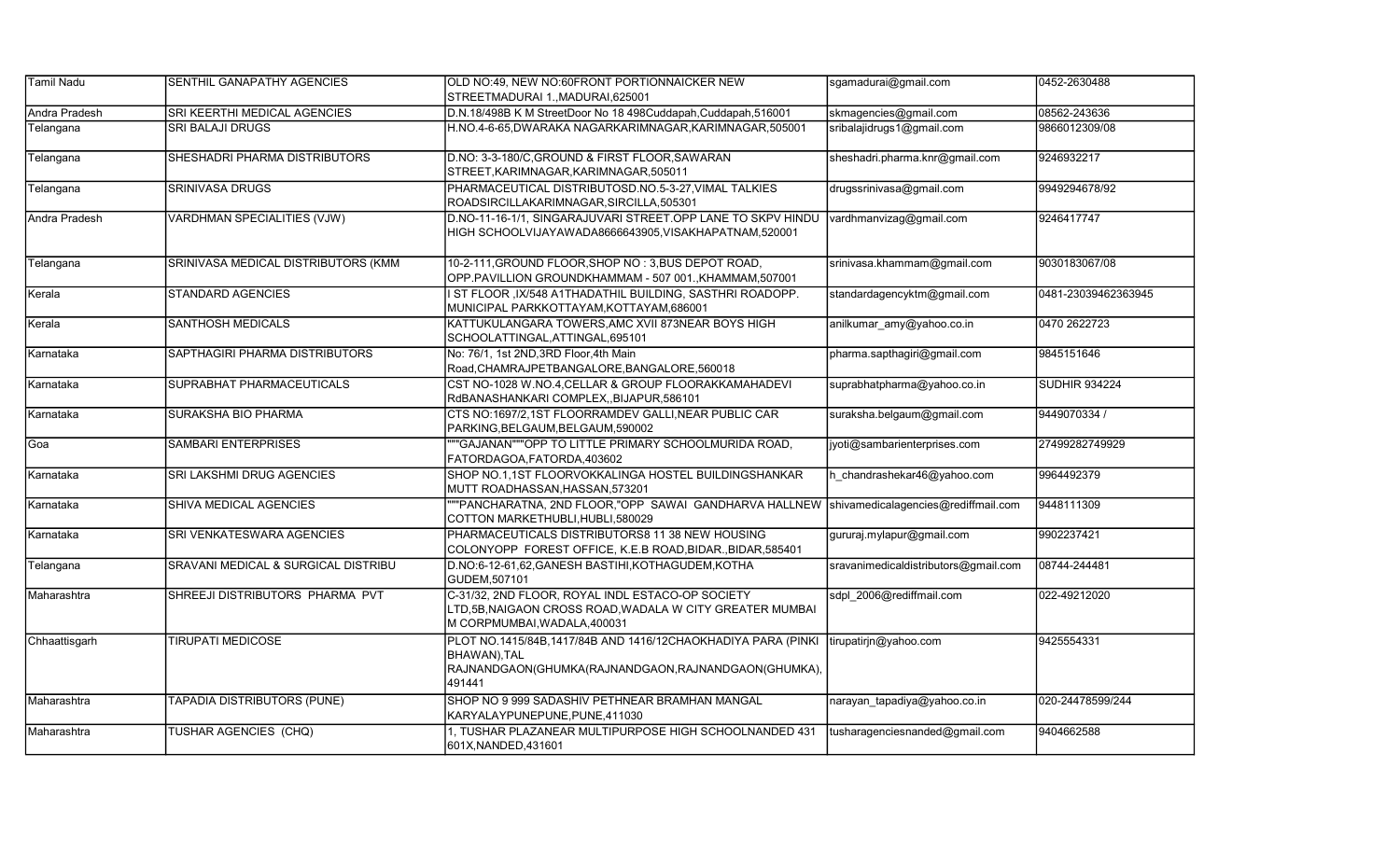| Tamil Nadu | SENTHIL GANAPATHY AGENCIES | OLD NO:49, NEW NO:60FRONT PORTIONNAICKER NEW STREETMADURAI 1.,MADURAI,625001 | sgamadurai@gmail.com | 0452-2630488 |
|---|---|---|---|---|
| Andra Pradesh | SRI KEERTHI MEDICAL AGENCIES | D.N.18/498B K M StreetDoor No 18 498Cuddapah,Cuddapah,516001 | skmagencies@gmail.com | 08562-243636 |
| Telangana | SRI BALAJI DRUGS | H.NO.4-6-65,DWARAKA NAGARKARIMNAGAR,KARIMNAGAR,505001 | sribalajidrugs1@gmail.com | 9866012309/08 |
| Telangana | SHESHADRI PHARMA DISTRIBUTORS | D.NO: 3-3-180/C,GROUND & FIRST FLOOR,SAWARAN STREET,KARIMNAGAR,KARIMNAGAR,505011 | sheshadri.pharma.knr@gmail.com | 9246932217 |
| Telangana | SRINIVASA DRUGS | PHARMACEUTICAL DISTRIBUTOSD.NO.5-3-27,VIMAL TALKIES ROADSIRCILLAKARIMNAGAR,SIRCILLA,505301 | drugssrinivasa@gmail.com | 9949294678/92 |
| Andra Pradesh | VARDHMAN SPECIALITIES (VJW) | D.NO-11-16-1/1, SINGARAJUVARI STREET.OPP LANE TO SKPV HINDU HIGH SCHOOLVIJAYAWADA8666643905,VISAKHAPATNAM,520001 | vardhmanvizag@gmail.com | 9246417747 |
| Telangana | SRINIVASA MEDICAL DISTRIBUTORS (KMM | 10-2-111,GROUND FLOOR,SHOP NO : 3,BUS DEPOT ROAD, OPP.PAVILLION GROUNDKHAMMAM - 507 001.,KHAMMAM,507001 | srinivasa.khammam@gmail.com | 9030183067/08 |
| Kerala | STANDARD AGENCIES | I ST FLOOR ,IX/548 A1THADATHIL BUILDING, SASTHRI ROADOPP. MUNICIPAL PARKKOTTAYAM,KOTTAYAM,686001 | standardagencyktm@gmail.com | 0481-23039462363945 |
| Kerala | SANTHOSH MEDICALS | KATTUKULANGARA TOWERS,AMC XVII 873NEAR BOYS HIGH SCHOOLATTINGAL,ATTINGAL,695101 | anilkumar_amy@yahoo.co.in | 0470 2622723 |
| Karnataka | SAPTHAGIRI PHARMA DISTRIBUTORS | No: 76/1, 1st 2ND,3RD Floor,4th Main Road,CHAMRAJPETBANGALORE,BANGALORE,560018 | pharma.sapthagiri@gmail.com | 9845151646 |
| Karnataka | SUPRABHAT PHARMACEUTICALS | CST NO-1028 W.NO.4,CELLAR & GROUP FLOORAKKAMAHADEVI RdBANASHANKARI COMPLEX,,BIJAPUR,586101 | suprabhatpharma@yahoo.co.in | SUDHIR 934224 |
| Karnataka | SURAKSHA BIO PHARMA | CTS NO:1697/2,1ST FLOORRAMDEV GALLI,NEAR PUBLIC CAR PARKING,BELGAUM,BELGAUM,590002 | suraksha.belgaum@gmail.com | 9449070334 / |
| Goa | SAMBARI ENTERPRISES | """GAJANAN"""OPP TO LITTLE PRIMARY SCHOOLMURIDA ROAD, FATORDAGOA,FATORDA,403602 | jyoti@sambarienterprises.com | 27499282749929 |
| Karnataka | SRI LAKSHMI DRUG AGENCIES | SHOP NO.1,1ST FLOORVOKKALINGA HOSTEL BUILDINGSHANKAR MUTT ROADHASSAN,HASSAN,573201 | h_chandrashekar46@yahoo.com | 9964492379 |
| Karnataka | SHIVA MEDICAL AGENCIES | """PANCHARATNA, 2ND FLOOR,"OPP SAWAI GANDHARVA HALLNEW COTTON MARKETHUBLI,HUBLI,580029 | shivamedicalagencies@rediffmail.com | 9448111309 |
| Karnataka | SRI VENKATESWARA AGENCIES | PHARMACEUTICALS DISTRIBUTORS8 11 38 NEW HOUSING COLONYOPP FOREST OFFICE, K.E.B ROAD,BIDAR.,BIDAR,585401 | gururaj.mylapur@gmail.com | 9902237421 |
| Telangana | SRAVANI MEDICAL & SURGICAL DISTRIBU | D.NO:6-12-61,62,GANESH BASTIHI,KOTHAGUDEM,KOTHA GUDEM,507101 | sravanimedicaldistributors@gmail.com | 08744-244481 |
| Maharashtra | SHREEJI DISTRIBUTORS PHARMA PVT | C-31/32, 2ND FLOOR, ROYAL INDL ESTACO-OP SOCIETY LTD,5B,NAIGAON CROSS ROAD,WADALA W CITY GREATER MUMBAI M CORPMUMBAI,WADALA,400031 | sdpl_2006@rediffmail.com | 022-49212020 |
| Chhaattisgarh | TIRUPATI MEDICOSE | PLOT NO.1415/84B,1417/84B AND 1416/12CHAOKHADIYA PARA (PINKI BHAWAN),TAL RAJNANDGAON(GHUMKA(RAJNANDGAON,RAJNANDGAON(GHUMKA), 491441 | tirupatirjn@yahoo.com | 9425554331 |
| Maharashtra | TAPADIA DISTRIBUTORS (PUNE) | SHOP NO 9 999 SADASHIV PETHNEAR BRAMHAN MANGAL KARYALAYPUNEPUNE,PUNE,411030 | narayan_tapadiya@yahoo.co.in | 020-24478599/244 |
| Maharashtra | TUSHAR AGENCIES (CHQ) | 1, TUSHAR PLAZANEAR MULTIPURPOSE HIGH SCHOOLNANDED 431 601X,NANDED,431601 | tusharagenciesnanded@gmail.com | 9404662588 |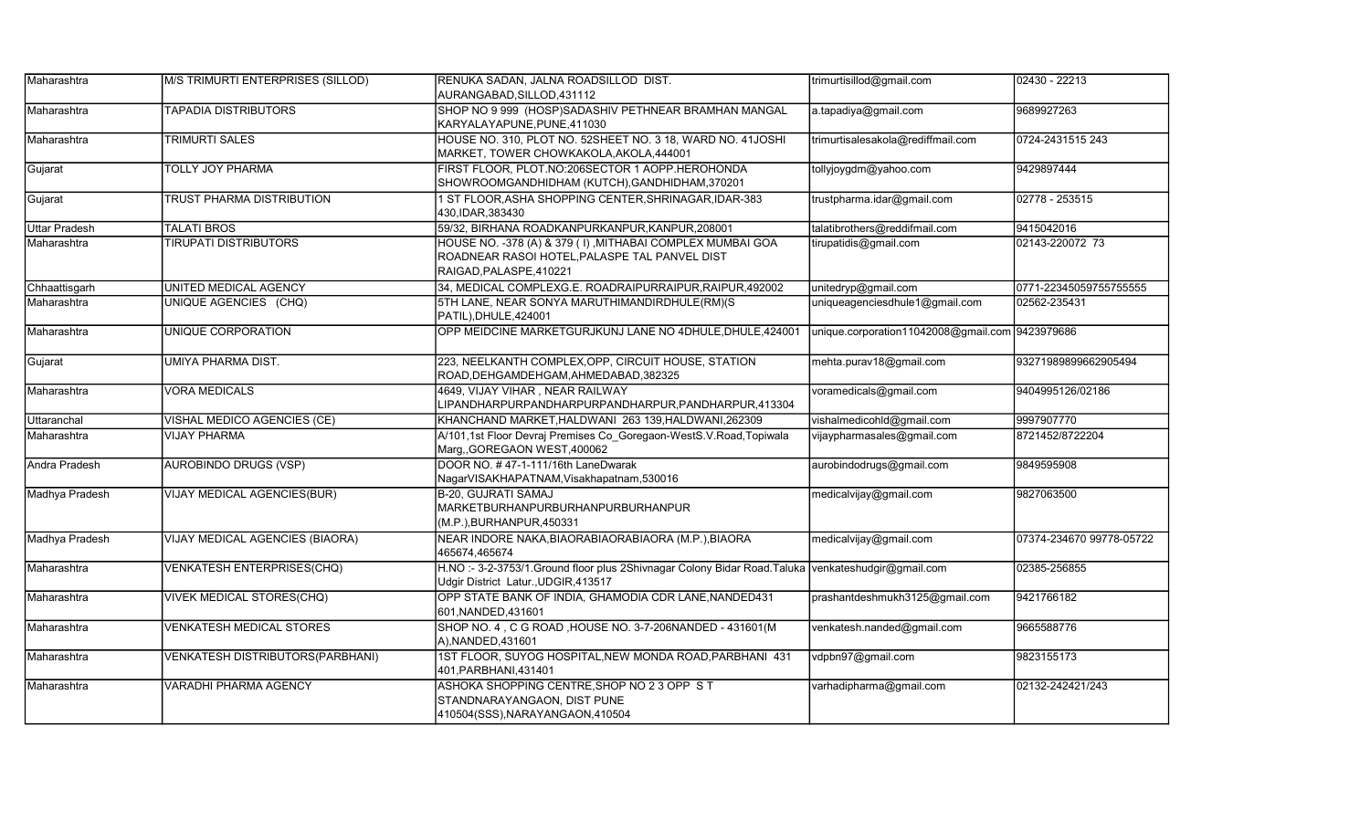| Maharashtra | M/S TRIMURTI ENTERPRISES (SILLOD) | RENUKA SADAN, JALNA ROADSILLOD DIST. AURANGABAD,SILLOD,431112 | trimurtisillod@gmail.com | 02430 - 22213 |
|---|---|---|---|---|
| Maharashtra | TAPADIA DISTRIBUTORS | SHOP NO 9 999 (HOSP)SADASHIV PETHNEAR BRAMHAN MANGAL KARYALAYAPUNE,PUNE,411030 | a.tapadiya@gmail.com | 9689927263 |
| Maharashtra | TRIMURTI SALES | HOUSE NO. 310, PLOT NO. 52SHEET NO. 3 18, WARD NO. 41JOSHI MARKET, TOWER CHOWKAKOLA,AKOLA,444001 | trimurtisalesakola@rediffmail.com | 0724-2431515 243 |
| Gujarat | TOLLY JOY PHARMA | FIRST FLOOR, PLOT.NO:206SECTOR 1 AOPP.HEROHONDA SHOWROOMGANDHIDHAM (KUTCH),GANDHIDHAM,370201 | tollyjoygdm@yahoo.com | 9429897444 |
| Gujarat | TRUST PHARMA DISTRIBUTION | 1 ST FLOOR,ASHA SHOPPING CENTER,SHRINAGAR,IDAR-383 430,IDAR,383430 | trustpharma.idar@gmail.com | 02778 - 253515 |
| Uttar Pradesh | TALATI BROS | 59/32, BIRHANA ROADKANPURKANPUR,KANPUR,208001 | talatibrothers@reddifmail.com | 9415042016 |
| Maharashtra | TIRUPATI DISTRIBUTORS | HOUSE NO. -378 (A) & 379 ( I) ,MITHABAI COMPLEX MUMBAI GOA ROADNEAR RASOI HOTEL,PALASPE TAL PANVEL DIST RAIGAD,PALASPE,410221 | tirupatidis@gmail.com | 02143-220072 73 |
| Chhaattisgarh | UNITED MEDICAL AGENCY | 34, MEDICAL COMPLEXG.E. ROADRAIPURRAIPUR,RAIPUR,492002 | unitedryp@gmail.com | 0771-22345059755755555 |
| Maharashtra | UNIQUE AGENCIES (CHQ) | 5TH LANE, NEAR SONYA MARUTHIMANDIRDHULE(RM)(S PATIL),DHULE,424001 | uniqueagenciesdhule1@gmail.com | 02562-235431 |
| Maharashtra | UNIQUE CORPORATION | OPP MEIDCINE MARKETGURJKUNJ LANE NO 4DHULE,DHULE,424001 | unique.corporation11042008@gmail.com | 9423979686 |
| Gujarat | UMIYA PHARMA DIST. | 223, NEELKANTH COMPLEX,OPP, CIRCUIT HOUSE, STATION ROAD,DEHGAMDEHGAM,AHMEDABAD,382325 | mehta.purav18@gmail.com | 93271989899662905494 |
| Maharashtra | VORA MEDICALS | 4649, VIJAY VIHAR , NEAR RAILWAY LIPANDHARPURPANDHARPURPANDHARPUR,PANDHARPUR,413304 | voramedicals@gmail.com | 9404995126/02186 |
| Uttaranchal | VISHAL MEDICO AGENCIES (CE) | KHANCHAND MARKET,HALDWANI 263 139,HALDWANI,262309 | vishalmedicohld@gmail.com | 9997907770 |
| Maharashtra | VIJAY PHARMA | A/101,1st Floor Devraj Premises Co_Goregaon-WestS.V.Road,Topiwala Marg,,GOREGAON WEST,400062 | vijaypharmasales@gmail.com | 8721452/8722204 |
| Andra Pradesh | AUROBINDO DRUGS (VSP) | DOOR NO. # 47-1-111/16th LaneDwarak NagarVISAKHAPATNAM,Visakhapatnam,530016 | aurobindodrugs@gmail.com | 9849595908 |
| Madhya Pradesh | VIJAY MEDICAL AGENCIES(BUR) | B-20, GUJRATI SAMAJ MARKETBURHANPURBURHANPURBURHANPUR (M.P.),BURHANPUR,450331 | medicalvijay@gmail.com | 9827063500 |
| Madhya Pradesh | VIJAY MEDICAL AGENCIES (BIAORA) | NEAR INDORE NAKA,BIAORABIAORABIAORA (M.P.),BIAORA 465674,465674 | medicalvijay@gmail.com | 07374-234670 99778-05722 |
| Maharashtra | VENKATESH ENTERPRISES(CHQ) | H.NO :- 3-2-3753/1.Ground floor plus 2Shivnagar Colony Bidar Road.Taluka Udgir District Latur.,UDGIR,413517 | venkateshudgir@gmail.com | 02385-256855 |
| Maharashtra | VIVEK MEDICAL STORES(CHQ) | OPP STATE BANK OF INDIA, GHAMODIA CDR LANE,NANDED431 601,NANDED,431601 | prashantdeshmukh3125@gmail.com | 9421766182 |
| Maharashtra | VENKATESH MEDICAL STORES | SHOP NO. 4 , C G ROAD ,HOUSE NO. 3-7-206NANDED - 431601(M A),NANDED,431601 | venkatesh.nanded@gmail.com | 9665588776 |
| Maharashtra | VENKATESH DISTRIBUTORS(PARBHANI) | 1ST FLOOR, SUYOG HOSPITAL,NEW MONDA ROAD,PARBHANI 431 401,PARBHANI,431401 | vdpbn97@gmail.com | 9823155173 |
| Maharashtra | VARADHI PHARMA AGENCY | ASHOKA SHOPPING CENTRE,SHOP NO 2 3 OPP S T STANDNARAYANGAON, DIST PUNE 410504(SSS),NARAYANGAON,410504 | varhadipharma@gmail.com | 02132-242421/243 |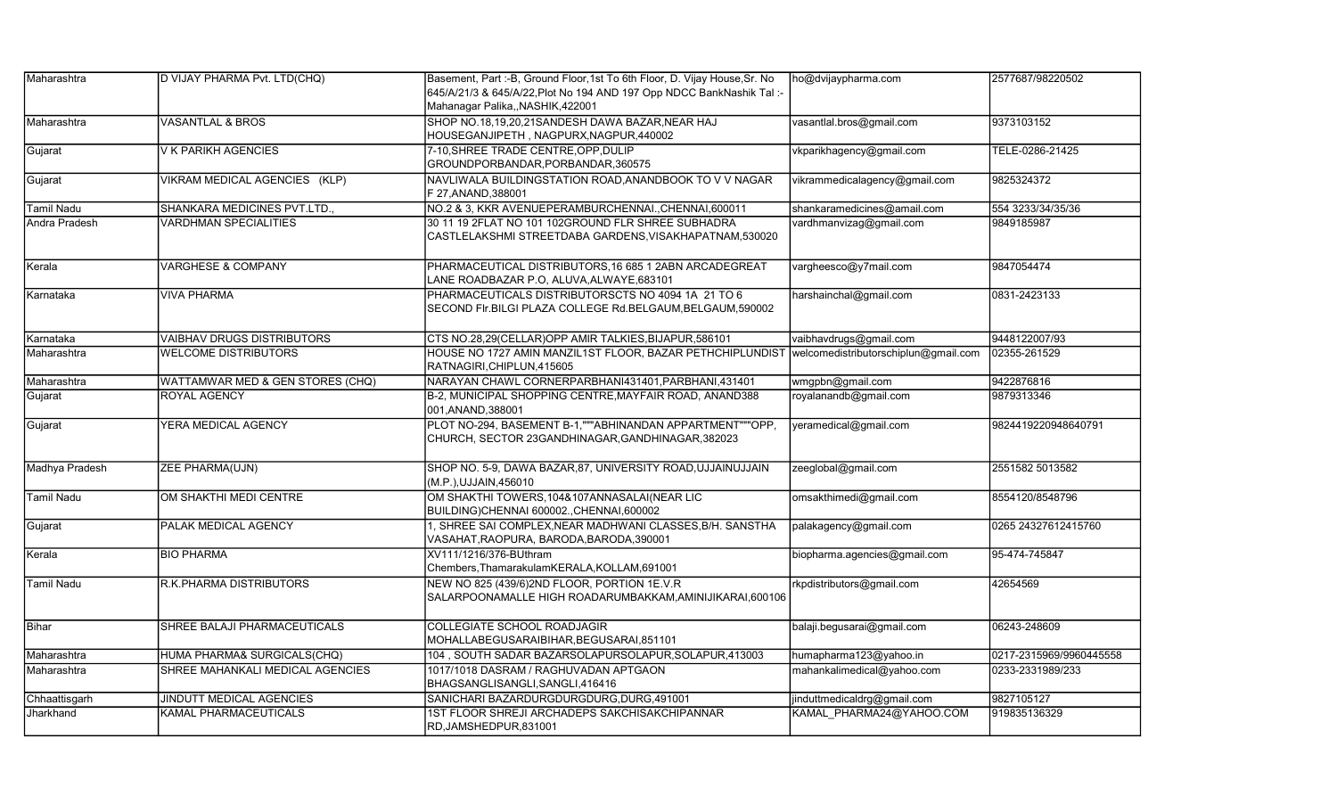| Maharashtra | D VIJAY PHARMA Pvt. LTD(CHQ) | Basement, Part :-B, Ground Floor,1st To 6th Floor, D. Vijay House,Sr. No 645/A/21/3 & 645/A/22,Plot No 194 AND 197 Opp NDCC BankNashik Tal :- Mahanagar Palika,,NASHIK,422001 | ho@dvijaypharma.com | 2577687/98220502 |
|---|---|---|---|---|
| Maharashtra | VASANTLAL & BROS | SHOP NO.18,19,20,21SANDESH DAWA BAZAR,NEAR HAJ HOUSEGANJIPETH , NAGPURX,NAGPUR,440002 | vasantlal.bros@gmail.com | 9373103152 |
| Gujarat | V K PARIKH AGENCIES | 7-10,SHREE TRADE CENTRE,OPP,DULIP GROUNDPORBANDAR,PORBANDAR,360575 | vkparikhagency@gmail.com | TELE-0286-21425 |
| Gujarat | VIKRAM MEDICAL AGENCIES (KLP) | NAVLIWALA BUILDINGSTATION ROAD,ANANDBOOK TO V V NAGAR F 27,ANAND,388001 | vikrammedicalagency@gmail.com | 9825324372 |
| Tamil Nadu | SHANKARA MEDICINES PVT.LTD., | NO.2 & 3, KKR AVENUEPERAMBURCHENNAI.,CHENNAI,600011 | shankaramedicines@amail.com | 554 3233/34/35/36 |
| Andra Pradesh | VARDHMAN SPECIALITIES | 30 11 19 2FLAT NO 101 102GROUND FLR SHREE SUBHADRA CASTLELAKSHMI STREETDABA GARDENS,VISAKHAPATNAM,530020 | vardhmanvizag@gmail.com | 9849185987 |
| Kerala | VARGHESE & COMPANY | PHARMACEUTICAL DISTRIBUTORS,16 685 1 2ABN ARCADEGREAT LANE ROADBAZAR P.O, ALUVA,ALWAYE,683101 | vargheesco@y7mail.com | 9847054474 |
| Karnataka | VIVA PHARMA | PHARMACEUTICALS DISTRIBUTORSCTS NO 4094 1A 21 TO 6 SECOND Flr.BILGI PLAZA COLLEGE Rd.BELGAUM,BELGAUM,590002 | harshainchal@gmail.com | 0831-2423133 |
| Karnataka | VAIBHAV DRUGS DISTRIBUTORS | CTS NO.28,29(CELLAR)OPP AMIR TALKIES,BIJAPUR,586101 | vaibhavdrugs@gmail.com | 9448122007/93 |
| Maharashtra | WELCOME DISTRIBUTORS | HOUSE NO 1727 AMIN MANZIL1ST FLOOR, BAZAR PETHCHIPLUNDIST RATNAGIRI,CHIPLUN,415605 | welcomedistributorschiplun@gmail.com | 02355-261529 |
| Maharashtra | WATTAMWAR MED & GEN STORES (CHQ) | NARAYAN CHAWL CORNERPARBHANI431401,PARBHANI,431401 | wmgpbn@gmail.com | 9422876816 |
| Gujarat | ROYAL AGENCY | B-2, MUNICIPAL SHOPPING CENTRE,MAYFAIR ROAD, ANAND388 001,ANAND,388001 | royalanandb@gmail.com | 9879313346 |
| Gujarat | YERA MEDICAL AGENCY | PLOT NO-294, BASEMENT B-1,"""ABHINANDAN APPARTMENT"""OPP, CHURCH, SECTOR 23GANDHINAGAR,GANDHINAGAR,382023 | yeramedical@gmail.com | 9824419220948640791 |
| Madhya Pradesh | ZEE PHARMA(UJN) | SHOP NO. 5-9, DAWA BAZAR,87, UNIVERSITY ROAD,UJJAINUJJAIN (M.P.),UJJAIN,456010 | zeeglobal@gmail.com | 2551582 5013582 |
| Tamil Nadu | OM SHAKTHI MEDI CENTRE | OM SHAKTHI TOWERS,104&107ANNASALAI(NEAR LIC BUILDING)CHENNAI 600002.,CHENNAI,600002 | omsakthimedi@gmail.com | 8554120/8548796 |
| Gujarat | PALAK MEDICAL AGENCY | 1, SHREE SAI COMPLEX,NEAR MADHWANI CLASSES,B/H. SANSTHA VASAHAT,RAOPURA, BARODA,BARODA,390001 | palakagency@gmail.com | 0265 24327612415760 |
| Kerala | BIO PHARMA | XV111/1216/376-BUthram Chembers,ThamarakulamKERALA,KOLLAM,691001 | biopharma.agencies@gmail.com | 95-474-745847 |
| Tamil Nadu | R.K.PHARMA DISTRIBUTORS | NEW NO 825 (439/6)2ND FLOOR, PORTION 1E.V.R SALARPOONAMALLE HIGH ROADARUMBAKKAM,AMINIJIKARAI,600106 | rkpdistributors@gmail.com | 42654569 |
| Bihar | SHREE BALAJI PHARMACEUTICALS | COLLEGIATE SCHOOL ROADJAGIR MOHALLABEGUSARAIBIHAR,BEGUSARAI,851101 | balaji.begusarai@gmail.com | 06243-248609 |
| Maharashtra | HUMA PHARMA& SURGICALS(CHQ) | 104 , SOUTH SADAR BAZARSOLAPURSOLAPUR,SOLAPUR,413003 | humapharma123@yahoo.in | 0217-2315969/9960445558 |
| Maharashtra | SHREE MAHANKALI MEDICAL AGENCIES | 1017/1018 DASRAM / RAGHUVADAN APTGAON BHAGSANGLISANGLI,SANGLI,416416 | mahankalimedical@yahoo.com | 0233-2331989/233 |
| Chhaattisgarh | JINDUTT MEDICAL AGENCIES | SANICHARI BAZARDURGDURGDURG,DURG,491001 | jinduttmedicaldrg@gmail.com | 9827105127 |
| Jharkhand | KAMAL PHARMACEUTICALS | 1ST FLOOR SHREJI ARCHADEPS SAKCHISAKCHIPANNAR RD,JAMSHEDPUR,831001 | KAMAL_PHARMA24@YAHOO.COM | 919835136329 |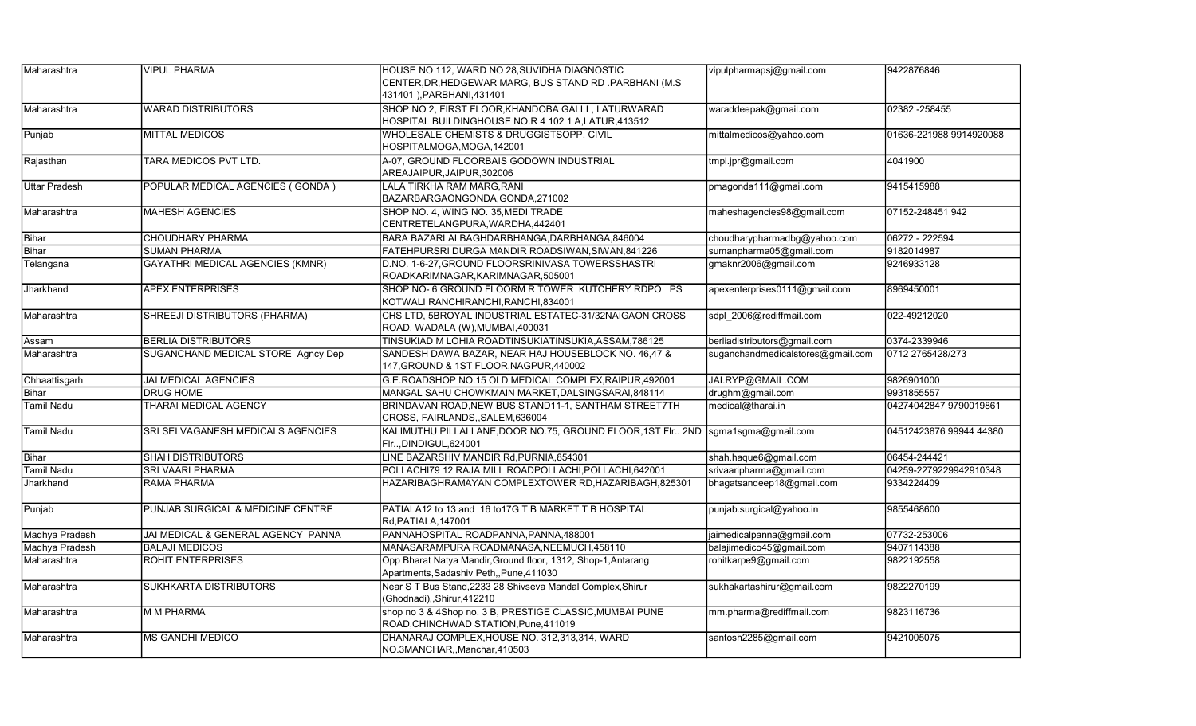| Maharashtra | VIPUL PHARMA | HOUSE NO 112, WARD NO 28,SUVIDHA DIAGNOSTIC CENTER,DR,HEDGEWAR MARG, BUS STAND RD .PARBHANI (M.S 431401 ),PARBHANI,431401 | vipulpharmapsj@gmail.com | 9422876846 |
|---|---|---|---|---|
| Maharashtra | WARAD DISTRIBUTORS | SHOP NO 2, FIRST FLOOR,KHANDOBA GALLI , LATURWARAD HOSPITAL BUILDINGHOUSE NO.R 4 102 1 A,LATUR,413512 | waraddeepak@gmail.com | 02382 -258455 |
| Punjab | MITTAL MEDICOS | WHOLESALE CHEMISTS & DRUGGISTSOPP. CIVIL HOSPITALMOGA,MOGA,142001 | mittalmedicos@yahoo.com | 01636-221988 9914920088 |
| Rajasthan | TARA MEDICOS PVT LTD. | A-07, GROUND FLOORBAIS GODOWN INDUSTRIAL AREAJAIPUR,JAIPUR,302006 | tmpl.jpr@gmail.com | 4041900 |
| Uttar Pradesh | POPULAR MEDICAL AGENCIES ( GONDA ) | LALA TIRKHA RAM MARG,RANI BAZARBARGAONGONDA,GONDA,271002 | pmagonda111@gmail.com | 9415415988 |
| Maharashtra | MAHESH AGENCIES | SHOP NO. 4, WING NO. 35,MEDI TRADE CENTRETELANGPURA,WARDHA,442401 | maheshagencies98@gmail.com | 07152-248451 942 |
| Bihar | CHOUDHARY PHARMA | BARA BAZARLALBAGHDARBHANGA,DARBHANGA,846004 | choudharypharmadbg@yahoo.com | 06272 - 222594 |
| Bihar | SUMAN PHARMA | FATEHPURSRI DURGA MANDIR ROADSIWAN,SIWAN,841226 | sumanpharma05@gmail.com | 9182014987 |
| Telangana | GAYATHRI MEDICAL AGENCIES (KMNR) | D.NO. 1-6-27,GROUND FLOORSRINIVASA TOWERSSHASTRI ROADKARIMNAGAR,KARIMNAGAR,505001 | gmaknr2006@gmail.com | 9246933128 |
| Jharkhand | APEX ENTERPRISES | SHOP NO- 6 GROUND FLOORM R TOWER KUTCHERY RDPO PS KOTWALI RANCHIRANCHI,RANCHI,834001 | apexenterprises0111@gmail.com | 8969450001 |
| Maharashtra | SHREEJI DISTRIBUTORS (PHARMA) | CHS LTD, 5BROYAL INDUSTRIAL ESTATEC-31/32NAIGAON CROSS ROAD, WADALA (W),MUMBAI,400031 | sdpl_2006@rediffmail.com | 022-49212020 |
| Assam | BERLIA DISTRIBUTORS | TINSUKIAD M LOHIA ROADTINSUKIATINSUKIA,ASSAM,786125 | berliadistributors@gmail.com | 0374-2339946 |
| Maharashtra | SUGANCHAND MEDICAL STORE Agncy Dep | SANDESH DAWA BAZAR, NEAR HAJ HOUSEBLOCK NO. 46,47 & 147,GROUND & 1ST FLOOR,NAGPUR,440002 | suganchandmedicalstores@gmail.com | 0712 2765428/273 |
| Chhaattisgarh | JAI MEDICAL AGENCIES | G.E.ROADSHOP NO.15 OLD MEDICAL COMPLEX,RAIPUR,492001 | JAI.RYP@GMAIL.COM | 9826901000 |
| Bihar | DRUG HOME | MANGAL SAHU CHOWKMAIN MARKET,DALSINGSARAI,848114 | drughm@gmail.com | 9931855557 |
| Tamil Nadu | THARAI MEDICAL AGENCY | BRINDAVAN ROAD,NEW BUS STAND11-1, SANTHAM STREET7TH CROSS, FAIRLANDS,,SALEM,636004 | medical@tharai.in | 04274042847 9790019861 |
| Tamil Nadu | SRI SELVAGANESH MEDICALS AGENCIES | KALIMUTHU PILLAI LANE,DOOR NO.75, GROUND FLOOR,1ST Flr.. 2ND Flr..,DINDIGUL,624001 | sgma1sgma@gmail.com | 04512423876 99944 44380 |
| Bihar | SHAH DISTRIBUTORS | LINE BAZARSHIV MANDIR Rd,PURNIA,854301 | shah.haque6@gmail.com | 06454-244421 |
| Tamil Nadu | SRI VAARI PHARMA | POLLACHI79 12 RAJA MILL ROADPOLLACHI,POLLACHI,642001 | srivaaripharma@gmail.com | 04259-2279229942910348 |
| Jharkhand | RAMA PHARMA | HAZARIBAGHRAMAYAN COMPLEXTOWER RD,HAZARIBAGH,825301 | bhagatsandeep18@gmail.com | 9334224409 |
| Punjab | PUNJAB SURGICAL & MEDICINE CENTRE | PATIALA12 to 13 and 16 to17G T B MARKET T B HOSPITAL Rd,PATIALA,147001 | punjab.surgical@yahoo.in | 9855468600 |
| Madhya Pradesh | JAI MEDICAL & GENERAL AGENCY PANNA | PANNAHOSPITAL ROADPANNA,PANNA,488001 | jaimedicalpanna@gmail.com | 07732-253006 |
| Madhya Pradesh | BALAJI MEDICOS | MANASARAMPURA ROADMANASA,NEEMUCH,458110 | balajimedico45@gmail.com | 9407114388 |
| Maharashtra | ROHIT ENTERPRISES | Opp Bharat Natya Mandir,Ground floor, 1312, Shop-1,Antarang Apartments,Sadashiv Peth,,Pune,411030 | rohitkarpe9@gmail.com | 9822192558 |
| Maharashtra | SUKHKARTA DISTRIBUTORS | Near S T Bus Stand,2233 28 Shivseva Mandal Complex,Shirur (Ghodnadi),,Shirur,412210 | sukhakartashirur@gmail.com | 9822270199 |
| Maharashtra | M M PHARMA | shop no 3 & 4Shop no. 3 B, PRESTIGE CLASSIC,MUMBAI PUNE ROAD,CHINCHWAD STATION,Pune,411019 | mm.pharma@rediffmail.com | 9823116736 |
| Maharashtra | MS GANDHI MEDICO | DHANARAJ COMPLEX,HOUSE NO. 312,313,314, WARD NO.3MANCHAR,,Manchar,410503 | santosh2285@gmail.com | 9421005075 |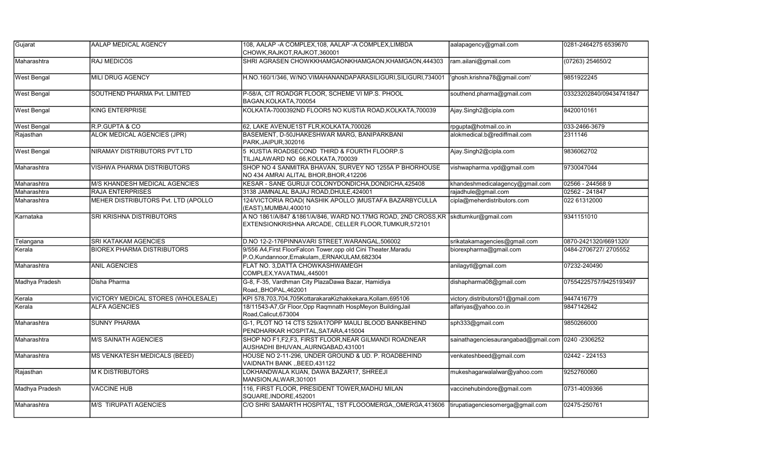| Gujarat | AALAP MEDICAL AGENCY | 108, AALAP -A COMPLEX,108, AALAP -A COMPLEX,LIMBDA CHOWK,RAJKOT,RAJKOT,360001 | aalapagency@gmail.com | 0281-2464275 6539670 |
|---|---|---|---|---|
| Maharashtra | RAJ MEDICOS | SHRI AGRASEN CHOWKKHAMGAONKHAMGAON,KHAMGAON,444303 | ram.ailani@gmail.com | (07263) 254650/2 |
| West Bengal | MILI DRUG AGENCY | H.NO.160/1/346, W/NO.VIMAHANANDAPARASILIGURI,SILIGURI,734001 | 'ghosh.krishna78@gmail.com' | 9851922245 |
| West Bengal | SOUTHEND PHARMA Pvt. LIMITED | P-58/A, CIT ROADGR FLOOR, SCHEME VI MP.S. PHOOL BAGAN,KOLKATA,700054 | southend.pharma@gmail.com | 03323202840/09434741847 |
| West Bengal | KING ENTERPRISE | KOLKATA-7000392ND FLOOR5 NO KUSTIA ROAD,KOLKATA,700039 | Ajay.Singh2@cipla.com | 8420010161 |
| West Bengal | R.P.GUPTA & CO | 62, LAKE AVENUE1ST FLR,KOLKATA,700026 | rpgupta@hotmail.co.in | 033-2466-3679 |
| Rajasthan | ALOK MEDICAL AGENCIES (JPR) | BASEMENT, D-50JHAKESHWAR MARG, BANIPARKBANI PARK,JAIPUR,302016 | alokmedical.b@rediffmail.com | 2311146 |
| West Bengal | NIRAMAY DISTRIBUTORS PVT LTD | 5 KUSTIA ROADSECOND THIRD & FOURTH FLOORP.S TILJALAWARD NO 66,KOLKATA,700039 | Ajay.Singh2@cipla.com | 9836062702 |
| Maharashtra | VISHWA PHARMA DISTRIBUTORS | SHOP NO 4 SANMITRA BHAVAN, SURVEY NO 1255A P BHORHOUSE NO 434 AMRAI ALITAL BHOR,BHOR,412206 | vishwapharma.vpd@gmail.com | 9730047044 |
| Maharashtra | M/S KHANDESH MEDICAL AGENCIES | KESAR - SANE GURUJI COLONYDONDICHA,DONDICHA,425408 | khandeshmedicalagency@gmail.com | 02566 - 244568 9 |
| Maharashtra | RAJA ENTERPRISES | 3138 JAMNALAL BAJAJ ROAD,DHULE,424001 | rajadhule@gmail.com | 02562 - 241847 |
| Maharashtra | MEHER DISTRIBUTORS Pvt. LTD (APOLLO | 124/VICTORIA ROAD( NASHIK APOLLO )MUSTAFA BAZARBYCULLA (EAST),MUMBAI,400010 | cipla@meherdistributors.com | 022 61312000 |
| Karnataka | SRI KRISHNA DISTRIBUTORS | A NO 1861/A/847 &1861/A/846, WARD NO.17MG ROAD, 2ND CROSS,KR EXTENSIONKRISHNA ARCADE, CELLER FLOOR,TUMKUR,572101 | skdtumkur@gmail.com | 9341151010 |
| Telangana | SRI KATAKAM AGENCIES | D.NO 12-2-176PINNAVARI STREET,WARANGAL,506002 | srikatakamagencies@gmail.com | 0870-2421320/6691320/ |
| Kerala | BIOREX PHARMA DISTRIBUTORS | 9/556 A4,First FloorFalcon Tower,opp old Cini Theater,Maradu P.O,Kundannoor,Ernakulam,,ERNAKULAM,682304 | biorexpharma@gmail.com | 0484-2706727/ 2705552 |
| Maharashtra | ANIL AGENCIES | FLAT NO. 3,DATTA CHOWKASHWAMEGH COMPLEX,YAVATMAL,445001 | anilagytl@gmail.com | 07232-240490 |
| Madhya Pradesh | Disha Pharma | G-8, F-35, Vardhman City PlazaDawa Bazar, Hamidiya Road,,BHOPAL,462001 | dishapharma08@gmail.com | 07554225757/9425193497 |
| Kerala | VICTORY MEDICAL STORES (WHOLESALE) | KPI 578,703,704,705KottarakaraKizhakkekara,Kollam,695106 | victory.distributors01@gmail.com | 9447416779 |
| Kerala | ALFA AGENCIES | 18/11543-A7,Gr Floor,Opp Raqmnath HospMeyon BuildingJail Road,Calicut,673004 | alfariyas@yahoo.co.in | 9847142642 |
| Maharashtra | SUNNY PHARMA | G-1, PLOT NO 14 CTS 529/A17OPP MAULI BLOOD BANKBEHIND PENDHARKAR HOSPITAL,SATARA,415004 | sph333@gmail.com | 9850266000 |
| Maharashtra | M/S SAINATH AGENCIES | SHOP NO F1,F2,F3, FIRST FLOOR,NEAR GILMANDI ROADNEAR AUSHADHI BHUVAN,,AURNGABAD,431001 | sainathagenciesaurangabad@gmail.com | 0240 -2306252 |
| Maharashtra | MS VENKATESH MEDICALS (BEED) | HOUSE NO 2-11-296, UNDER GROUND & UD. P. ROADBEHIND VAIDNATH BANK ,,BEED,431122 | venkateshbeed@gmail.com | 02442 - 224153 |
| Rajasthan | M K DISTRIBUTORS | LOKHANDWALA KUAN, DAWA BAZAR17, SHREEJI MANSION,ALWAR,301001 | mukeshagarwalalwar@yahoo.com | 9252760060 |
| Madhya Pradesh | VACCINE HUB | 116, FIRST FLOOR, PRESIDENT TOWER,MADHU MILAN SQUARE,INDORE,452001 | vaccinehubindore@gmail.com | 0731-4009366 |
| Maharashtra | M/S TIRUPATI AGENCIES | C/O SHRI SAMARTH HOSPITAL, 1ST FLOOOMERGA,,OMERGA,413606 | tirupatiagenciesomerga@gmail.com | 02475-250761 |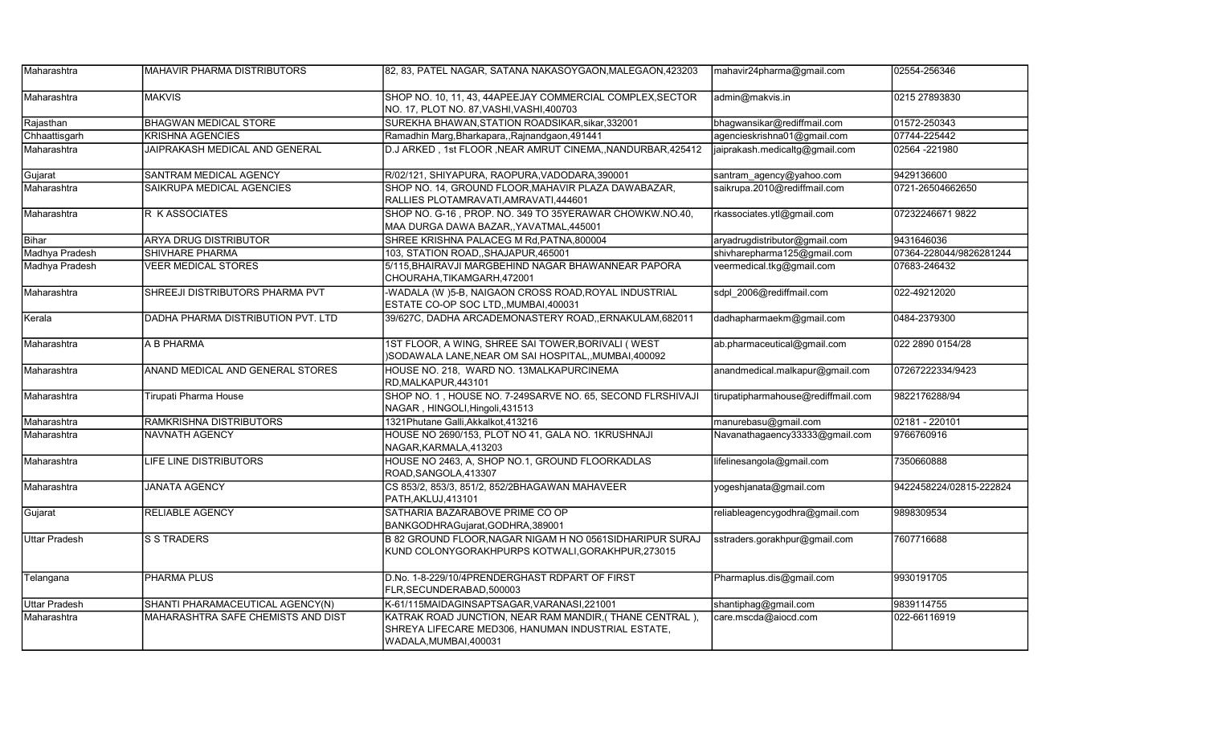| Maharashtra | MAHAVIR PHARMA DISTRIBUTORS | 82, 83, PATEL NAGAR, SATANA NAKASOYGAON,MALEGAON,423203 | mahavir24pharma@gmail.com | 02554-256346 |
|---|---|---|---|---|
| Maharashtra | MAKVIS | SHOP NO. 10, 11, 43, 44APEEJAY COMMERCIAL COMPLEX,SECTOR NO. 17, PLOT NO. 87,VASHI,VASHI,400703 | admin@makvis.in | 0215 27893830 |
| Rajasthan | BHAGWAN MEDICAL STORE | SUREKHA BHAWAN,STATION ROADSIKAR,sikar,332001 | bhagwansikar@rediffmail.com | 01572-250343 |
| Chhaattisgarh | KRISHNA AGENCIES | Ramadhin Marg,Bharkapara,,Rajnandgaon,491441 | agencieskrishna01@gmail.com | 07744-225442 |
| Maharashtra | JAIPRAKASH MEDICAL AND GENERAL | D.J ARKED , 1st FLOOR ,NEAR AMRUT CINEMA,,NANDURBAR,425412 | jaiprakash.medicaltg@gmail.com | 02564 -221980 |
| Gujarat | SANTRAM MEDICAL AGENCY | R/02/121, SHIYAPURA, RAOPURA,VADODARA,390001 | santram_agency@yahoo.com | 9429136600 |
| Maharashtra | SAIKRUPA MEDICAL AGENCIES | SHOP NO. 14, GROUND FLOOR,MAHAVIR PLAZA DAWABAZAR, RALLIES PLOTAMRAVATI,AMRAVATI,444601 | saikrupa.2010@rediffmail.com | 0721-26504662650 |
| Maharashtra | R K ASSOCIATES | SHOP NO. G-16 , PROP. NO. 349 TO 35YERAWAR CHOWKW.NO.40, MAA DURGA DAWA BAZAR,,YAVATMAL,445001 | rkassociates.ytl@gmail.com | 07232246671 9822 |
| Bihar | ARYA DRUG DISTRIBUTOR | SHREE KRISHNA PALACEG M Rd,PATNA,800004 | aryadrugdistributor@gmail.com | 9431646036 |
| Madhya Pradesh | SHIVHARE PHARMA | 103, STATION ROAD,,SHAJAPUR,465001 | shivharepharma125@gmail.com | 07364-228044/9826281244 |
| Madhya Pradesh | VEER MEDICAL STORES | 5/115,BHAIRAVJI MARGBEHIND NAGAR BHAWANNEAR PAPORA CHOURAHA,TIKAMGARH,472001 | veermedical.tkg@gmail.com | 07683-246432 |
| Maharashtra | SHREEJI DISTRIBUTORS PHARMA PVT | -WADALA (W )5-B, NAIGAON CROSS ROAD,ROYAL INDUSTRIAL ESTATE CO-OP SOC LTD,,MUMBAI,400031 | sdpl_2006@rediffmail.com | 022-49212020 |
| Kerala | DADHA PHARMA DISTRIBUTION PVT. LTD | 39/627C, DADHA ARCADEMONASTERY ROAD,,ERNAKULAM,682011 | dadhapharmaekm@gmail.com | 0484-2379300 |
| Maharashtra | A B PHARMA | 1ST FLOOR, A WING, SHREE SAI TOWER,BORIVALI ( WEST )SODAWALA LANE,NEAR OM SAI HOSPITAL,,MUMBAI,400092 | ab.pharmaceutical@gmail.com | 022 2890 0154/28 |
| Maharashtra | ANAND MEDICAL AND GENERAL STORES | HOUSE NO. 218, WARD NO. 13MALKAPURCINEMA RD,MALKAPUR,443101 | anandmedical.malkapur@gmail.com | 07267222334/9423 |
| Maharashtra | Tirupati Pharma House | SHOP NO. 1 , HOUSE NO. 7-249SARVE NO. 65, SECOND FLRSHIVAJI NAGAR , HINGOLI,Hingoli,431513 | tirupatipharmahouse@rediffmail.com | 9822176288/94 |
| Maharashtra | RAMKRISHNA DISTRIBUTORS | 1321Phutane Galli,Akkalkot,413216 | manurebasu@gmail.com | 02181 - 220101 |
| Maharashtra | NAVNATH AGENCY | HOUSE NO 2690/153, PLOT NO 41, GALA NO. 1KRUSHNAJI NAGAR,KARMALA,413203 | Navanathagaency33333@gmail.com | 9766760916 |
| Maharashtra | LIFE LINE DISTRIBUTORS | HOUSE NO 2463, A, SHOP NO.1, GROUND FLOORKADLAS ROAD,SANGOLA,413307 | lifelinesangola@gmail.com | 7350660888 |
| Maharashtra | JANATA AGENCY | CS 853/2, 853/3, 851/2, 852/2BHAGAWAN MAHAVEER PATH,AKLUJ,413101 | yogeshjanata@gmail.com | 9422458224/02815-222824 |
| Gujarat | RELIABLE AGENCY | SATHARIA BAZARABOVE PRIME CO OP BANKGODHRAGujarat,GODHRA,389001 | reliableagencygodhra@gmail.com | 9898309534 |
| Uttar Pradesh | S S TRADERS | B 82 GROUND FLOOR,NAGAR NIGAM H NO 0561SIDHARIPUR SURAJ KUND COLONYGORAKHPURPS KOTWALI,GORAKHPUR,273015 | sstraders.gorakhpur@gmail.com | 7607716688 |
| Telangana | PHARMA PLUS | D.No. 1-8-229/10/4PRENDERGHAST RDPART OF FIRST FLR,SECUNDERABAD,500003 | Pharmaplus.dis@gmail.com | 9930191705 |
| Uttar Pradesh | SHANTI PHARAMACEUTICAL AGENCY(N) | K-61/115MAIDAGINSAPTSAGAR,VARANASI,221001 | shantiphag@gmail.com | 9839114755 |
| Maharashtra | MAHARASHTRA SAFE CHEMISTS AND DIST | KATRAK ROAD JUNCTION, NEAR RAM MANDIR,( THANE CENTRAL ), SHREYA LIFECARE MED306, HANUMAN INDUSTRIAL ESTATE, WADALA,MUMBAI,400031 | care.mscda@aiocd.com | 022-66116919 |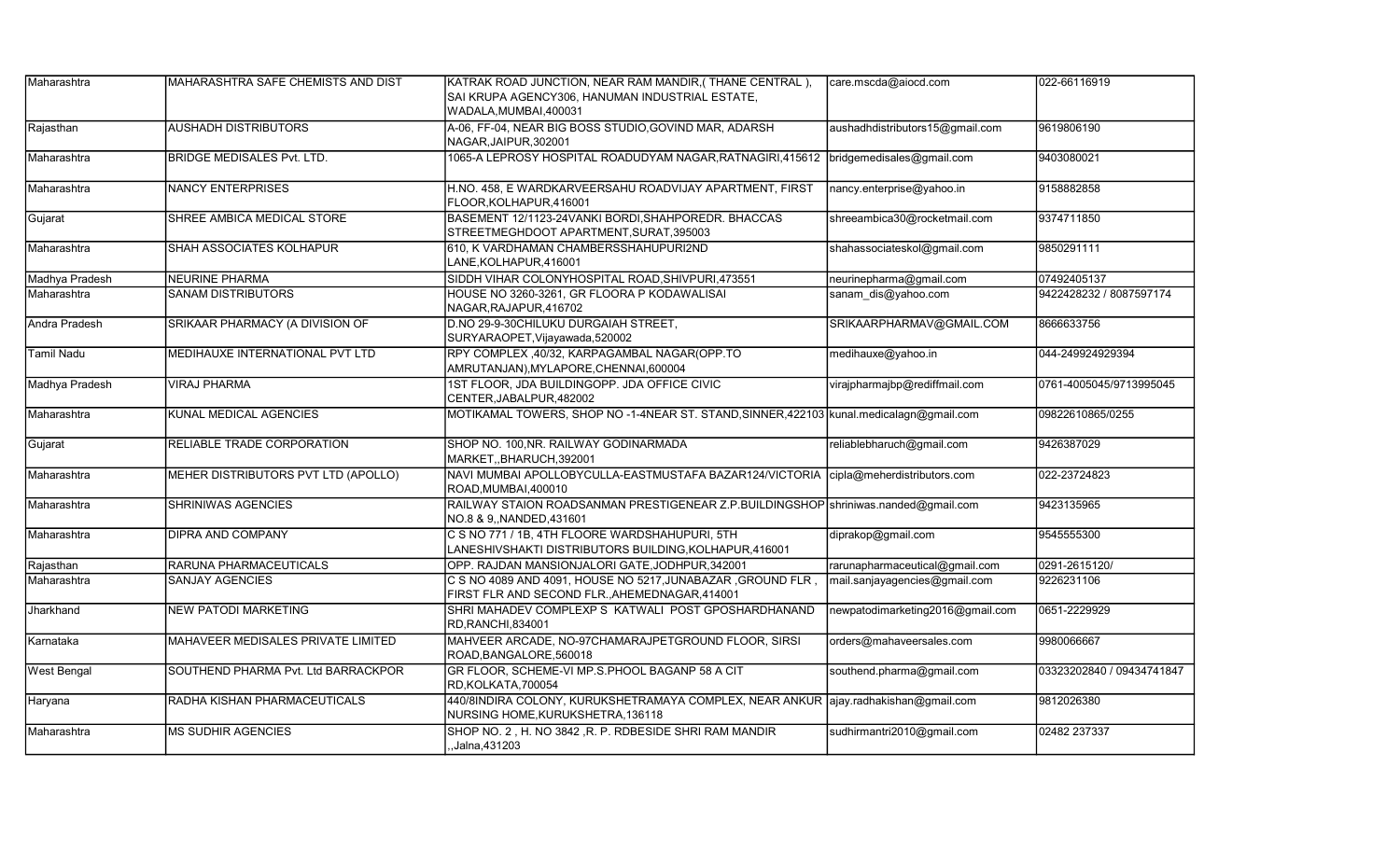| Maharashtra | MAHARASHTRA SAFE CHEMISTS AND DIST | KATRAK ROAD JUNCTION, NEAR RAM MANDIR,( THANE CENTRAL ), SAI KRUPA AGENCY306, HANUMAN INDUSTRIAL ESTATE, WADALA,MUMBAI,400031 | care.mscda@aiocd.com | 022-66116919 |
|---|---|---|---|---|
| Rajasthan | AUSHADH DISTRIBUTORS | A-06, FF-04, NEAR BIG BOSS STUDIO,GOVIND MAR, ADARSH NAGAR,JAIPUR,302001 | aushadhdistributors15@gmail.com | 9619806190 |
| Maharashtra | BRIDGE MEDISALES Pvt. LTD. | 1065-A LEPROSY HOSPITAL ROADUDYAM NAGAR,RATNAGIRI,415612 | bridgemedisales@gmail.com | 9403080021 |
| Maharashtra | NANCY ENTERPRISES | H.NO. 458, E WARDKARVEERSAHU ROADVIJAY APARTMENT, FIRST FLOOR,KOLHAPUR,416001 | nancy.enterprise@yahoo.in | 9158882858 |
| Gujarat | SHREE AMBICA MEDICAL STORE | BASEMENT 12/1123-24VANKI BORDI,SHAHPOREDR. BHACCAS STREETMEGHDOOT APARTMENT,SURAT,395003 | shreeambica30@rocketmail.com | 9374711850 |
| Maharashtra | SHAH ASSOCIATES KOLHAPUR | 610, K VARDHAMAN CHAMBERSSHAHUPURI2ND LANE,KOLHAPUR,416001 | shahassociateskol@gmail.com | 9850291111 |
| Madhya Pradesh | NEURINE PHARMA | SIDDH VIHAR COLONYHOSPITAL ROAD,SHIVPURI,473551 | neurinepharma@gmail.com | 07492405137 |
| Maharashtra | SANAM DISTRIBUTORS | HOUSE NO 3260-3261, GR FLOORA P KODAWALISAI NAGAR,RAJAPUR,416702 | sanam_dis@yahoo.com | 9422428232 / 8087597174 |
| Andra Pradesh | SRIKAAR PHARMACY (A DIVISION OF | D.NO 29-9-30CHILUKU DURGAIAH STREET, SURYARAOPET,Vijayawada,520002 | SRIKAARPHARMAV@GMAIL.COM | 8666633756 |
| Tamil Nadu | MEDIHAUXE INTERNATIONAL PVT LTD | RPY COMPLEX ,40/32, KARPAGAMBAL NAGAR(OPP.TO AMRUTANJAN),MYLAPORE,CHENNAI,600004 | medihauxe@yahoo.in | 044-249924929394 |
| Madhya Pradesh | VIRAJ PHARMA | 1ST FLOOR, JDA BUILDINGOPP. JDA OFFICE CIVIC CENTER,JABALPUR,482002 | virajpharmajbp@rediffmail.com | 0761-4005045/9713995045 |
| Maharashtra | KUNAL MEDICAL AGENCIES | MOTIKAMAL TOWERS, SHOP NO -1-4NEAR ST. STAND,SINNER,422103 | kunal.medicalagn@gmail.com | 09822610865/0255 |
| Gujarat | RELIABLE TRADE CORPORATION | SHOP NO. 100,NR. RAILWAY GODINARMADA MARKET,,BHARUCH,392001 | reliablebharuch@gmail.com | 9426387029 |
| Maharashtra | MEHER DISTRIBUTORS PVT LTD (APOLLO) | NAVI MUMBAI APOLLOBYCULLA-EASTMUSTAFA BAZAR124/VICTORIA ROAD,MUMBAI,400010 | cipla@meherdistributors.com | 022-23724823 |
| Maharashtra | SHRINIWAS AGENCIES | RAILWAY STAION ROADSANMAN PRESTIGENEAR Z.P.BUILDINGSHOP NO.8 & 9,,NANDED,431601 | shriniwas.nanded@gmail.com | 9423135965 |
| Maharashtra | DIPRA AND COMPANY | C S NO 771 / 1B, 4TH FLOORE WARDSHAHUPURI, 5TH LANESHIVSHAKTI DISTRIBUTORS BUILDING,KOLHAPUR,416001 | diprakop@gmail.com | 9545555300 |
| Rajasthan | RARUNA PHARMACEUTICALS | OPP. RAJDAN MANSIONJALORI GATE,JODHPUR,342001 | rarunapharmaceutical@gmail.com | 0291-2615120/ |
| Maharashtra | SANJAY AGENCIES | C S NO 4089 AND 4091, HOUSE NO 5217,JUNABAZAR ,GROUND FLR , FIRST FLR AND SECOND FLR.,AHEMEDNAGAR,414001 | mail.sanjayagencies@gmail.com | 9226231106 |
| Jharkhand | NEW PATODI MARKETING | SHRI MAHADEV COMPLEXP S KATWALI POST GPOSHARDHANAND RD,RANCHI,834001 | newpatodimarketing2016@gmail.com | 0651-2229929 |
| Karnataka | MAHAVEER MEDISALES PRIVATE LIMITED | MAHVEER ARCADE, NO-97CHAMARAJPETGROUND FLOOR, SIRSI ROAD,BANGALORE,560018 | orders@mahaveersales.com | 9980066667 |
| West Bengal | SOUTHEND PHARMA Pvt. Ltd BARRACKPOR | GR FLOOR, SCHEME-VI MP.S.PHOOL BAGANP 58 A CIT RD,KOLKATA,700054 | southend.pharma@gmail.com | 03323202840 / 09434741847 |
| Haryana | RADHA KISHAN PHARMACEUTICALS | 440/8INDIRA COLONY, KURUKSHETRAMAYA COMPLEX, NEAR ANKUR NURSING HOME,KURUKSHETRA,136118 | ajay.radhakishan@gmail.com | 9812026380 |
| Maharashtra | MS SUDHIR AGENCIES | SHOP NO. 2 , H. NO 3842 ,R. P. RDBESIDE SHRI RAM MANDIR ,,Jalna,431203 | sudhirmantri2010@gmail.com | 02482 237337 |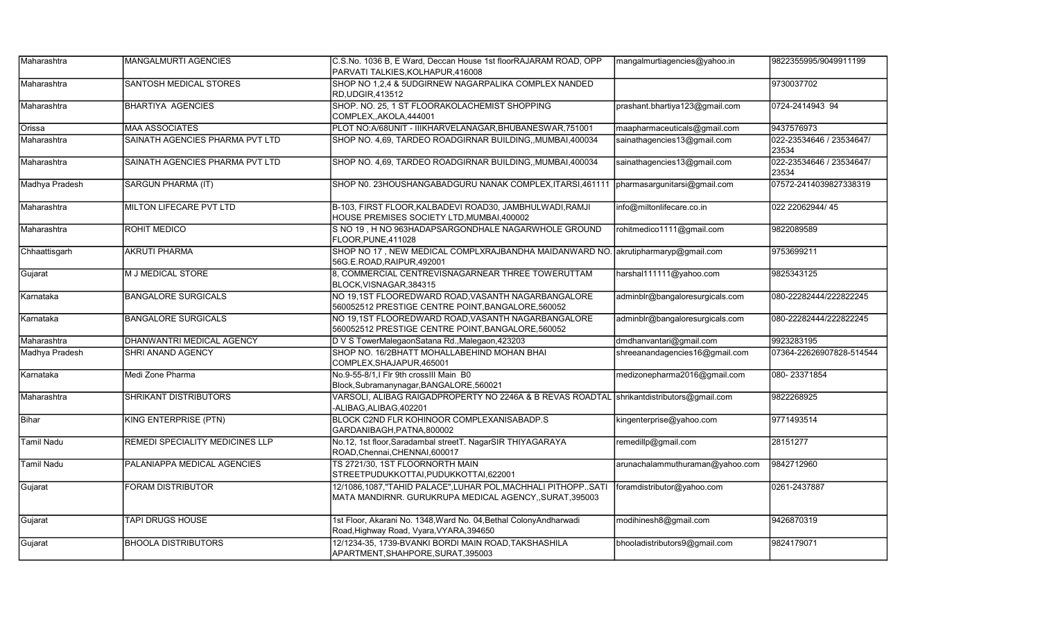| Maharashtra | MANGALMURTI AGENCIES | C.S.No. 1036 B, E Ward, Deccan House 1st floorRAJARAM ROAD, OPP PARVATI TALKIES,KOLHAPUR,416008 | mangalmurtiagencies@yahoo.in | 9822355995/9049911199 |
|---|---|---|---|---|
| Maharashtra | SANTOSH MEDICAL STORES | SHOP NO 1,2,4 & 5UDGIRNEW NAGARPALIKA COMPLEX NANDED RD,UDGIR,413512 | | 9730037702 |
| Maharashtra | BHARTIYA AGENCIES | SHOP. NO. 25, 1 ST FLOORAKOLACHEMIST SHOPPING COMPLEX,,AKOLA,444001 | prashant.bhartiya123@gmail.com | 0724-2414943 94 |
| Orissa | MAA ASSOCIATES | PLOT NO:A/68UNIT - IIIKHARVELANAGAR,BHUBANESWAR,751001 | maapharmaceuticals@gmail.com | 9437576973 |
| Maharashtra | SAINATH AGENCIES PHARMA PVT LTD | SHOP NO. 4,69, TARDEO ROADGIRNAR BUILDING,,MUMBAI,400034 | sainathagencies13@gmail.com | 022-23534646 / 23534647/ 23534 |
| Maharashtra | SAINATH AGENCIES PHARMA PVT LTD | SHOP NO. 4,69, TARDEO ROADGIRNAR BUILDING,,MUMBAI,400034 | sainathagencies13@gmail.com | 022-23534646 / 23534647/ 23534 |
| Madhya Pradesh | SARGUN PHARMA (IT) | SHOP N0. 23HOUSHANGABADGURU NANAK COMPLEX,ITARSI,461111 | pharmasargunitarsi@gmail.com | 07572-2414039827338319 |
| Maharashtra | MILTON LIFECARE PVT LTD | B-103, FIRST FLOOR,KALBADEVI ROAD30, JAMBHULWADI,RAMJI HOUSE PREMISES SOCIETY LTD,MUMBAI,400002 | info@miltonlifecare.co.in | 022 22062944/ 45 |
| Maharashtra | ROHIT MEDICO | S NO 19 , H NO 963HADAPSARGONDHALE NAGARWHOLE GROUND FLOOR,PUNE,411028 | rohitmedico1111@gmail.com | 9822089589 |
| Chhaattisgarh | AKRUTI PHARMA | SHOP NO 17 , NEW MEDICAL COMPLXRAJBANDHA MAIDANWARD NO. 56G.E.ROAD,RAIPUR,492001 | akrutipharmaryp@gmail.com | 9753699211 |
| Gujarat | M J MEDICAL STORE | 8, COMMERCIAL CENTREVISNAGARNEAR THREE TOWERUTTAM BLOCK,VISNAGAR,384315 | harshal111111@yahoo.com | 9825343125 |
| Karnataka | BANGALORE SURGICALS | NO 19,1ST FLOOREDWARD ROAD,VASANTH NAGARBANGALORE 560052512 PRESTIGE CENTRE POINT,BANGALORE,560052 | adminblr@bangaloresurgicals.com | 080-22282444/222822245 |
| Karnataka | BANGALORE SURGICALS | NO 19,1ST FLOOREDWARD ROAD,VASANTH NAGARBANGALORE 560052512 PRESTIGE CENTRE POINT,BANGALORE,560052 | adminblr@bangaloresurgicals.com | 080-22282444/222822245 |
| Maharashtra | DHANWANTRI MEDICAL AGENCY | D V S TowerMalegaonSatana Rd.,Malegaon,423203 | dmdhanvantari@gmail.com | 9923283195 |
| Madhya Pradesh | SHRI ANAND AGENCY | SHOP NO. 16/2BHATT MOHALLABEHIND MOHAN BHAI COMPLEX,SHAJAPUR,465001 | shreeanandagencies16@gmail.com | 07364-22626907828-514544 |
| Karnataka | Medi Zone Pharma | No.9-55-8/1,I Flr 9th crossIII Main B0 Block,Subramanynagar,BANGALORE,560021 | medizonepharma2016@gmail.com | 080- 23371854 |
| Maharashtra | SHRIKANT DISTRIBUTORS | VARSOLI, ALIBAG RAIGADPROPERTY NO 2246A & B REVAS ROADTAL -ALIBAG,ALIBAG,402201 | shrikantdistributors@gmail.com | 9822268925 |
| Bihar | KING ENTERPRISE (PTN) | BLOCK C2ND FLR KOHINOOR COMPLEXANISABADP.S GARDANIBAGH,PATNA,800002 | kingenterprise@yahoo.com | 9771493514 |
| Tamil Nadu | REMEDI SPECIALITY MEDICINES LLP | No.12, 1st floor,Saradambal streetT. NagarSIR THIYAGARAYA ROAD,Chennai,CHENNAI,600017 | remedillp@gmail.com | 28151277 |
| Tamil Nadu | PALANIAPPA MEDICAL AGENCIES | TS 2721/30, 1ST FLOORNORTH MAIN STREETPUDUKKOTTAI,PUDUKKOTTAI,622001 | arunachalammuthuraman@yahoo.com | 9842712960 |
| Gujarat | FORAM DISTRIBUTOR | 12/1086,1087,"TAHID PALACE",LUHAR POL,MACHHALI PITHOPP..SATI MATA MANDIRNR. GURUKRUPA MEDICAL AGENCY,,SURAT,395003 | foramdistributor@yahoo.com | 0261-2437887 |
| Gujarat | TAPI DRUGS HOUSE | 1st Floor, Akarani No. 1348,Ward No. 04,Bethal ColonyAndharwadi Road,Highway Road, Vyara,VYARA,394650 | modihinesh8@gmail.com | 9426870319 |
| Gujarat | BHOOLA DISTRIBUTORS | 12/1234-35, 1739-BVANKI BORDI MAIN ROAD,TAKSHASHILA APARTMENT,SHAHPORE,SURAT,395003 | bhooladistributors9@gmail.com | 9824179071 |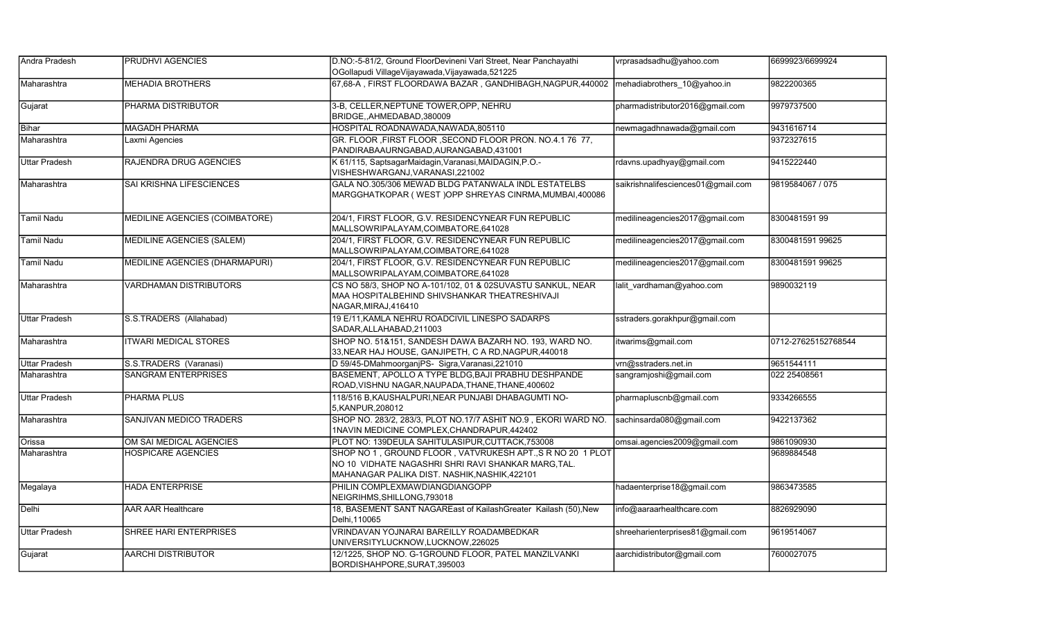| Andra Pradesh | PRUDHVI AGENCIES | D.NO:-5-81/2, Ground FloorDevineni Vari Street, Near Panchayathi OGollapudi VillageVijayawada,Vijayawada,521225 | vrprasadsadhu@yahoo.com | 6699923/6699924 |
|---|---|---|---|---|
| Maharashtra | MEHADIA BROTHERS | 67,68-A , FIRST FLOORDAWA BAZAR , GANDHIBAGH,NAGPUR,440002 | mehadiabrothers_10@yahoo.in | 9822200365 |
| Gujarat | PHARMA DISTRIBUTOR | 3-B, CELLER,NEPTUNE TOWER,OPP, NEHRU BRIDGE,,AHMEDABAD,380009 | pharmadistributor2016@gmail.com | 9979737500 |
| Bihar | MAGADH PHARMA | HOSPITAL ROADNAWADA,NAWADA,805110 | newmagadhnawada@gmail.com | 9431616714 |
| Maharashtra | Laxmi Agencies | GR. FLOOR ,FIRST FLOOR ,SECOND FLOOR PRON. NO.4.1 76 77, PANDIRABAAURNGABAD,AURANGABAD,431001 | | 9372327615 |
| Uttar Pradesh | RAJENDRA DRUG AGENCIES | K 61/115, SaptsagarMaidagin,Varanasi,MAIDAGIN,P.O.-VISHESHWARGANJ,VARANASI,221002 | rdavns.upadhyay@gmail.com | 9415222440 |
| Maharashtra | SAI KRISHNA LIFESCIENCES | GALA NO.305/306 MEWAD BLDG PATANWALA INDL ESTATELBS MARGGHATKOPAR ( WEST )OPP SHREYAS CINRMA,MUMBAI,400086 | saikrishnalifesciences01@gmail.com | 9819584067 / 075 |
| Tamil Nadu | MEDILINE AGENCIES (COIMBATORE) | 204/1, FIRST FLOOR, G.V. RESIDENCYNEAR FUN REPUBLIC MALLSOWRIPALAYAM,COIMBATORE,641028 | medilineagencies2017@gmail.com | 8300481591 99 |
| Tamil Nadu | MEDILINE AGENCIES (SALEM) | 204/1, FIRST FLOOR, G.V. RESIDENCYNEAR FUN REPUBLIC MALLSOWRIPALAYAM,COIMBATORE,641028 | medilineagencies2017@gmail.com | 8300481591 99625 |
| Tamil Nadu | MEDILINE AGENCIES (DHARMAPURI) | 204/1, FIRST FLOOR, G.V. RESIDENCYNEAR FUN REPUBLIC MALLSOWRIPALAYAM,COIMBATORE,641028 | medilineagencies2017@gmail.com | 8300481591 99625 |
| Maharashtra | VARDHAMAN DISTRIBUTORS | CS NO 58/3, SHOP NO A-101/102, 01 & 02SUVASTU SANKUL, NEAR MAA HOSPITALBEHIND SHIVSHANKAR THEATRESHIVAJI NAGAR,MIRAJ,416410 | lalit_vardhaman@yahoo.com | 9890032119 |
| Uttar Pradesh | S.S.TRADERS (Allahabad) | 19 E/11,KAMLA NEHRU ROADCIVIL LINESPO SADARPS SADAR,ALLAHABAD,211003 | sstraders.gorakhpur@gmail.com | |
| Maharashtra | ITWARI MEDICAL STORES | SHOP NO. 51&151, SANDESH DAWA BAZARH NO. 193, WARD NO. 33,NEAR HAJ HOUSE, GANJIPETH, C A RD,NAGPUR,440018 | itwarims@gmail.com | 0712-27625152768544 |
| Uttar Pradesh | S.S.TRADERS (Varanasi) | D 59/45-DMahmoorganjPS- Sigra,Varanasi,221010 | vrn@sstraders.net.in | 9651544111 |
| Maharashtra | SANGRAM ENTERPRISES | BASEMENT, APOLLO A TYPE BLDG,BAJI PRABHU DESHPANDE ROAD,VISHNU NAGAR,NAUPADA,THANE,THANE,400602 | sangramjoshi@gmail.com | 022 25408561 |
| Uttar Pradesh | PHARMA PLUS | 118/516 B,KAUSHALPURI,NEAR PUNJABI DHABAGUMTI NO-5,KANPUR,208012 | pharmapluscnb@gmail.com | 9334266555 |
| Maharashtra | SANJIVAN MEDICO TRADERS | SHOP NO. 283/2, 283/3, PLOT NO.17/7 ASHIT NO.9 , EKORI WARD NO. 1NAVIN MEDICINE COMPLEX,CHANDRAPUR,442402 | sachinsarda080@gmail.com | 9422137362 |
| Orissa | OM SAI MEDICAL AGENCIES | PLOT NO: 139DEULA SAHITULASIPUR,CUTTACK,753008 | omsai.agencies2009@gmail.com | 9861090930 |
| Maharashtra | HOSPICARE AGENCIES | SHOP NO 1 , GROUND FLOOR , VATVRUKESH APT.,S R NO 20 1 PLOT NO 10 VIDHATE NAGASHRI SHRI RAVI SHANKAR MARG,TAL. MAHANAGAR PALIKA DIST. NASHIK,NASHIK,422101 | | 9689884548 |
| Megalaya | HADA ENTERPRISE | PHILIN COMPLEXMAWDIANGDIANGOPP NEIGRIHMS,SHILLONG,793018 | hadaenterprise18@gmail.com | 9863473585 |
| Delhi | AAR AAR Healthcare | 18, BASEMENT SANT NAGAREast of KailashGreater Kailash (50),New Delhi,110065 | info@aaraarhealthcare.com | 8826929090 |
| Uttar Pradesh | SHREE HARI ENTERPRISES | VRINDAVAN YOJNARAI BAREILLY ROADAMBEDKAR UNIVERSITYLUCKNOW,LUCKNOW,226025 | shreeharienterprises81@gmail.com | 9619514067 |
| Gujarat | AARCHI DISTRIBUTOR | 12/1225, SHOP NO. G-1GROUND FLOOR, PATEL MANZILVANKI BORDISHAHPORE,SURAT,395003 | aarchidistributor@gmail.com | 7600027075 |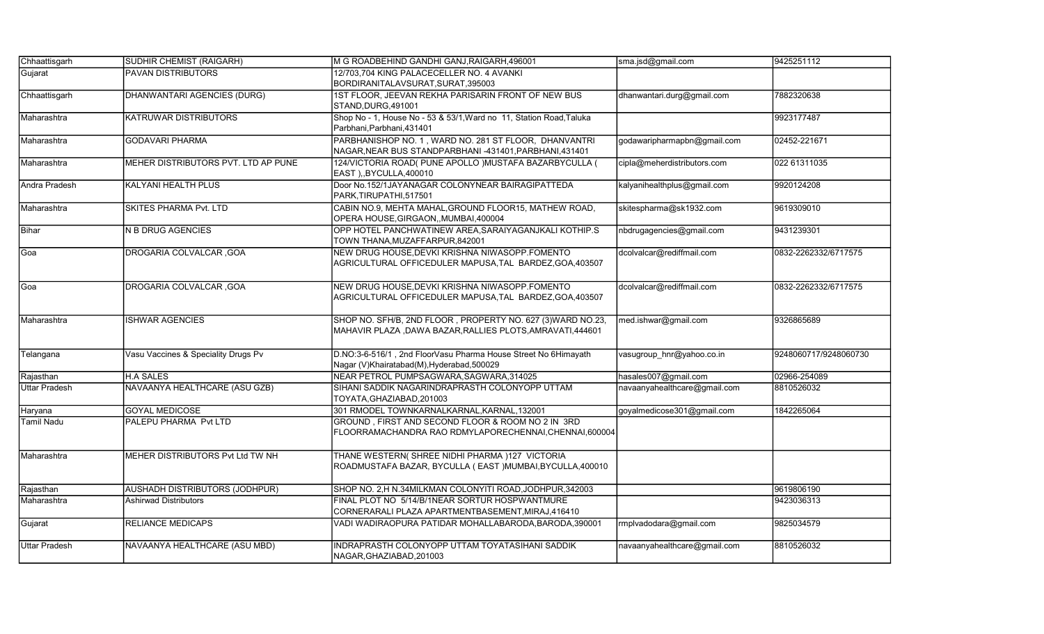| Chhaattisgarh | SUDHIR CHEMIST (RAIGARH) | M G ROADBEHIND GANDHI GANJ,RAIGARH,496001 | sma.jsd@gmail.com | 9425251112 |
|---|---|---|---|---|
| Gujarat | PAVAN DISTRIBUTORS | 12/703,704 KING PALACECELLER NO. 4 AVANKI BORDIRANITALAVSURAT,SURAT,395003 | | |
| Chhaattisgarh | DHANWANTARI AGENCIES (DURG) | 1ST FLOOR, JEEVAN REKHA PARISARIN FRONT OF NEW BUS STAND,DURG,491001 | dhanwantari.durg@gmail.com | 7882320638 |
| Maharashtra | KATRUWAR DISTRIBUTORS | Shop No - 1, House No - 53 & 53/1,Ward no 11, Station Road,Taluka Parbhani,Parbhani,431401 | | 9923177487 |
| Maharashtra | GODAVARI PHARMA | PARBHANISHOP NO. 1 , WARD NO. 281 ST FLOOR, DHANVANTRI NAGAR,NEAR BUS STANDPARBHANI -431401,PARBHANI,431401 | godawaripharmapbn@gmail.com | 02452-221671 |
| Maharashtra | MEHER DISTRIBUTORS PVT. LTD AP PUNE | 124/VICTORIA ROAD( PUNE APOLLO )MUSTAFA BAZARBYCULLA ( EAST ),,BYCULLA,400010 | cipla@meherdistributors.com | 022 61311035 |
| Andra Pradesh | KALYANI HEALTH PLUS | Door No.152/1JAYANAGAR COLONYNEAR BAIRAGIPATTEDA PARK,TIRUPATHI,517501 | kalyanihealthplus@gmail.com | 9920124208 |
| Maharashtra | SKITES PHARMA Pvt. LTD | CABIN NO.9, MEHTA MAHAL,GROUND FLOOR15, MATHEW ROAD, OPERA HOUSE,GIRGAON,,MUMBAI,400004 | skitespharma@sk1932.com | 9619309010 |
| Bihar | N B DRUG AGENCIES | OPP HOTEL PANCHWATINEW AREA,SARAIYAGANJKALI KOTHIP.S TOWN THANA,MUZAFFARPUR,842001 | nbdrugagencies@gmail.com | 9431239301 |
| Goa | DROGARIA COLVALCAR ,GOA | NEW DRUG HOUSE,DEVKI KRISHNA NIWASOPP.FOMENTO AGRICULTURAL OFFICEDULER MAPUSA,TAL BARDEZ,GOA,403507 | dcolvalcar@rediffmail.com | 0832-2262332/6717575 |
| Goa | DROGARIA COLVALCAR ,GOA | NEW DRUG HOUSE,DEVKI KRISHNA NIWASOPP.FOMENTO AGRICULTURAL OFFICEDULER MAPUSA,TAL BARDEZ,GOA,403507 | dcolvalcar@rediffmail.com | 0832-2262332/6717575 |
| Maharashtra | ISHWAR AGENCIES | SHOP NO. SFH/B, 2ND FLOOR , PROPERTY NO. 627 (3)WARD NO.23, MAHAVIR PLAZA ,DAWA BAZAR,RALLIES PLOTS,AMRAVATI,444601 | med.ishwar@gmail.com | 9326865689 |
| Telangana | Vasu Vaccines & Speciality Drugs Pv | D.NO:3-6-516/1 , 2nd FloorVasu Pharma House Street No 6Himayath Nagar (V)Khairatabad(M),Hyderabad,500029 | vasugroup_hnr@yahoo.co.in | 9248060717/9248060730 |
| Rajasthan | H.A SALES | NEAR PETROL PUMPSAGWARA,SAGWARA,314025 | hasales007@gmail.com | 02966-254089 |
| Uttar Pradesh | NAVAANYA HEALTHCARE (ASU GZB) | SIHANI SADDIK NAGARINDRAPRASTH COLONYOPP UTTAM TOYATA,GHAZIABAD,201003 | navaanyahealthcare@gmail.com | 8810526032 |
| Haryana | GOYAL MEDICOSE | 301 RMODEL TOWNKARNALKARNAL,KARNAL,132001 | goyalmedicose301@gmail.com | 1842265064 |
| Tamil Nadu | PALEPU PHARMA Pvt LTD | GROUND , FIRST AND SECOND FLOOR & ROOM NO 2 IN 3RD FLOORRAMACHANDRA RAO RDMYLAPORECHENNAI,CHENNAI,600004 | | |
| Maharashtra | MEHER DISTRIBUTORS Pvt Ltd TW NH | THANE WESTERN( SHREE NIDHI PHARMA )127 VICTORIA ROADMUSTAFA BAZAR, BYCULLA ( EAST )MUMBAI,BYCULLA,400010 | | |
| Rajasthan | AUSHADH DISTRIBUTORS (JODHPUR) | SHOP NO. 2,H N.34MILKMAN COLONYITI ROAD,JODHPUR,342003 | | 9619806190 |
| Maharashtra | Ashirwad Distributors | FINAL PLOT NO 5/14/B/1NEAR SORTUR HOSPWANTMURE CORNERARALI PLAZA APARTMENTBASEMENT,MIRAJ,416410 | | 9423036313 |
| Gujarat | RELIANCE MEDICAPS | VADI WADIRAOPURA PATIDAR MOHALLABARODA,BARODA,390001 | rmplvadodara@gmail.com | 9825034579 |
| Uttar Pradesh | NAVAANYA HEALTHCARE (ASU MBD) | INDRAPRASTH COLONYOPP UTTAM TOYATASIHANI SADDIK NAGAR,GHAZIABAD,201003 | navaanyahealthcare@gmail.com | 8810526032 |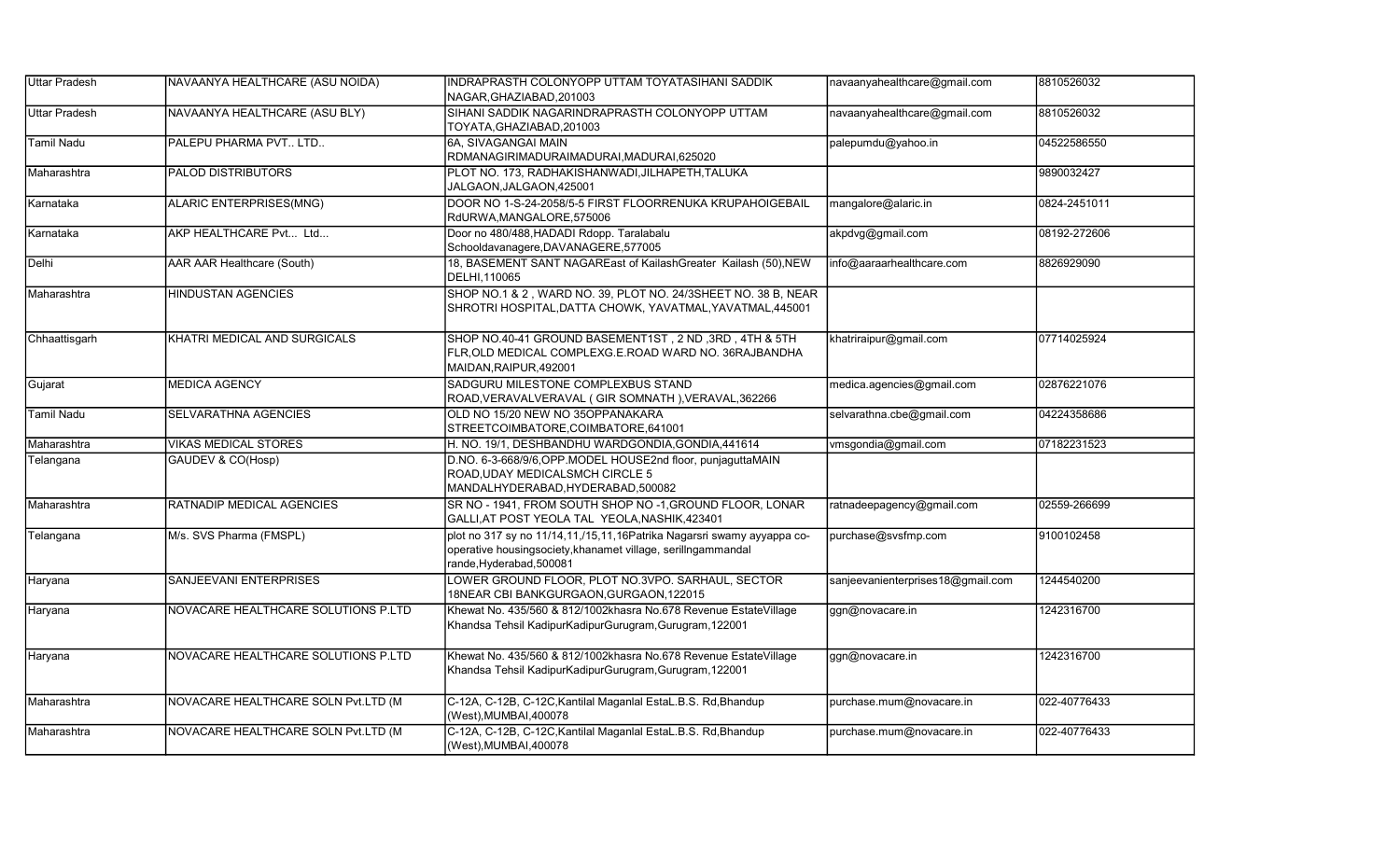| | | | | |
|---|---|---|---|---|
| Uttar Pradesh | NAVAANYA HEALTHCARE (ASU NOIDA) | INDRAPRASTH COLONYOPP UTTAM TOYATASIHANI SADDIK NAGAR,GHAZIABAD,201003 | navaanyahealthcare@gmail.com | 8810526032 |
| Uttar Pradesh | NAVAANYA HEALTHCARE (ASU BLY) | SIHANI SADDIK NAGARINDRAPRASTH COLONYOPP UTTAM TOYATA,GHAZIABAD,201003 | navaanyahealthcare@gmail.com | 8810526032 |
| Tamil Nadu | PALEPU PHARMA PVT.. LTD.. | 6A, SIVAGANGAI MAIN RDMANAGIRIMADURAIMADURAI,MADURAI,625020 | palepumdu@yahoo.in | 04522586550 |
| Maharashtra | PALOD DISTRIBUTORS | PLOT NO. 173, RADHAKISHANWADI,JILHAPETH,TALUKA JALGAON,JALGAON,425001 | | 9890032427 |
| Karnataka | ALARIC ENTERPRISES(MNG) | DOOR NO 1-S-24-2058/5-5 FIRST FLOORRENUKA KRUPAHOIGEBAIL RdURWA,MANGALORE,575006 | mangalore@alaric.in | 0824-2451011 |
| Karnataka | AKP HEALTHCARE Pvt... Ltd... | Door no 480/488,HADADI Rdopp. Taralabalu Schooldavanagere,DAVANAGERE,577005 | akpdvg@gmail.com | 08192-272606 |
| Delhi | AAR AAR Healthcare (South) | 18, BASEMENT SANT NAGAREast of KailashGreater Kailash (50),NEW DELHI,110065 | info@aaraarhealthcare.com | 8826929090 |
| Maharashtra | HINDUSTAN AGENCIES | SHOP NO.1 & 2 , WARD NO. 39, PLOT NO. 24/3SHEET NO. 38 B, NEAR SHROTRI HOSPITAL,DATTA CHOWK, YAVATMAL,YAVATMAL,445001 | | |
| Chhaattisgarh | KHATRI MEDICAL AND SURGICALS | SHOP NO.40-41 GROUND BASEMENT1ST , 2 ND ,3RD , 4TH & 5TH FLR,OLD MEDICAL COMPLEXG.E.ROAD WARD NO. 36RAJBANDHA MAIDAN,RAIPUR,492001 | khatriraipur@gmail.com | 07714025924 |
| Gujarat | MEDICA AGENCY | SADGURU MILESTONE COMPLEXBUS STAND ROAD,VERAVALVERAVAL ( GIR SOMNATH ),VERAVAL,362266 | medica.agencies@gmail.com | 02876221076 |
| Tamil Nadu | SELVARATHNA AGENCIES | OLD NO 15/20 NEW NO 35OPPANAKARA STREETCOIMBATORE,COIMBATORE,641001 | selvarathna.cbe@gmail.com | 04224358686 |
| Maharashtra | VIKAS MEDICAL STORES | H. NO. 19/1, DESHBANDHU WARDGONDIA,GONDIA,441614 | vmsgondia@gmail.com | 07182231523 |
| Telangana | GAUDEV & CO(Hosp) | D.NO. 6-3-668/9/6,OPP.MODEL HOUSE2nd floor, punjaguttaMAIN ROAD,UDAY MEDICALSMCH CIRCLE 5 MANDALHYDERABAD,HYDERABAD,500082 | | |
| Maharashtra | RATNADIP MEDICAL AGENCIES | SR NO - 1941, FROM SOUTH SHOP NO -1,GROUND FLOOR, LONAR GALLI,AT POST YEOLA TAL YEOLA,NASHIK,423401 | ratnadeepagency@gmail.com | 02559-266699 |
| Telangana | M/s. SVS Pharma (FMSPL) | plot no 317 sy no 11/14,11,/15,11,16Patrika Nagarsri swamy ayyappa co-operative housingsociety,khanamet village, serillngammandal rande,Hyderabad,500081 | purchase@svsfmp.com | 9100102458 |
| Haryana | SANJEEVANI ENTERPRISES | LOWER GROUND FLOOR, PLOT NO.3VPO. SARHAUL, SECTOR 18NEAR CBI BANKGURGAON,GURGAON,122015 | sanjeevanienterprises18@gmail.com | 1244540200 |
| Haryana | NOVACARE HEALTHCARE SOLUTIONS P.LTD | Khewat No. 435/560 & 812/1002khasra No.678 Revenue EstateVillage Khandsa Tehsil KadipurKadipurGurugram,Gurugram,122001 | ggn@novacare.in | 1242316700 |
| Haryana | NOVACARE HEALTHCARE SOLUTIONS P.LTD | Khewat No. 435/560 & 812/1002khasra No.678 Revenue EstateVillage Khandsa Tehsil KadipurKadipurGurugram,Gurugram,122001 | ggn@novacare.in | 1242316700 |
| Maharashtra | NOVACARE HEALTHCARE SOLN Pvt.LTD (M | C-12A, C-12B, C-12C,Kantilal Maganlal EstaL.B.S. Rd,Bhandup (West),MUMBAI,400078 | purchase.mum@novacare.in | 022-40776433 |
| Maharashtra | NOVACARE HEALTHCARE SOLN Pvt.LTD (M | C-12A, C-12B, C-12C,Kantilal Maganlal EstaL.B.S. Rd,Bhandup (West),MUMBAI,400078 | purchase.mum@novacare.in | 022-40776433 |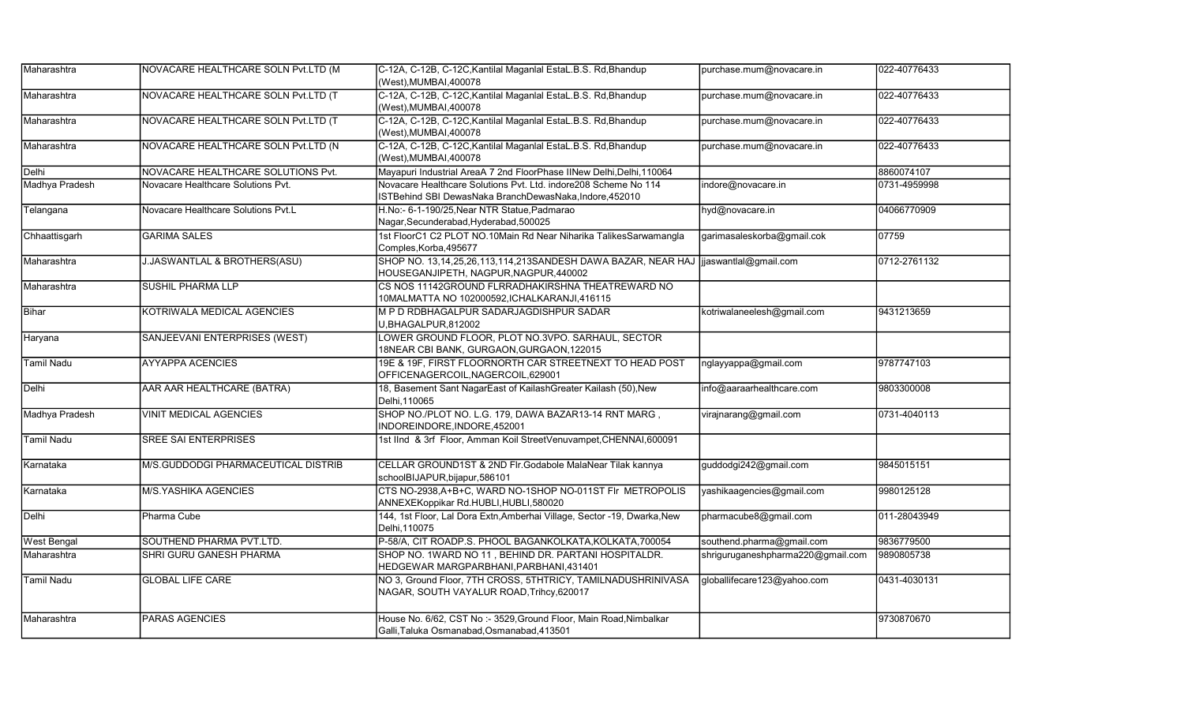| | | | | |
|---|---|---|---|---|
| Maharashtra | NOVACARE HEALTHCARE SOLN Pvt.LTD (M | C-12A, C-12B, C-12C,Kantilal Maganlal EstaL.B.S. Rd,Bhandup (West),MUMBAI,400078 | purchase.mum@novacare.in | 022-40776433 |
| Maharashtra | NOVACARE HEALTHCARE SOLN Pvt.LTD (T | C-12A, C-12B, C-12C,Kantilal Maganlal EstaL.B.S. Rd,Bhandup (West),MUMBAI,400078 | purchase.mum@novacare.in | 022-40776433 |
| Maharashtra | NOVACARE HEALTHCARE SOLN Pvt.LTD (T | C-12A, C-12B, C-12C,Kantilal Maganlal EstaL.B.S. Rd,Bhandup (West),MUMBAI,400078 | purchase.mum@novacare.in | 022-40776433 |
| Maharashtra | NOVACARE HEALTHCARE SOLN Pvt.LTD (N | C-12A, C-12B, C-12C,Kantilal Maganlal EstaL.B.S. Rd,Bhandup (West),MUMBAI,400078 | purchase.mum@novacare.in | 022-40776433 |
| Delhi | NOVACARE HEALTHCARE SOLUTIONS Pvt. | Mayapuri Industrial AreaA 7 2nd FloorPhase IINew Delhi,Delhi,110064 | | 8860074107 |
| Madhya Pradesh | Novacare Healthcare Solutions Pvt. | Novacare Healthcare Solutions Pvt. Ltd. indore208 Scheme No 114 ISTBehind SBI DewasNaka BranchDewasNaka,Indore,452010 | indore@novacare.in | 0731-4959998 |
| Telangana | Novacare Healthcare Solutions Pvt.L | H.No:- 6-1-190/25,Near NTR Statue,Padmarao Nagar,Secunderabad,Hyderabad,500025 | hyd@novacare.in | 04066770909 |
| Chhaattisgarh | GARIMA SALES | 1st FloorC1 C2 PLOT NO.10Main Rd Near Niharika TalikesSarwamangla Comples,Korba,495677 | garimasaleskorba@gmail.cok | 07759 |
| Maharashtra | J.JASWANTLAL & BROTHERS(ASU) | SHOP NO. 13,14,25,26,113,114,213SANDESH DAWA BAZAR, NEAR HAJ HOUSEGANJIPETH, NAGPUR,NAGPUR,440002 | jjaswantlal@gmail.com | 0712-2761132 |
| Maharashtra | SUSHIL PHARMA LLP | CS NOS 11142GROUND FLRRADHAKIRSHNA THEATREWARD NO 10MALMATTA NO 102000592,ICHALKARANJI,416115 | | |
| Bihar | KOTRIWALA MEDICAL AGENCIES | M P D RDBHAGALPUR SADARJAGDISHPUR SADAR U,BHAGALPUR,812002 | kotriwalaneelesh@gmail.com | 9431213659 |
| Haryana | SANJEEVANI ENTERPRISES (WEST) | LOWER GROUND FLOOR, PLOT NO.3VPO. SARHAUL, SECTOR 18NEAR CBI BANK, GURGAON,GURGAON,122015 | | |
| Tamil Nadu | AYYAPPA ACENCIES | 19E & 19F, FIRST FLOORNORTH CAR STREETNEXT TO HEAD POST OFFICENAGERCOIL,NAGERCOIL,629001 | nglayyappa@gmail.com | 9787747103 |
| Delhi | AAR AAR HEALTHCARE (BATRA) | 18, Basement Sant NagarEast of KailashGreater Kailash (50),New Delhi,110065 | info@aaraarhealthcare.com | 9803300008 |
| Madhya Pradesh | VINIT MEDICAL AGENCIES | SHOP NO./PLOT NO. L.G. 179, DAWA BAZAR13-14 RNT MARG , INDOREINDORE,INDORE,452001 | virajnarang@gmail.com | 0731-4040113 |
| Tamil Nadu | SREE SAI ENTERPRISES | 1st IInd & 3rf Floor, Amman Koil StreetVenuvampet,CHENNAI,600091 | | |
| Karnataka | M/S.GUDDODGI PHARMACEUTICAL DISTRIB | CELLAR GROUND1ST & 2ND Flr.Godabole MalaNear Tilak kannya schoolBIJAPUR,bijapur,586101 | guddodgi242@gmail.com | 9845015151 |
| Karnataka | M/S.YASHIKA AGENCIES | CTS NO-2938,A+B+C, WARD NO-1SHOP NO-011ST Flr METROPOLIS ANNEXEKoppikar Rd.HUBLI,HUBLI,580020 | yashikaagencies@gmail.com | 9980125128 |
| Delhi | Pharma Cube | 144, 1st Floor, Lal Dora Extn,Amberhai Village, Sector -19, Dwarka,New Delhi,110075 | pharmacube8@gmail.com | 011-28043949 |
| West Bengal | SOUTHEND PHARMA PVT.LTD. | P-58/A, CIT ROADP.S. PHOOL BAGANKOLKATA,KOLKATA,700054 | southend.pharma@gmail.com | 9836779500 |
| Maharashtra | SHRI GURU GANESH PHARMA | SHOP NO. 1WARD NO 11 , BEHIND DR. PARTANI HOSPITALDR. HEDGEWAR MARGPARBHANI,PARBHANI,431401 | shriguruganeshpharma220@gmail.com | 9890805738 |
| Tamil Nadu | GLOBAL LIFE CARE | NO 3, Ground Floor, 7TH CROSS, 5THTRICY, TAMILNADUSHRINIVASA NAGAR, SOUTH VAYALUR ROAD,Trihcy,620017 | globallifecare123@yahoo.com | 0431-4030131 |
| Maharashtra | PARAS AGENCIES | House No. 6/62, CST No :- 3529,Ground Floor, Main Road,Nimbalkar Galli,Taluka Osmanabad,Osmanabad,413501 | | 9730870670 |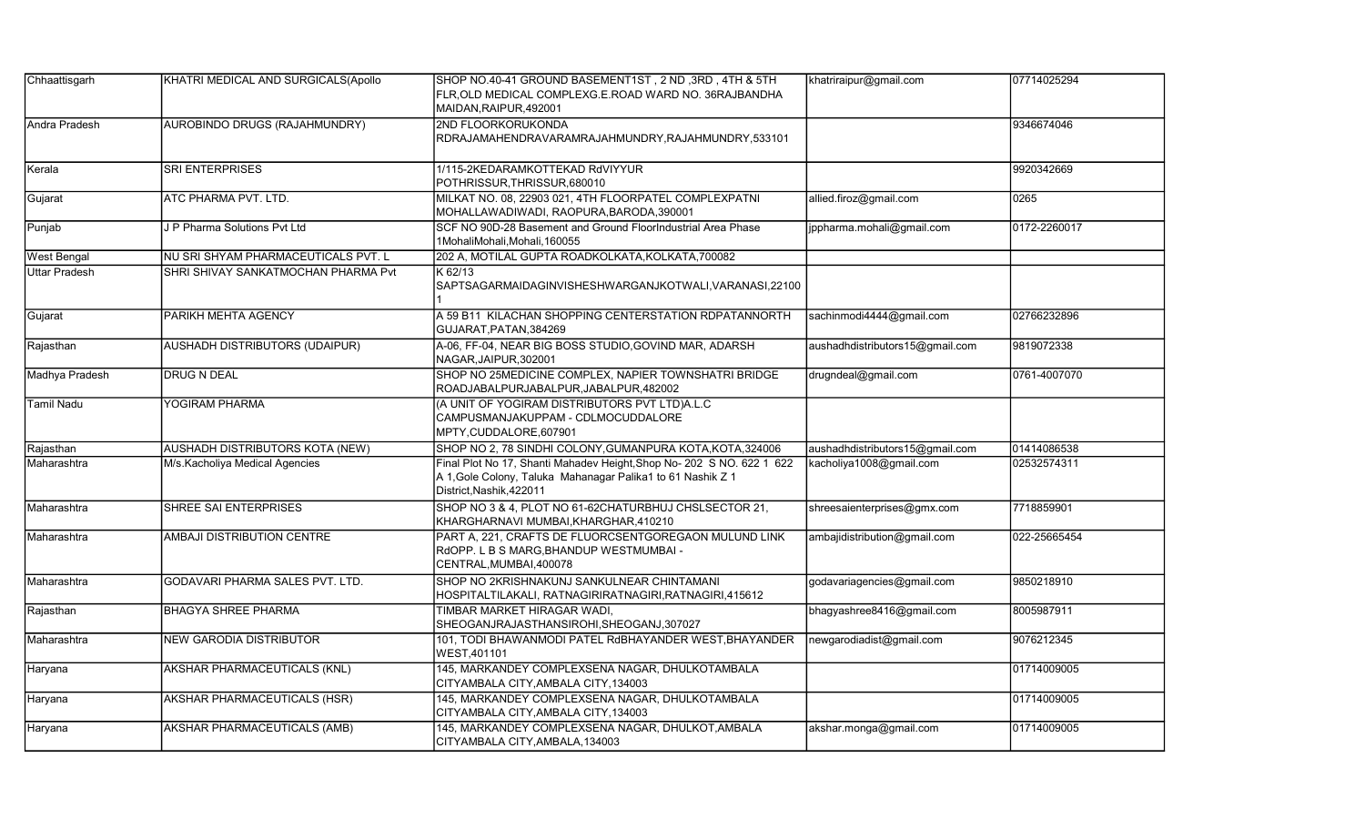| Chhaattisgarh | KHATRI MEDICAL AND SURGICALS(Apollo | SHOP NO.40-41 GROUND BASEMENT1ST , 2 ND ,3RD , 4TH & 5TH FLR,OLD MEDICAL COMPLEXG.E.ROAD WARD NO. 36RAJBANDHA MAIDAN,RAIPUR,492001 | khatriraipur@gmail.com | 07714025294 |
|---|---|---|---|---|
| Andra Pradesh | AUROBINDO DRUGS (RAJAHMUNDRY) | 2ND FLOORKORUKONDA RDRAJAMAHENDRAVARAMRAJAHMUNDRY,RAJAHMUNDRY,533101 | | 9346674046 |
| Kerala | SRI ENTERPRISES | 1/115-2KEDARAMKOTTEKAD RdVIYYUR POTHRISSUR,THRISSUR,680010 | | 9920342669 |
| Gujarat | ATC PHARMA PVT. LTD. | MILKAT NO. 08, 22903 021, 4TH FLOORPATEL COMPLEXPATNI MOHALLAWADIWADI, RAOPURA,BARODA,390001 | allied.firoz@gmail.com | 0265 |
| Punjab | J P Pharma Solutions Pvt Ltd | SCF NO 90D-28 Basement and Ground FloorIndustrial Area Phase 1MohaliMohali,Mohali,160055 | jppharma.mohali@gmail.com | 0172-2260017 |
| West Bengal | NU SRI SHYAM PHARMACEUTICALS PVT. L | 202 A, MOTILAL GUPTA ROADKOLKATA,KOLKATA,700082 | | |
| Uttar Pradesh | SHRI SHIVAY SANKATMOCHAN PHARMA Pvt | K 62/13 SAPTSAGARMAIDAGINVISHESHWARGANJKOTWALI,VARANASI,221001 | | |
| Gujarat | PARIKH MEHTA AGENCY | A 59 B11 KILACHAN SHOPPING CENTERSTATION RDPATANNORTH GUJARAT,PATAN,384269 | sachinmodi4444@gmail.com | 02766232896 |
| Rajasthan | AUSHADH DISTRIBUTORS (UDAIPUR) | A-06, FF-04, NEAR BIG BOSS STUDIO,GOVIND MAR, ADARSH NAGAR,JAIPUR,302001 | aushadhdistributors15@gmail.com | 9819072338 |
| Madhya Pradesh | DRUG N DEAL | SHOP NO 25MEDICINE COMPLEX, NAPIER TOWNSHATRI BRIDGE ROADJABALPURJABALPUR,JABALPUR,482002 | drugndeal@gmail.com | 0761-4007070 |
| Tamil Nadu | YOGIRAM PHARMA | (A UNIT OF YOGIRAM DISTRIBUTORS PVT LTD)A.L.C CAMPUSMANJAKUPPAM - CDLMOCUDDALORE MPTY,CUDDALORE,607901 | | |
| Rajasthan | AUSHADH DISTRIBUTORS KOTA (NEW) | SHOP NO 2, 78 SINDHI COLONY,GUMANPURA KOTA,KOTA,324006 | aushadhdistributors15@gmail.com | 01414086538 |
| Maharashtra | M/s.Kacholiya Medical Agencies | Final Plot No 17, Shanti Mahadev Height,Shop No- 202 S NO. 622 1 622 A 1,Gole Colony, Taluka Mahanagar Palika1 to 61 Nashik Z 1 District,Nashik,422011 | kacholiya1008@gmail.com | 02532574311 |
| Maharashtra | SHREE SAI ENTERPRISES | SHOP NO 3 & 4, PLOT NO 61-62CHATURBHUJ CHSLSECTOR 21, KHARGHARNAVI MUMBAI,KHARGHAR,410210 | shreesaienterprises@gmx.com | 7718859901 |
| Maharashtra | AMBAJI DISTRIBUTION CENTRE | PART A, 221, CRAFTS DE FLUORCSENTGOREGAON MULUND LINK RdOPP. L B S MARG,BHANDUP WESTMUMBAI - CENTRAL,MUMBAI,400078 | ambajidistribution@gmail.com | 022-25665454 |
| Maharashtra | GODAVARI PHARMA SALES PVT. LTD. | SHOP NO 2KRISHNAKUNJ SANKULNEAR CHINTAMANI HOSPITALTILAKALI, RATNAGIRIRATNAGIRI,RATNAGIRI,415612 | godavariagencies@gmail.com | 9850218910 |
| Rajasthan | BHAGYA SHREE PHARMA | TIMBAR MARKET HIRAGAR WADI, SHEOGANJRAJASTHANSIROHI,SHEOGANJ,307027 | bhagyashree8416@gmail.com | 8005987911 |
| Maharashtra | NEW GARODIA DISTRIBUTOR | 101, TODI BHAWANMODI PATEL RdBHAYANDER WEST,BHAYANDER WEST,401101 | newgarodiadist@gmail.com | 9076212345 |
| Haryana | AKSHAR PHARMACEUTICALS (KNL) | 145, MARKANDEY COMPLEXSENA NAGAR, DHULKOTAMBALA CITYAMBALA CITY,AMBALA CITY,134003 | | 01714009005 |
| Haryana | AKSHAR PHARMACEUTICALS (HSR) | 145, MARKANDEY COMPLEXSENA NAGAR, DHULKOTAMBALA CITYAMBALA CITY,AMBALA CITY,134003 | | 01714009005 |
| Haryana | AKSHAR PHARMACEUTICALS (AMB) | 145, MARKANDEY COMPLEXSENA NAGAR, DHULKOT,AMBALA CITYAMBALA CITY,AMBALA,134003 | akshar.monga@gmail.com | 01714009005 |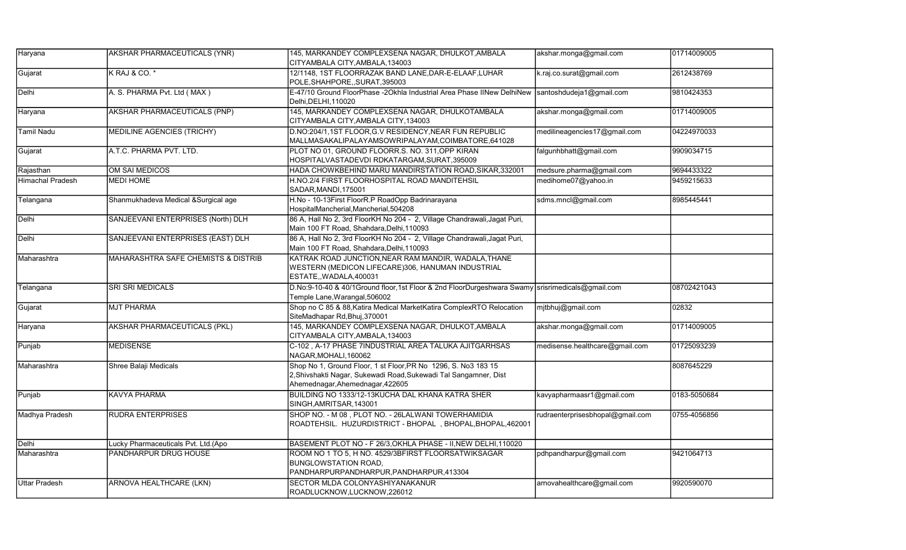| Haryana | AKSHAR PHARMACEUTICALS (YNR) | 145, MARKANDEY COMPLEXSENA NAGAR, DHULKOT,AMBALA CITYAMBALA CITY,AMBALA,134003 | akshar.monga@gmail.com | 01714009005 |
|---|---|---|---|---|
| Gujarat | K RAJ & CO. * | 12/1148, 1ST FLOORRAZAK BAND LANE,DAR-E-ELAAF,LUHAR POLE,SHAHPORE,,SURAT,395003 | k.raj.co.surat@gmail.com | 2612438769 |
| Delhi | A. S. PHARMA Pvt. Ltd ( MAX ) | E-47/10 Ground FloorPhase -2Okhla Industrial Area Phase IINew DelhiNew Delhi,DELHI,110020 | santoshdudeja1@gmail.com | 9810424353 |
| Haryana | AKSHAR PHARMACEUTICALS (PNP) | 145, MARKANDEY COMPLEXSENA NAGAR, DHULKOTAMBALA CITYAMBALA CITY,AMBALA CITY,134003 | akshar.monga@gmail.com | 01714009005 |
| Tamil Nadu | MEDILINE AGENCIES (TRICHY) | D.NO:204/1,1ST FLOOR,G.V RESIDENCY,NEAR FUN REPUBLIC MALLMASAKALIPALAYAMSOWRIPALAYAM,COIMBATORE,641028 | medilineagencies17@gmail.com | 04224970033 |
| Gujarat | A.T.C. PHARMA PVT. LTD. | PLOT NO 01, GROUND FLOORR.S. NO. 311,OPP KIRAN HOSPITALVASTADEVDI RDKATARGAM,SURAT,395009 | falgunhbhatt@gmail.com | 9909034715 |
| Rajasthan | OM SAI MEDICOS | HADA CHOWKBEHIND MARU MANDIRSTATION ROAD,SIKAR,332001 | medsure.pharma@gmail.com | 9694433322 |
| Himachal Pradesh | MEDI HOME | H.NO.2/4 FIRST FLOORHOSPITAL ROAD MANDITEHSIL SADAR,MANDI,175001 | medihome07@yahoo.in | 9459215633 |
| Telangana | Shanmukhadeva Medical &Surgical age | H.No - 10-13First FloorR.P RoadOpp Badrinarayana HospitalMancherial,Mancherial,504208 | sdms.mncl@gmail.com | 8985445441 |
| Delhi | SANJEEVANI ENTERPRISES (North) DLH | 86 A, Hall No 2, 3rd FloorKH No 204 - 2, Village Chandrawali,Jagat Puri, Main 100 FT Road, Shahdara,Delhi,110093 | | |
| Delhi | SANJEEVANI ENTERPRISES (EAST) DLH | 86 A, Hall No 2, 3rd FloorKH No 204 - 2, Village Chandrawali,Jagat Puri, Main 100 FT Road, Shahdara,Delhi,110093 | | |
| Maharashtra | MAHARASHTRA SAFE CHEMISTS & DISTRIB | KATRAK ROAD JUNCTION,NEAR RAM MANDIR, WADALA,THANE WESTERN (MEDICON LIFECARE)306, HANUMAN INDUSTRIAL ESTATE,,WADALA,400031 | | |
| Telangana | SRI SRI MEDICALS | D.No:9-10-40 & 40/1Ground floor,1st Floor & 2nd FloorDurgeshwara Swamy Temple Lane,Warangal,506002 | srisrimedicals@gmail.com | 08702421043 |
| Gujarat | MJT PHARMA | Shop no C 85 & 88,Katira Medical MarketKatira ComplexRTO Relocation SiteMadhapar Rd,Bhuj,370001 | mjtbhuj@gmail.com | 02832 |
| Haryana | AKSHAR PHARMACEUTICALS (PKL) | 145, MARKANDEY COMPLEXSENA NAGAR, DHULKOT,AMBALA CITYAMBALA CITY,AMBALA,134003 | akshar.monga@gmail.com | 01714009005 |
| Punjab | MEDISENSE | C-102 , A-17 PHASE 7INDUSTRIAL AREA TALUKA AJITGARHSAS NAGAR,MOHALI,160062 | medisense.healthcare@gmail.com | 01725093239 |
| Maharashtra | Shree Balaji Medicals | Shop No 1, Ground Floor, 1 st Floor,PR No 1296, S. No3 183 15 2,Shivshakti Nagar, Sukewadi Road,Sukewadi Tal Sangamner, Dist Ahemednagar,Ahemednagar,422605 | | 8087645229 |
| Punjab | KAVYA PHARMA | BUILDING NO 1333/12-13KUCHA DAL KHANA KATRA SHER SINGH,AMRITSAR,143001 | kavyapharmaasr1@gmail.com | 0183-5050684 |
| Madhya Pradesh | RUDRA ENTERPRISES | SHOP NO. - M 08 , PLOT NO. - 26LALWANI TOWERHAMIDIA ROADTEHSIL. HUZURDISTRICT - BHOPAL , BHOPAL,BHOPAL,462001 | rudraenterprisesbhopal@gmail.com | 0755-4056856 |
| Delhi | Lucky Pharmaceuticals Pvt. Ltd.(Apo | BASEMENT PLOT NO - F 26/3,OKHLA PHASE - II,NEW DELHI,110020 | | |
| Maharashtra | PANDHARPUR DRUG HOUSE | ROOM NO 1 TO 5, H NO. 4529/3BFIRST FLOORSATWIKSAGAR BUNGLOWSTATION ROAD, PANDHARPURPANDHARPUR,PANDHARPUR,413304 | pdhpandharpur@gmail.com | 9421064713 |
| Uttar Pradesh | ARNOVA HEALTHCARE (LKN) | SECTOR MLDA COLONYASHIYANAKANUR ROADLUCKNOW,LUCKNOW,226012 | arnovahealthcare@gmail.com | 9920590070 |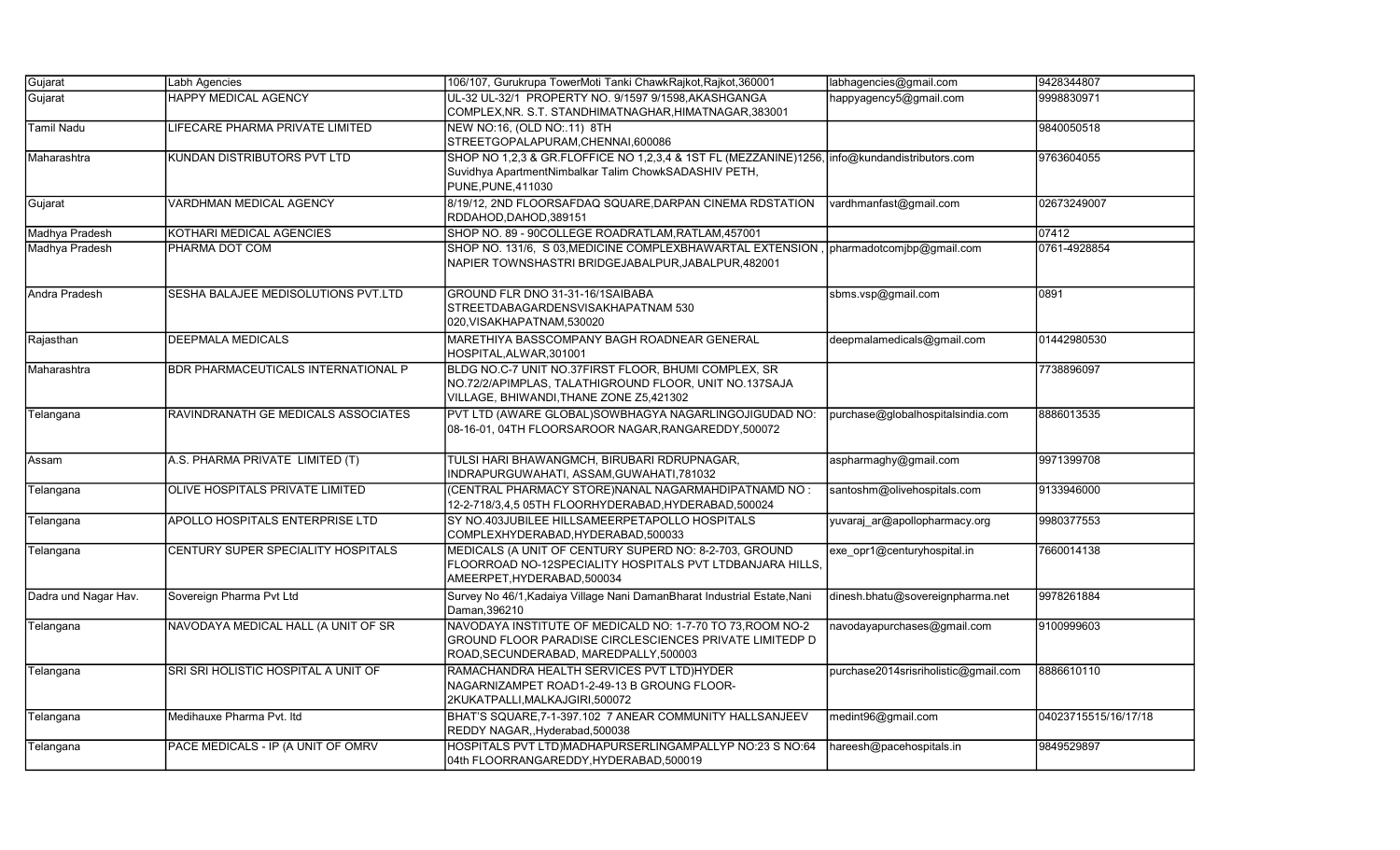| Gujarat | Labh Agencies | 106/107, Gurukrupa TowerMoti Tanki ChawkRajkot,Rajkot,360001 | labhagencies@gmail.com | 9428344807 |
|---|---|---|---|---|
| Gujarat | HAPPY MEDICAL AGENCY | UL-32 UL-32/1 PROPERTY NO. 9/1597 9/1598,AKASHGANGA COMPLEX,NR. S.T. STANDHIMATNAGHAR,HIMATNAGAR,383001 | happyagency5@gmail.com | 9998830971 |
| Tamil Nadu | LIFECARE PHARMA PRIVATE LIMITED | NEW NO:16, (OLD NO:.11) 8TH STREETGOPALAPURAM,CHENNAI,600086 | | 9840050518 |
| Maharashtra | KUNDAN DISTRIBUTORS PVT LTD | SHOP NO 1,2,3 & GR.FLOFFICE NO 1,2,3,4 & 1ST FL (MEZZANINE)1256, Suvidhya ApartmentNimbalkar Talim ChowkSADASHIV PETH, PUNE,PUNE,411030 | info@kundandistributors.com | 9763604055 |
| Gujarat | VARDHMAN MEDICAL AGENCY | 8/19/12, 2ND FLOORSAFDAQ SQUARE,DARPAN CINEMA RDSTATION RDDAHOD,DAHOD,389151 | vardhmanfast@gmail.com | 02673249007 |
| Madhya Pradesh | KOTHARI MEDICAL AGENCIES | SHOP NO. 89 - 90COLLEGE ROADRATLAM,RATLAM,457001 | | 07412 |
| Madhya Pradesh | PHARMA DOT COM | SHOP NO. 131/6, S 03,MEDICINE COMPLEXBHAWARTAL EXTENSION , NAPIER TOWNSHASTRI BRIDGEJABALPUR,JABALPUR,482001 | pharmadotcomjbp@gmail.com | 0761-4928854 |
| Andra Pradesh | SESHA BALAJEE MEDISOLUTIONS PVT.LTD | GROUND FLR DNO 31-31-16/1SAIBABA STREETDABAGARDENSVISAKHAPATNAM 530 020,VISAKHAPATNAM,530020 | sbms.vsp@gmail.com | 0891 |
| Rajasthan | DEEPMALA MEDICALS | MARETHIYA BASSCOMPANY BAGH ROADNEAR GENERAL HOSPITAL,ALWAR,301001 | deepmalamedicals@gmail.com | 01442980530 |
| Maharashtra | BDR PHARMACEUTICALS INTERNATIONAL P | BLDG NO.C-7 UNIT NO.37FIRST FLOOR, BHUMI COMPLEX, SR NO.72/2/APIMPLAS, TALATHIGROUND FLOOR, UNIT NO.137SAJA VILLAGE, BHIWANDI,THANE ZONE Z5,421302 | | 7738896097 |
| Telangana | RAVINDRANATH GE MEDICALS ASSOCIATES | PVT LTD (AWARE GLOBAL)SOWBHAGYA NAGARLINGOJIGUDAD NO: 08-16-01, 04TH FLOORSAROOR NAGAR,RANGAREDDY,500072 | purchase@globalhospitalsindia.com | 8886013535 |
| Assam | A.S. PHARMA PRIVATE LIMITED (T) | TULSI HARI BHAWANGMCH, BIRUBARI RDRUPNAGAR, INDRAPURGUWAHATI, ASSAM,GUWAHATI,781032 | aspharmaghy@gmail.com | 9971399708 |
| Telangana | OLIVE HOSPITALS PRIVATE LIMITED | (CENTRAL PHARMACY STORE)NANAL NAGARMAHDIPATNAMD NO : 12-2-718/3,4,5 05TH FLOORHYDERABAD,HYDERABAD,500024 | santoshm@olivehospitals.com | 9133946000 |
| Telangana | APOLLO HOSPITALS ENTERPRISE LTD | SY NO.403JUBILEE HILLSAMEERPETAPOLLO HOSPITALS COMPLEXHYDERABAD,HYDERABAD,500033 | yuvaraj_ar@apollopharmacy.org | 9980377553 |
| Telangana | CENTURY SUPER SPECIALITY HOSPITALS | MEDICALS (A UNIT OF CENTURY SUPERD NO: 8-2-703, GROUND FLOORROAD NO-12SPECIALITY HOSPITALS PVT LTDBANJARA HILLS, AMEERPET,HYDERABAD,500034 | exe_opr1@centuryhospital.in | 7660014138 |
| Dadra und Nagar Hav. | Sovereign Pharma Pvt Ltd | Survey No 46/1,Kadaiya Village Nani DamanBharat Industrial Estate,Nani Daman,396210 | dinesh.bhatu@sovereignpharma.net | 9978261884 |
| Telangana | NAVODAYA MEDICAL HALL (A UNIT OF SR | NAVODAYA INSTITUTE OF MEDICALD NO: 1-7-70 TO 73,ROOM NO-2 GROUND FLOOR PARADISE CIRCLESCIENCES PRIVATE LIMITEDP D ROAD,SECUNDERABAD, MAREDPALLY,500003 | navodayapurchases@gmail.com | 9100999603 |
| Telangana | SRI SRI HOLISTIC HOSPITAL A UNIT OF | RAMACHANDRA HEALTH SERVICES PVT LTD)HYDER NAGARNIZAMPET ROAD1-2-49-13 B GROUNG FLOOR-2KUKATPALLI,MALKAJGIRI,500072 | purchase2014srisriholistic@gmail.com | 8886610110 |
| Telangana | Medihauxe Pharma Pvt. ltd | BHAT'S SQUARE,7-1-397.102 7 ANEAR COMMUNITY HALLSANJEEV REDDY NAGAR,,Hyderabad,500038 | medint96@gmail.com | 04023715515/16/17/18 |
| Telangana | PACE MEDICALS - IP (A UNIT OF OMRV | HOSPITALS PVT LTD)MADHAPURSERLINGAMPALLYP NO:23 S NO:64 04th FLOORRANGAREDDY,HYDERABAD,500019 | hareesh@pacehospitals.in | 9849529897 |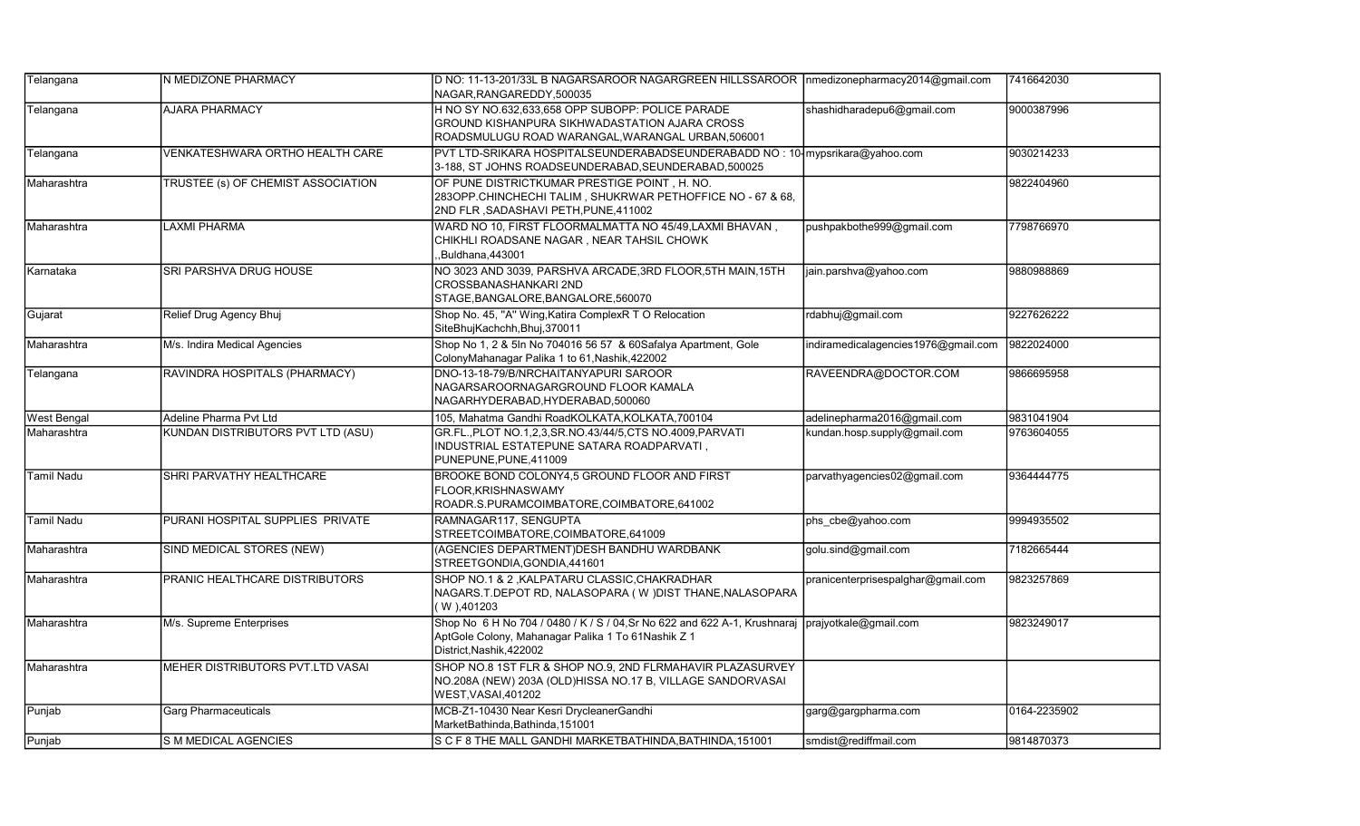| Telangana | N MEDIZONE PHARMACY | D NO: 11-13-201/33L B NAGARSAROOR NAGARGREEN HILLSSAROOR NAGAR,RANGAREDDY,500035 | nmedizonepharmacy2014@gmail.com | 7416642030 |
|---|---|---|---|---|
| Telangana | AJARA PHARMACY | H NO SY NO.632,633,658 OPP SUBOPP: POLICE PARADE GROUND KISHANPURA SIKHWADASTATION AJARA CROSS ROADSMULUGU ROAD WARANGAL,WARANGAL URBAN,506001 | shashidharadepu6@gmail.com | 9000387996 |
| Telangana | VENKATESHWARA ORTHO HEALTH CARE | PVT LTD-SRIKARA HOSPITALSEUNDERABADSEUNDERABADD NO : 10-3-188, ST JOHNS ROADSEUNDERABAD,SEUNDERABAD,500025 | mypsrikara@yahoo.com | 9030214233 |
| Maharashtra | TRUSTEE (s) OF CHEMIST ASSOCIATION | OF PUNE DISTRICTKUMAR PRESTIGE POINT , H. NO. 283OPP.CHINCHECHI TALIM , SHUKRWAR PETHOFFICE NO - 67 & 68, 2ND FLR ,SADASHAVI PETH,PUNE,411002 | | 9822404960 |
| Maharashtra | LAXMI PHARMA | WARD NO 10, FIRST FLOORMALMATTA NO 45/49,LAXMI BHAVAN , CHIKHLI ROADSANE NAGAR , NEAR TAHSIL CHOWK ,,Buldhana,443001 | pushpakbothe999@gmail.com | 7798766970 |
| Karnataka | SRI PARSHVA DRUG HOUSE | NO 3023 AND 3039, PARSHVA ARCADE,3RD FLOOR,5TH MAIN,15TH CROSSBANASHANKARI 2ND STAGE,BANGALORE,BANGALORE,560070 | jain.parshva@yahoo.com | 9880988869 |
| Gujarat | Relief Drug Agency Bhuj | Shop No. 45, "A" Wing,Katira ComplexR T O Relocation SiteBhujKachchh,Bhuj,370011 | rdabhuj@gmail.com | 9227626222 |
| Maharashtra | M/s. Indira Medical Agencies | Shop No 1, 2 & 5In No 704016 56 57 & 60Safalya Apartment, Gole ColonyMahanagar Palika 1 to 61,Nashik,422002 | indiramedicalagencies1976@gmail.com | 9822024000 |
| Telangana | RAVINDRA HOSPITALS (PHARMACY) | DNO-13-18-79/B/NRCHAITANYAPURI SAROOR NAGARSAROORNAGARGROUND FLOOR KAMALA NAGARHYDERABAD,HYDERABAD,500060 | RAVEENDRA@DOCTOR.COM | 9866695958 |
| West Bengal | Adeline Pharma Pvt Ltd | 105, Mahatma Gandhi RoadKOLKATA,KOLKATA,700104 | adelinepharma2016@gmail.com | 9831041904 |
| Maharashtra | KUNDAN DISTRIBUTORS PVT LTD (ASU) | GR.FL.,PLOT NO.1,2,3,SR.NO.43/44/5,CTS NO.4009,PARVATI INDUSTRIAL ESTATEPUNE SATARA ROADPARVATI , PUNEPUNE,PUNE,411009 | kundan.hosp.supply@gmail.com | 9763604055 |
| Tamil Nadu | SHRI PARVATHY HEALTHCARE | BROOKE BOND COLONY4,5 GROUND FLOOR AND FIRST FLOOR,KRISHNASWAMY ROADR.S.PURAMCOIMBATORE,COIMBATORE,641002 | parvathyagencies02@gmail.com | 9364444775 |
| Tamil Nadu | PURANI HOSPITAL SUPPLIES PRIVATE | RAMNAGAR117, SENGUPTA STREETCOIMBATORE,COIMBATORE,641009 | phs_cbe@yahoo.com | 9994935502 |
| Maharashtra | SIND MEDICAL STORES (NEW) | (AGENCIES DEPARTMENT)DESH BANDHU WARDBANK STREETGONDIA,GONDIA,441601 | golu.sind@gmail.com | 7182665444 |
| Maharashtra | PRANIC HEALTHCARE DISTRIBUTORS | SHOP NO.1 & 2 ,KALPATARU CLASSIC,CHAKRADHAR NAGARS.T.DEPOT RD, NALASOPARA ( W )DIST THANE,NALASOPARA ( W ),401203 | pranicenterprisespalghar@gmail.com | 9823257869 |
| Maharashtra | M/s. Supreme Enterprises | Shop No 6 H No 704 / 0480 / K / S / 04,Sr No 622 and 622 A-1, Krushnaraj AptGole Colony, Mahanagar Palika 1 To 61Nashik Z 1 District,Nashik,422002 | prajyotkale@gmail.com | 9823249017 |
| Maharashtra | MEHER DISTRIBUTORS PVT.LTD VASAI | SHOP NO.8 1ST FLR & SHOP NO.9, 2ND FLRMAHAVIR PLAZASURVEY NO.208A (NEW) 203A (OLD)HISSA NO.17 B, VILLAGE SANDORVASAI WEST,VASAI,401202 | | |
| Punjab | Garg Pharmaceuticals | MCB-Z1-10430 Near Kesri DrycleanerGandhi MarketBathinda,Bathinda,151001 | garg@gargpharma.com | 0164-2235902 |
| Punjab | S M MEDICAL AGENCIES | S C F 8 THE MALL GANDHI MARKETBATHINDA,BATHINDA,151001 | smdist@rediffmail.com | 9814870373 |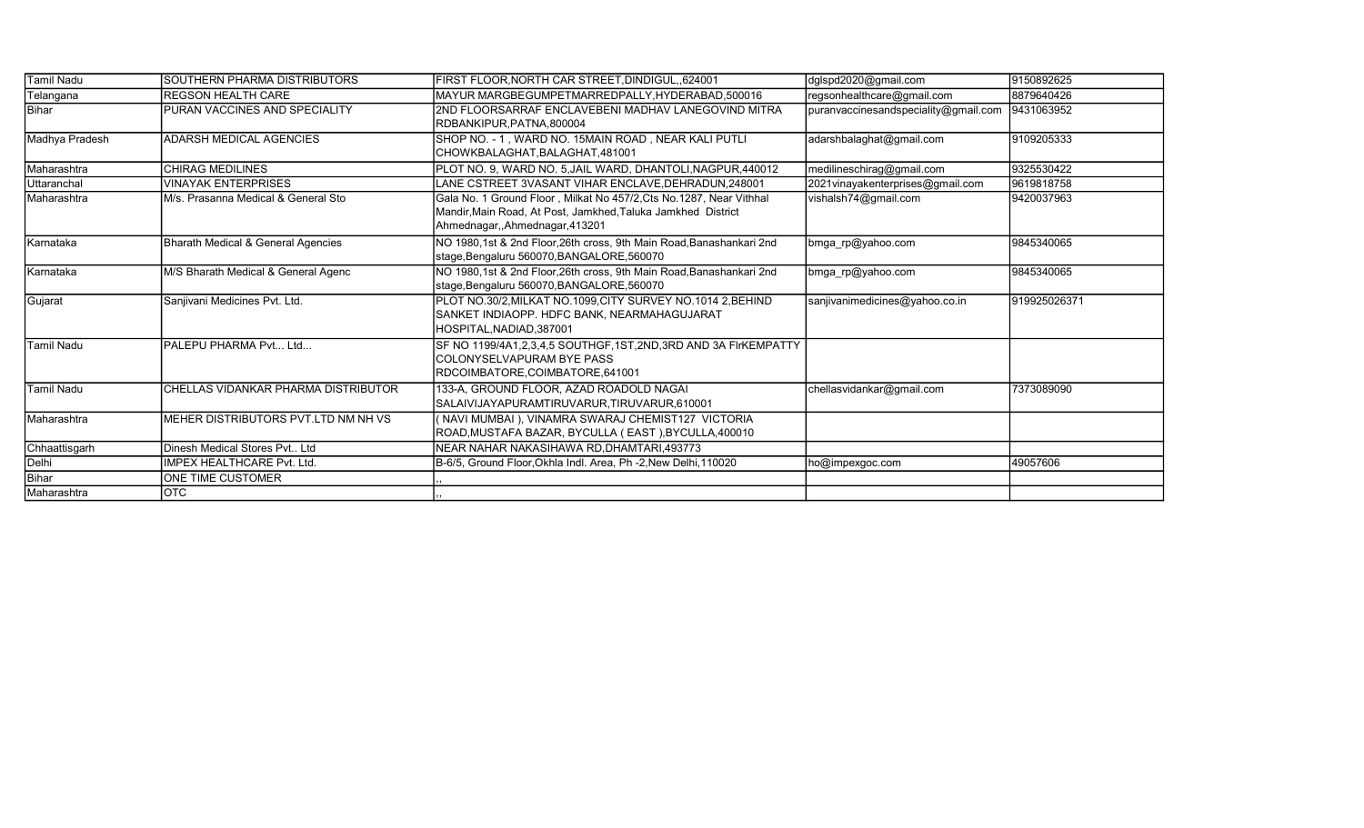| | | | | |
|---|---|---|---|---|
| Tamil Nadu | SOUTHERN PHARMA DISTRIBUTORS | FIRST FLOOR,NORTH CAR STREET,DINDIGUL,,624001 | dglspd2020@gmail.com | 9150892625 |
| Telangana | REGSON HEALTH CARE | MAYUR MARGBEGUMPETMARREDPALLY,HYDERABAD,500016 | regsonhealthcare@gmail.com | 8879640426 |
| Bihar | PURAN VACCINES AND SPECIALITY | 2ND FLOORSARRAF ENCLAVEBENI MADHAV LANEGOVIND MITRA RDBANKIPUR,PATNA,800004 | puranvaccinesandspeciality@gmail.com | 9431063952 |
| Madhya Pradesh | ADARSH MEDICAL AGENCIES | SHOP NO. - 1 , WARD NO. 15MAIN ROAD , NEAR KALI PUTLI CHOWKBALAGHAT,BALAGHAT,481001 | adarshbalaghat@gmail.com | 9109205333 |
| Maharashtra | CHIRAG MEDILINES | PLOT NO. 9, WARD NO. 5,JAIL WARD, DHANTOLI,NAGPUR,440012 | medilineschirag@gmail.com | 9325530422 |
| Uttaranchal | VINAYAK ENTERPRISES | LANE CSTREET 3VASANT VIHAR ENCLAVE,DEHRADUN,248001 | 2021vinayakenterprises@gmail.com | 9619818758 |
| Maharashtra | M/s. Prasanna Medical & General Sto | Gala No. 1 Ground Floor , Milkat No 457/2,Cts No.1287, Near Vithhal Mandir,Main Road, At Post, Jamkhed,Taluka Jamkhed District Ahmednagar,,Ahmednagar,413201 | vishalsh74@gmail.com | 9420037963 |
| Karnataka | Bharath Medical & General Agencies | NO 1980,1st & 2nd Floor,26th cross, 9th Main Road,Banashankari 2nd stage,Bengaluru 560070,BANGALORE,560070 | bmga_rp@yahoo.com | 9845340065 |
| Karnataka | M/S Bharath Medical & General Agenc | NO 1980,1st & 2nd Floor,26th cross, 9th Main Road,Banashankari 2nd stage,Bengaluru 560070,BANGALORE,560070 | bmga_rp@yahoo.com | 9845340065 |
| Gujarat | Sanjivani Medicines Pvt. Ltd. | PLOT NO.30/2,MILKAT NO.1099,CITY SURVEY NO.1014 2,BEHIND SANKET INDIAOPP. HDFC BANK, NEARMAHAGUJARAT HOSPITAL,NADIAD,387001 | sanjivanimedicines@yahoo.co.in | 919925026371 |
| Tamil Nadu | PALEPU PHARMA Pvt... Ltd... | SF NO 1199/4A1,2,3,4,5 SOUTHGF,1ST,2ND,3RD AND 3A FlrKEMPATTY COLONYSELVAPURAM BYE PASS RDCOIMBATORE,COIMBATORE,641001 | | |
| Tamil Nadu | CHELLAS VIDANKAR PHARMA DISTRIBUTOR | 133-A, GROUND FLOOR, AZAD ROADOLD NAGAI SALAIVIJAYAPURAMTIRUVARUR,TIRUVARUR,610001 | chellasvidankar@gmail.com | 7373089090 |
| Maharashtra | MEHER DISTRIBUTORS PVT.LTD NM NH VS | ( NAVI MUMBAI ), VINAMRA SWARAJ CHEMIST127 VICTORIA ROAD,MUSTAFA BAZAR, BYCULLA ( EAST ),BYCULLA,400010 | | |
| Chhaattisgarh | Dinesh Medical Stores Pvt.. Ltd | NEAR NAHAR NAKASIHAWA RD,DHAMTARI,493773 | | |
| Delhi | IMPEX HEALTHCARE Pvt. Ltd. | B-6/5, Ground Floor,Okhla Indl. Area, Ph -2,New Delhi,110020 | ho@impexgoc.com | 49057606 |
| Bihar | ONE TIME CUSTOMER | ,, | | |
| Maharashtra | OTC | ,, | | |